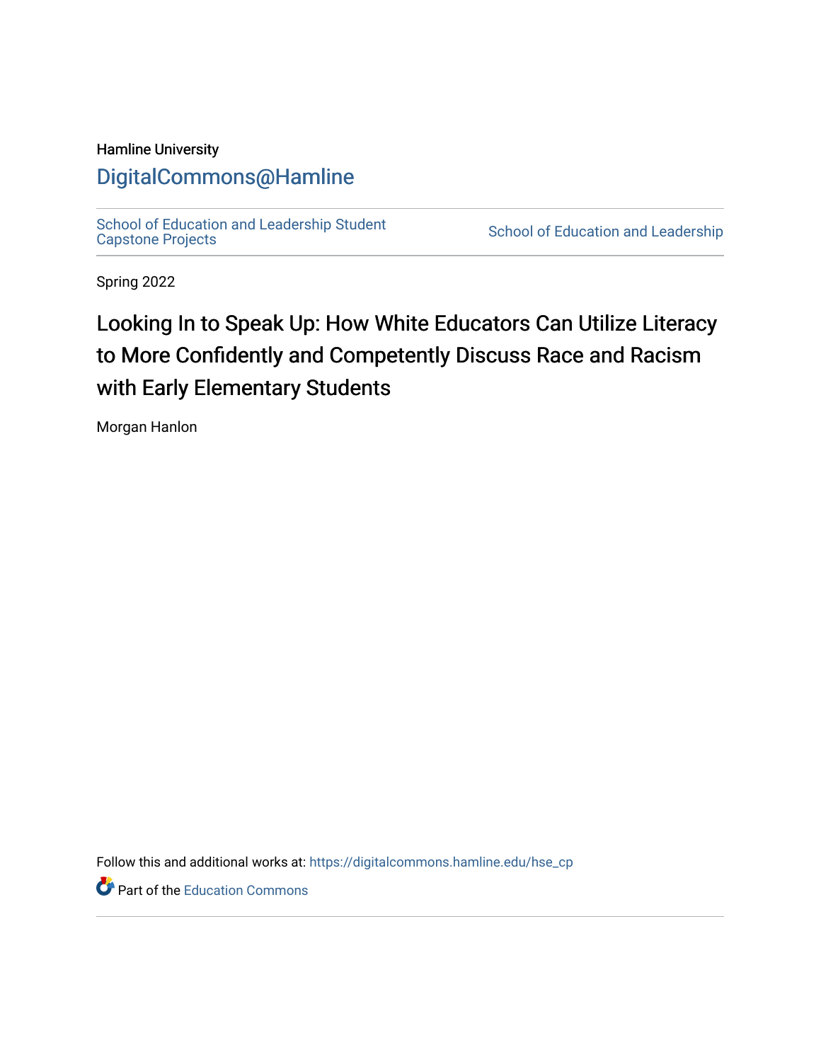Hamline University

# DigitalCommons@Hamline

School of Education and Leadership Student Capstone Projects | School of Education and Leadership

Spring 2022

# Looking In to Speak Up: How White Educators Can Utilize Literacy to More Confidently and Competently Discuss Race and Racism with Early Elementary Students

Morgan Hanlon

Follow this and additional works at: https://digitalcommons.hamline.edu/hse_cp

Part of the Education Commons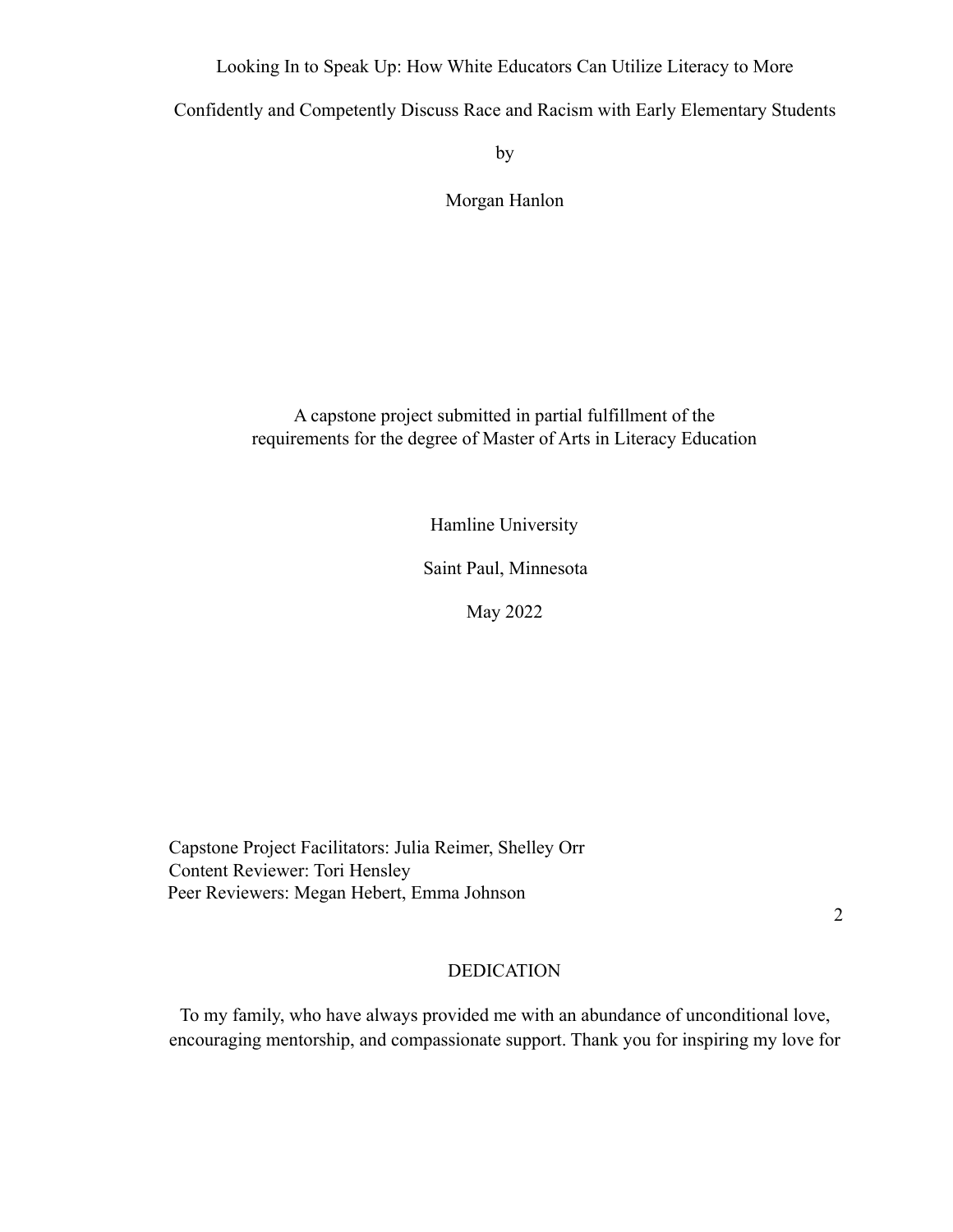Looking In to Speak Up: How White Educators Can Utilize Literacy to More Confidently and Competently Discuss Race and Racism with Early Elementary Students

by

Morgan Hanlon

A capstone project submitted in partial fulfillment of the requirements for the degree of Master of Arts in Literacy Education

Hamline University

Saint Paul, Minnesota

May 2022

Capstone Project Facilitators: Julia Reimer, Shelley Orr
Content Reviewer: Tori Hensley
Peer Reviewers: Megan Hebert, Emma Johnson

## DEDICATION

To my family, who have always provided me with an abundance of unconditional love, encouraging mentorship, and compassionate support. Thank you for inspiring my love for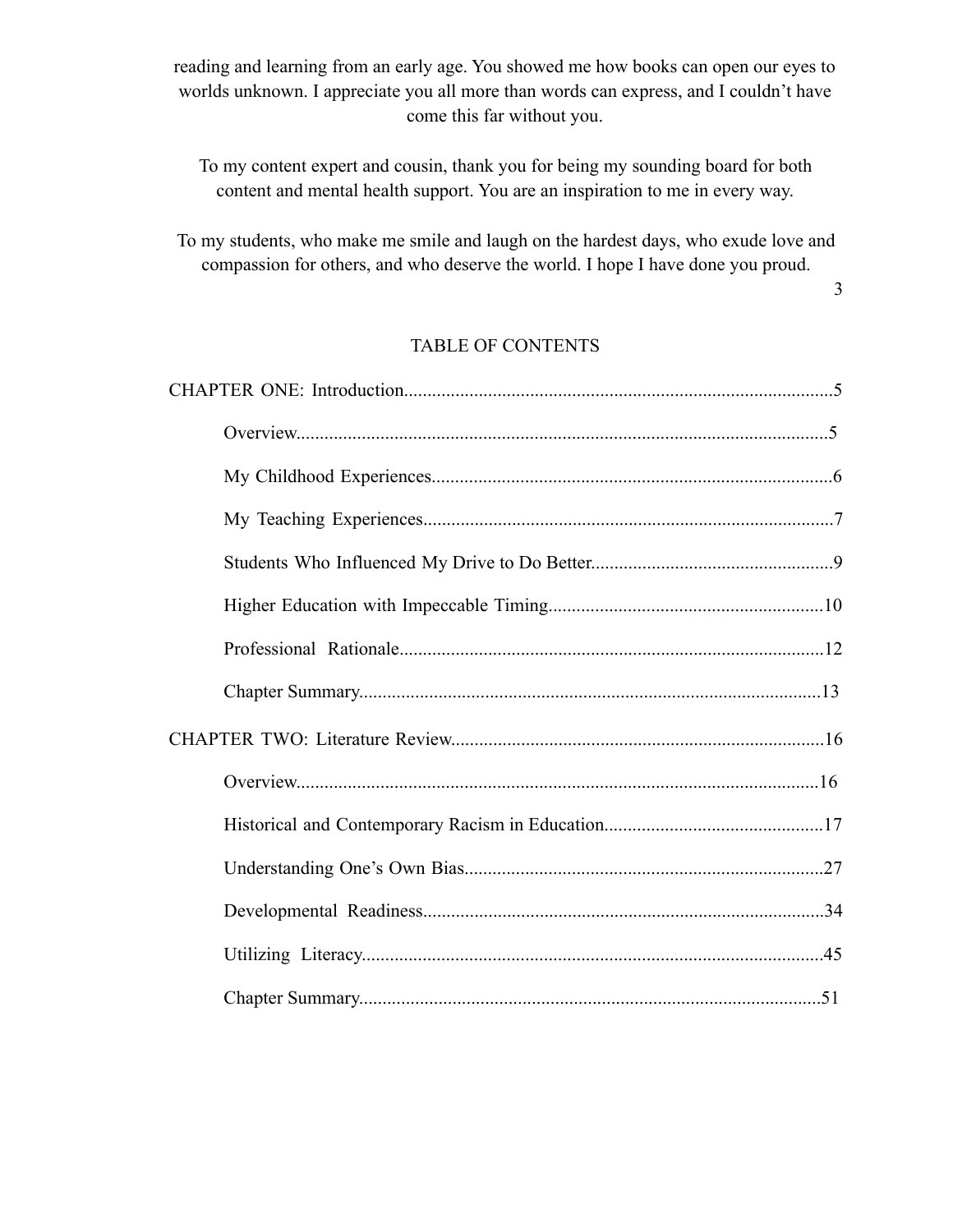reading and learning from an early age. You showed me how books can open our eyes to worlds unknown. I appreciate you all more than words can express, and I couldn't have come this far without you.

To my content expert and cousin, thank you for being my sounding board for both content and mental health support. You are an inspiration to me in every way.

To my students, who make me smile and laugh on the hardest days, who exude love and compassion for others, and who deserve the world. I hope I have done you proud.

## TABLE OF CONTENTS

CHAPTER ONE: Introduction....................................................................................5

- Overview..........................................................................................................5
- My Childhood Experiences...............................................................................6
- My Teaching Experiences.................................................................................7
- Students Who Influenced My Drive to Do Better..............................................9
- Higher Education with Impeccable Timing.......................................................10
- Professional Rationale....................................................................................12
- Chapter Summary...........................................................................................13

CHAPTER TWO: Literature Review.......................................................................16

- Overview........................................................................................................16
- Historical and Contemporary Racism in Education..........................................17
- Understanding One's Own Bias.......................................................................27
- Developmental Readiness...............................................................................34
- Utilizing Literacy............................................................................................45
- Chapter Summary...........................................................................................51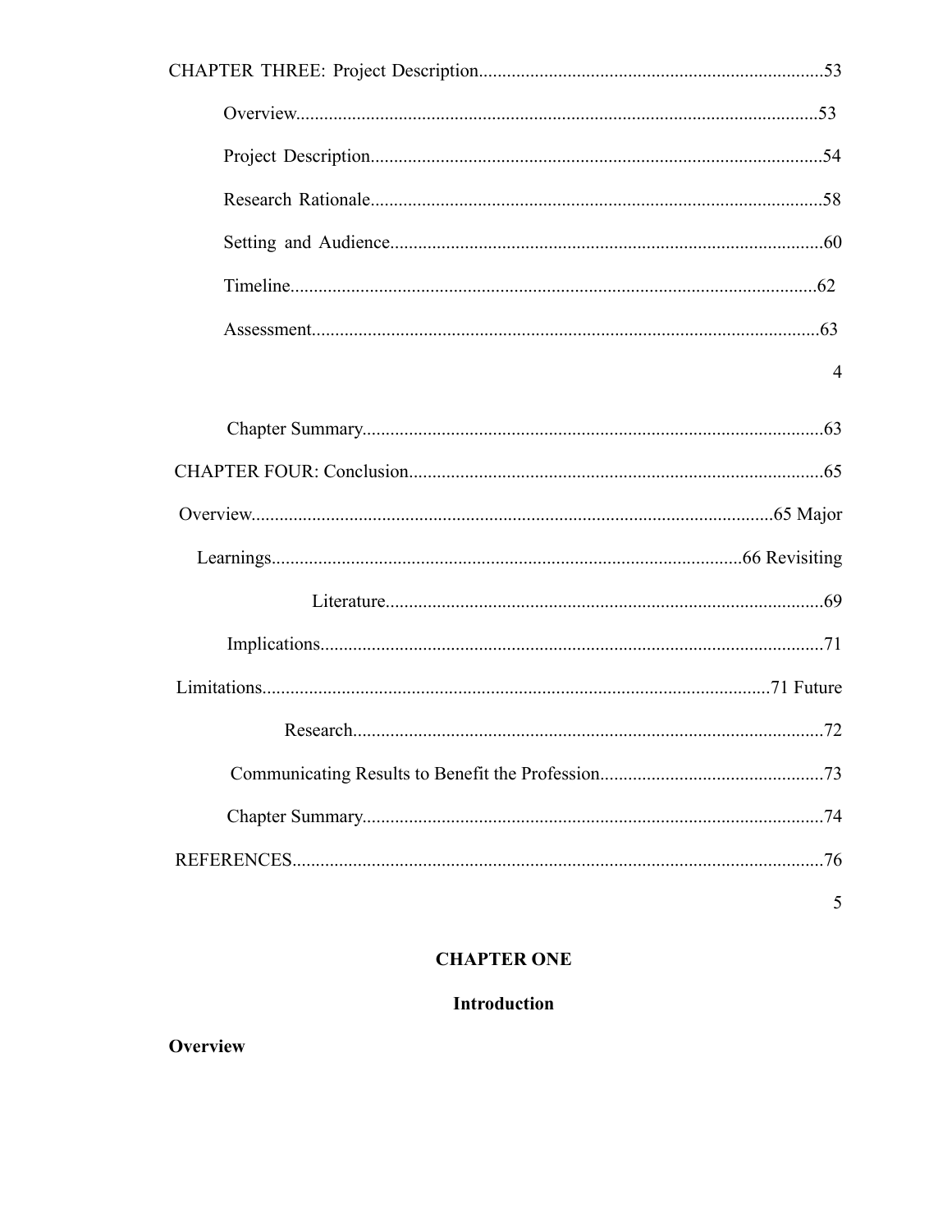CHAPTER THREE: Project Description.........................................................................53

Overview...............................................................................................................53

Project Description................................................................................................54

Research Rationale................................................................................................58

Setting and Audience............................................................................................60

Timeline................................................................................................................62

Assessment............................................................................................................63

Chapter Summary..................................................................................................63

CHAPTER FOUR: Conclusion........................................................................................65

Overview..............................................................................................................65

Major Learnings....................................................................................................66

Revisiting Literature.............................................................................................69

Implications...........................................................................................................71

Limitations............................................................................................................71

Future Research....................................................................................................72

Communicating Results to Benefit the Profession................................................73

Chapter Summary..................................................................................................74

REFERENCES.................................................................................................................76

# CHAPTER ONE

## Introduction

### Overview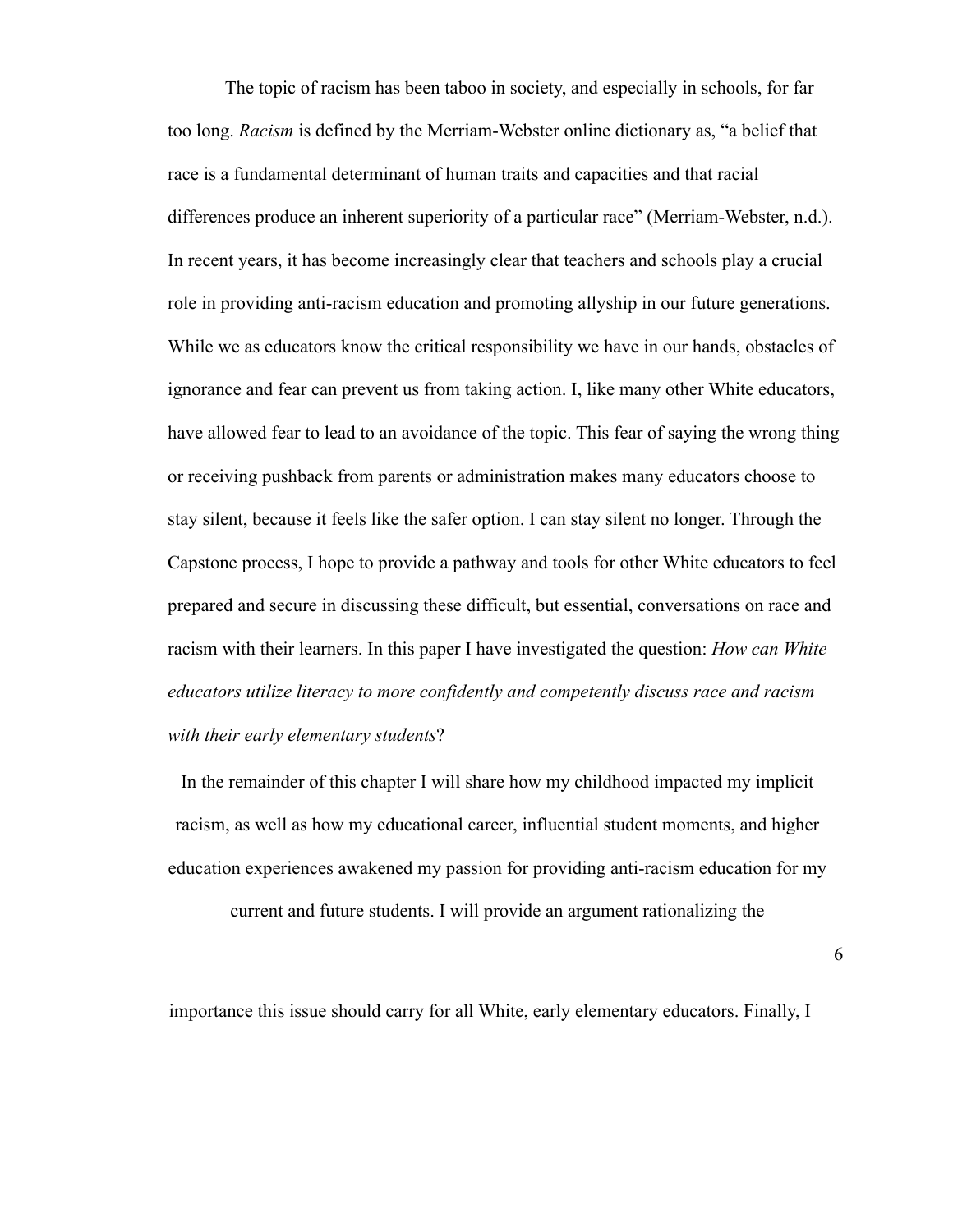The topic of racism has been taboo in society, and especially in schools, for far too long. *Racism* is defined by the Merriam-Webster online dictionary as, "a belief that race is a fundamental determinant of human traits and capacities and that racial differences produce an inherent superiority of a particular race" (Merriam-Webster, n.d.). In recent years, it has become increasingly clear that teachers and schools play a crucial role in providing anti-racism education and promoting allyship in our future generations. While we as educators know the critical responsibility we have in our hands, obstacles of ignorance and fear can prevent us from taking action. I, like many other White educators, have allowed fear to lead to an avoidance of the topic. This fear of saying the wrong thing or receiving pushback from parents or administration makes many educators choose to stay silent, because it feels like the safer option. I can stay silent no longer. Through the Capstone process, I hope to provide a pathway and tools for other White educators to feel prepared and secure in discussing these difficult, but essential, conversations on race and racism with their learners. In this paper I have investigated the question: *How can White educators utilize literacy to more confidently and competently discuss race and racism with their early elementary students*?

In the remainder of this chapter I will share how my childhood impacted my implicit racism, as well as how my educational career, influential student moments, and higher education experiences awakened my passion for providing anti-racism education for my current and future students. I will provide an argument rationalizing the importance this issue should carry for all White, early elementary educators. Finally, I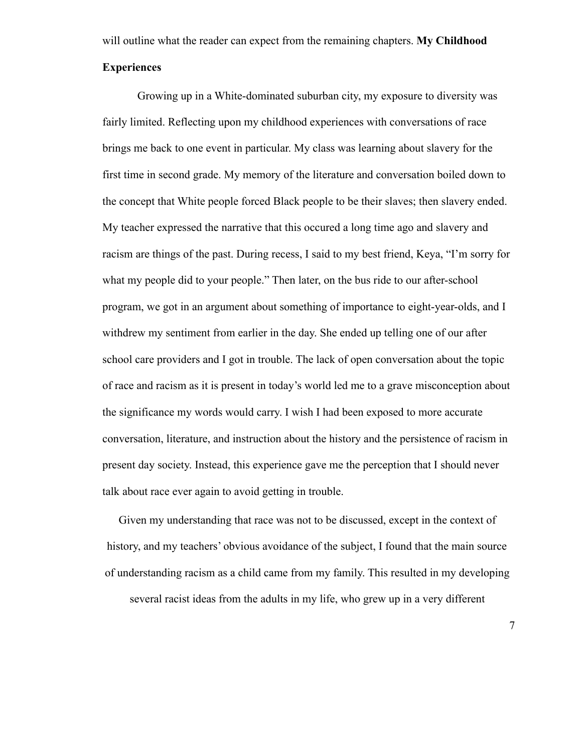will outline what the reader can expect from the remaining chapters.

## My Childhood Experiences

Growing up in a White-dominated suburban city, my exposure to diversity was fairly limited. Reflecting upon my childhood experiences with conversations of race brings me back to one event in particular. My class was learning about slavery for the first time in second grade. My memory of the literature and conversation boiled down to the concept that White people forced Black people to be their slaves; then slavery ended. My teacher expressed the narrative that this occured a long time ago and slavery and racism are things of the past. During recess, I said to my best friend, Keya, "I'm sorry for what my people did to your people." Then later, on the bus ride to our after-school program, we got in an argument about something of importance to eight-year-olds, and I withdrew my sentiment from earlier in the day. She ended up telling one of our after school care providers and I got in trouble. The lack of open conversation about the topic of race and racism as it is present in today's world led me to a grave misconception about the significance my words would carry. I wish I had been exposed to more accurate conversation, literature, and instruction about the history and the persistence of racism in present day society. Instead, this experience gave me the perception that I should never talk about race ever again to avoid getting in trouble.

Given my understanding that race was not to be discussed, except in the context of history, and my teachers' obvious avoidance of the subject, I found that the main source of understanding racism as a child came from my family. This resulted in my developing several racist ideas from the adults in my life, who grew up in a very different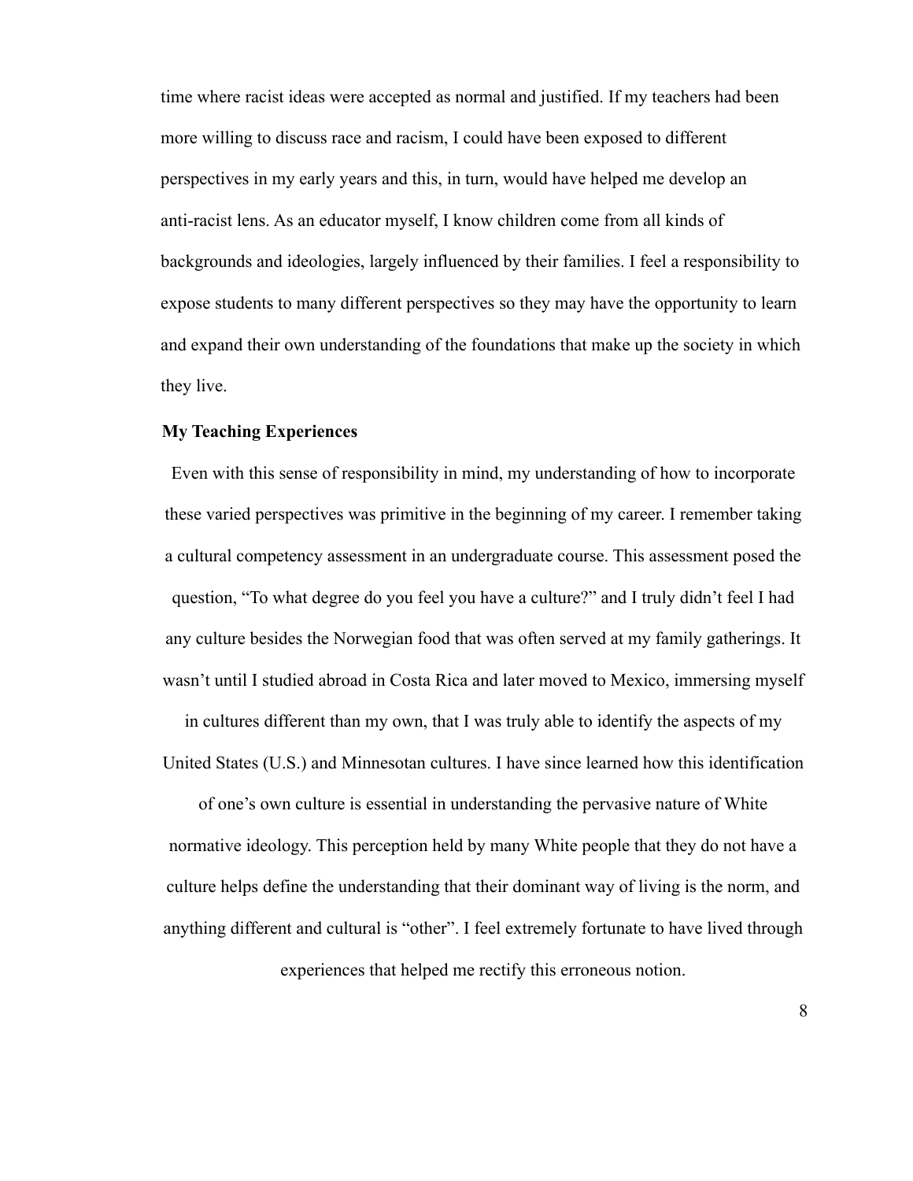time where racist ideas were accepted as normal and justified. If my teachers had been more willing to discuss race and racism, I could have been exposed to different perspectives in my early years and this, in turn, would have helped me develop an anti-racist lens. As an educator myself, I know children come from all kinds of backgrounds and ideologies, largely influenced by their families. I feel a responsibility to expose students to many different perspectives so they may have the opportunity to learn and expand their own understanding of the foundations that make up the society in which they live.

**My Teaching Experiences**

Even with this sense of responsibility in mind, my understanding of how to incorporate these varied perspectives was primitive in the beginning of my career. I remember taking a cultural competency assessment in an undergraduate course. This assessment posed the question, "To what degree do you feel you have a culture?" and I truly didn't feel I had any culture besides the Norwegian food that was often served at my family gatherings. It wasn't until I studied abroad in Costa Rica and later moved to Mexico, immersing myself in cultures different than my own, that I was truly able to identify the aspects of my United States (U.S.) and Minnesotan cultures. I have since learned how this identification of one's own culture is essential in understanding the pervasive nature of White normative ideology. This perception held by many White people that they do not have a culture helps define the understanding that their dominant way of living is the norm, and anything different and cultural is "other". I feel extremely fortunate to have lived through experiences that helped me rectify this erroneous notion.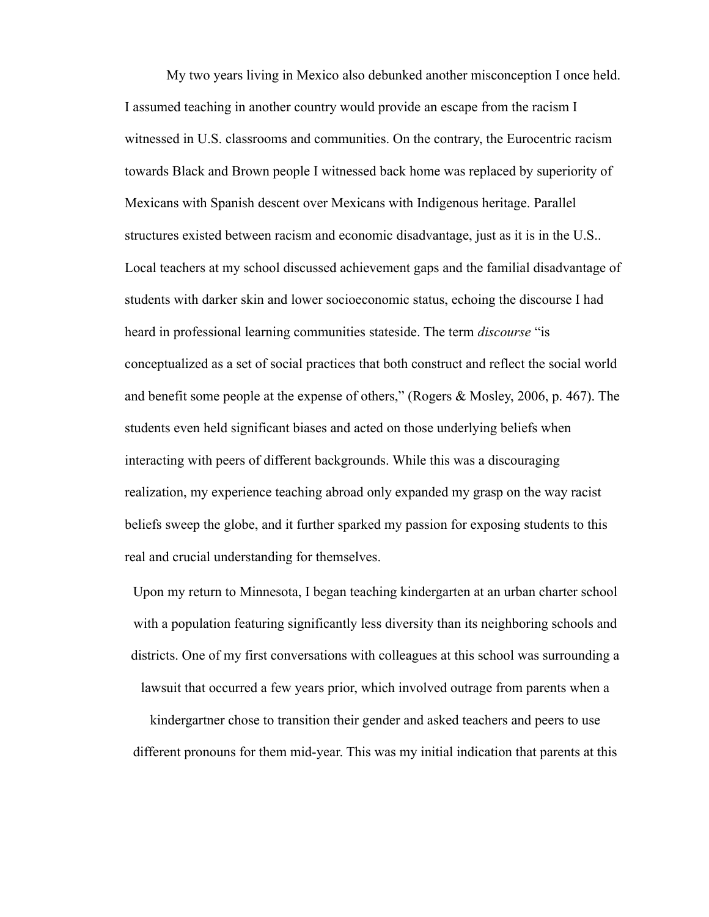My two years living in Mexico also debunked another misconception I once held. I assumed teaching in another country would provide an escape from the racism I witnessed in U.S. classrooms and communities. On the contrary, the Eurocentric racism towards Black and Brown people I witnessed back home was replaced by superiority of Mexicans with Spanish descent over Mexicans with Indigenous heritage. Parallel structures existed between racism and economic disadvantage, just as it is in the U.S.. Local teachers at my school discussed achievement gaps and the familial disadvantage of students with darker skin and lower socioeconomic status, echoing the discourse I had heard in professional learning communities stateside. The term *discourse* "is conceptualized as a set of social practices that both construct and reflect the social world and benefit some people at the expense of others," (Rogers & Mosley, 2006, p. 467). The students even held significant biases and acted on those underlying beliefs when interacting with peers of different backgrounds. While this was a discouraging realization, my experience teaching abroad only expanded my grasp on the way racist beliefs sweep the globe, and it further sparked my passion for exposing students to this real and crucial understanding for themselves.

Upon my return to Minnesota, I began teaching kindergarten at an urban charter school with a population featuring significantly less diversity than its neighboring schools and districts. One of my first conversations with colleagues at this school was surrounding a lawsuit that occurred a few years prior, which involved outrage from parents when a kindergartner chose to transition their gender and asked teachers and peers to use different pronouns for them mid-year. This was my initial indication that parents at this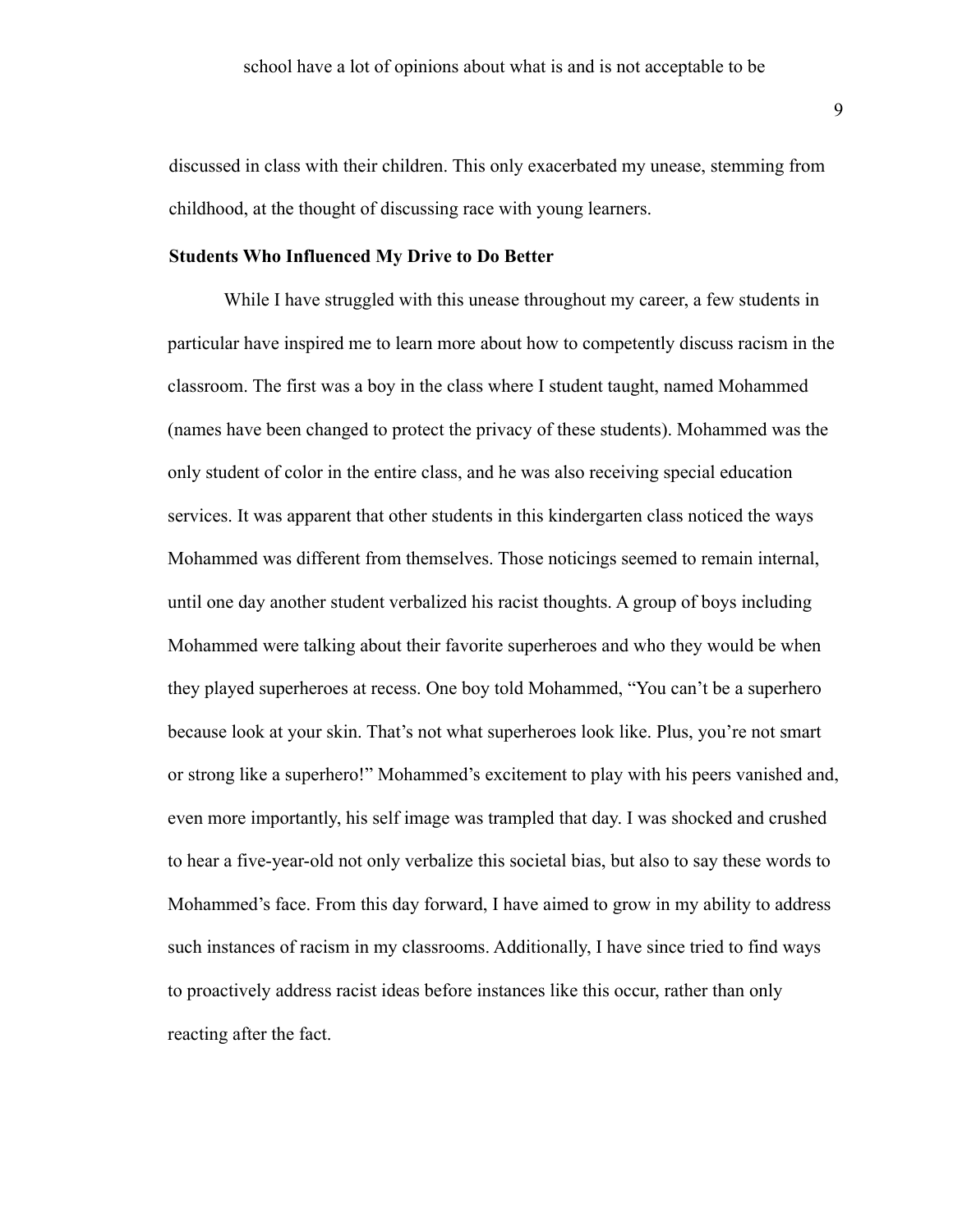school have a lot of opinions about what is and is not acceptable to be discussed in class with their children. This only exacerbated my unease, stemming from childhood, at the thought of discussing race with young learners.

**Students Who Influenced My Drive to Do Better**

While I have struggled with this unease throughout my career, a few students in particular have inspired me to learn more about how to competently discuss racism in the classroom. The first was a boy in the class where I student taught, named Mohammed (names have been changed to protect the privacy of these students). Mohammed was the only student of color in the entire class, and he was also receiving special education services. It was apparent that other students in this kindergarten class noticed the ways Mohammed was different from themselves. Those noticings seemed to remain internal, until one day another student verbalized his racist thoughts. A group of boys including Mohammed were talking about their favorite superheroes and who they would be when they played superheroes at recess. One boy told Mohammed, "You can't be a superhero because look at your skin. That's not what superheroes look like. Plus, you're not smart or strong like a superhero!" Mohammed's excitement to play with his peers vanished and, even more importantly, his self image was trampled that day. I was shocked and crushed to hear a five-year-old not only verbalize this societal bias, but also to say these words to Mohammed's face. From this day forward, I have aimed to grow in my ability to address such instances of racism in my classrooms. Additionally, I have since tried to find ways to proactively address racist ideas before instances like this occur, rather than only reacting after the fact.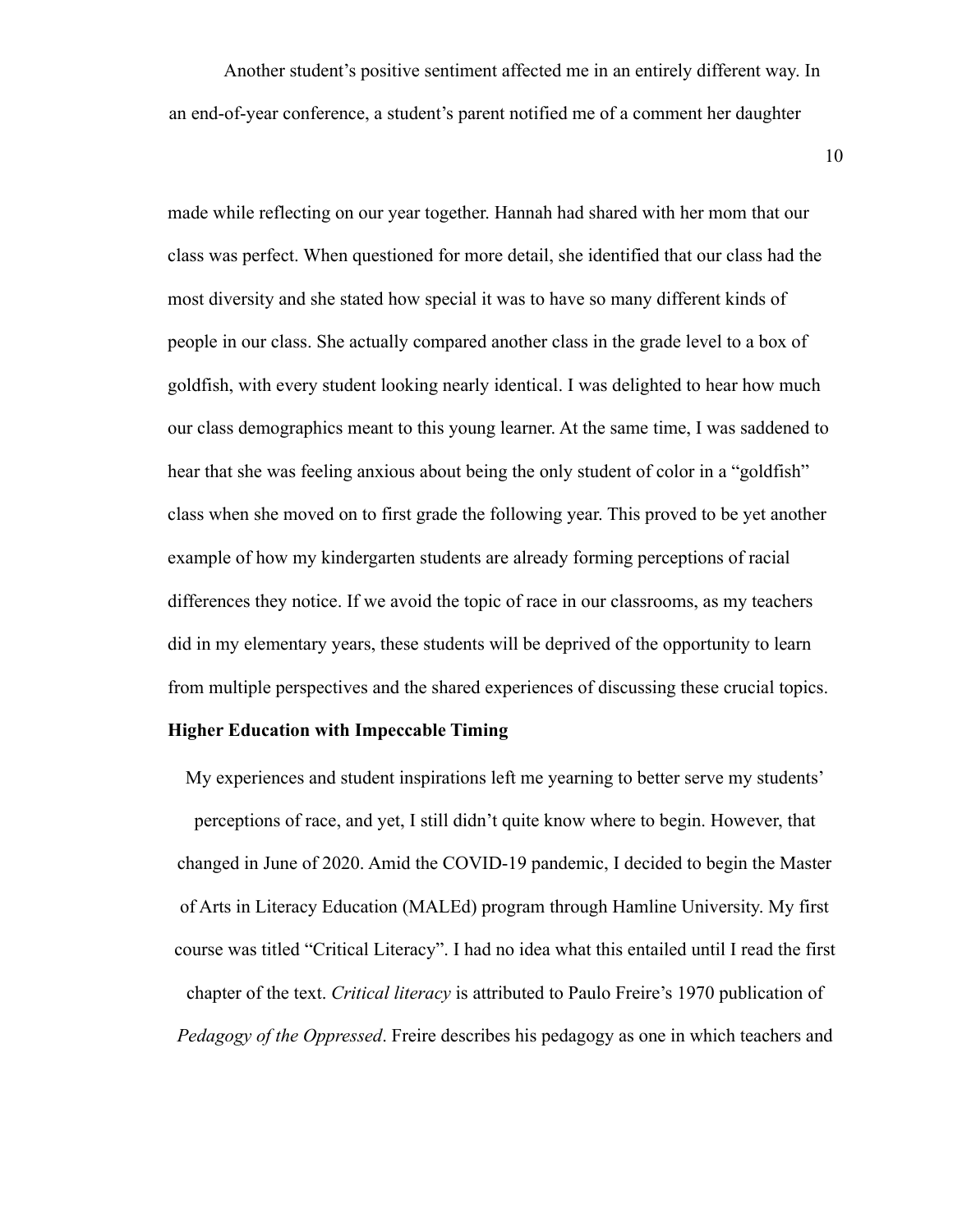Another student's positive sentiment affected me in an entirely different way. In an end-of-year conference, a student's parent notified me of a comment her daughter made while reflecting on our year together. Hannah had shared with her mom that our class was perfect. When questioned for more detail, she identified that our class had the most diversity and she stated how special it was to have so many different kinds of people in our class. She actually compared another class in the grade level to a box of goldfish, with every student looking nearly identical. I was delighted to hear how much our class demographics meant to this young learner. At the same time, I was saddened to hear that she was feeling anxious about being the only student of color in a "goldfish" class when she moved on to first grade the following year. This proved to be yet another example of how my kindergarten students are already forming perceptions of racial differences they notice. If we avoid the topic of race in our classrooms, as my teachers did in my elementary years, these students will be deprived of the opportunity to learn from multiple perspectives and the shared experiences of discussing these crucial topics.

**Higher Education with Impeccable Timing**

My experiences and student inspirations left me yearning to better serve my students' perceptions of race, and yet, I still didn't quite know where to begin. However, that changed in June of 2020. Amid the COVID-19 pandemic, I decided to begin the Master of Arts in Literacy Education (MALEd) program through Hamline University. My first course was titled "Critical Literacy". I had no idea what this entailed until I read the first chapter of the text. *Critical literacy* is attributed to Paulo Freire's 1970 publication of *Pedagogy of the Oppressed*. Freire describes his pedagogy as one in which teachers and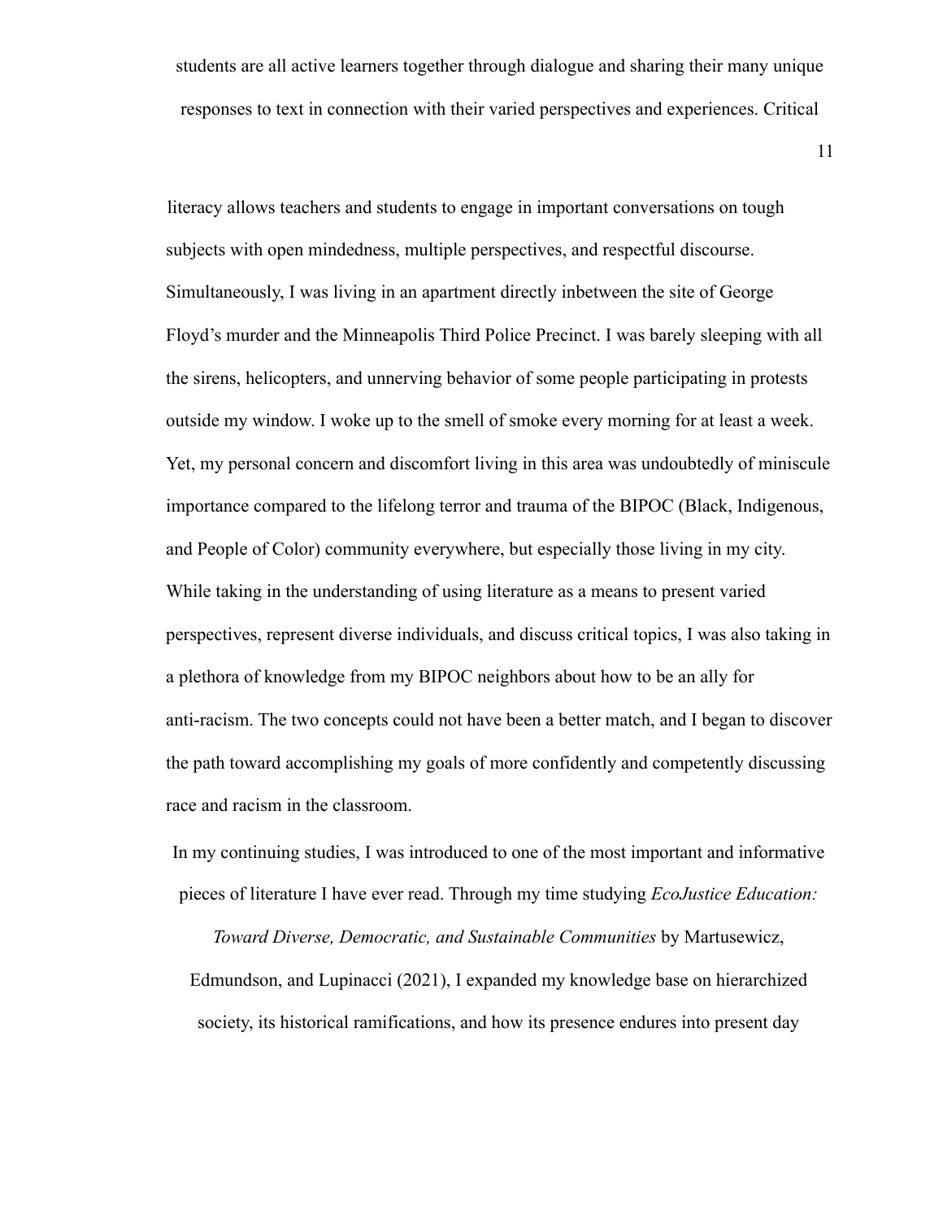students are all active learners together through dialogue and sharing their many unique responses to text in connection with their varied perspectives and experiences. Critical literacy allows teachers and students to engage in important conversations on tough subjects with open mindedness, multiple perspectives, and respectful discourse. Simultaneously, I was living in an apartment directly inbetween the site of George Floyd's murder and the Minneapolis Third Police Precinct. I was barely sleeping with all the sirens, helicopters, and unnerving behavior of some people participating in protests outside my window. I woke up to the smell of smoke every morning for at least a week. Yet, my personal concern and discomfort living in this area was undoubtedly of miniscule importance compared to the lifelong terror and trauma of the BIPOC (Black, Indigenous, and People of Color) community everywhere, but especially those living in my city. While taking in the understanding of using literature as a means to present varied perspectives, represent diverse individuals, and discuss critical topics, I was also taking in a plethora of knowledge from my BIPOC neighbors about how to be an ally for anti-racism. The two concepts could not have been a better match, and I began to discover the path toward accomplishing my goals of more confidently and competently discussing race and racism in the classroom.

In my continuing studies, I was introduced to one of the most important and informative pieces of literature I have ever read. Through my time studying *EcoJustice Education: Toward Diverse, Democratic, and Sustainable Communities* by Martusewicz, Edmundson, and Lupinacci (2021), I expanded my knowledge base on hierarchized society, its historical ramifications, and how its presence endures into present day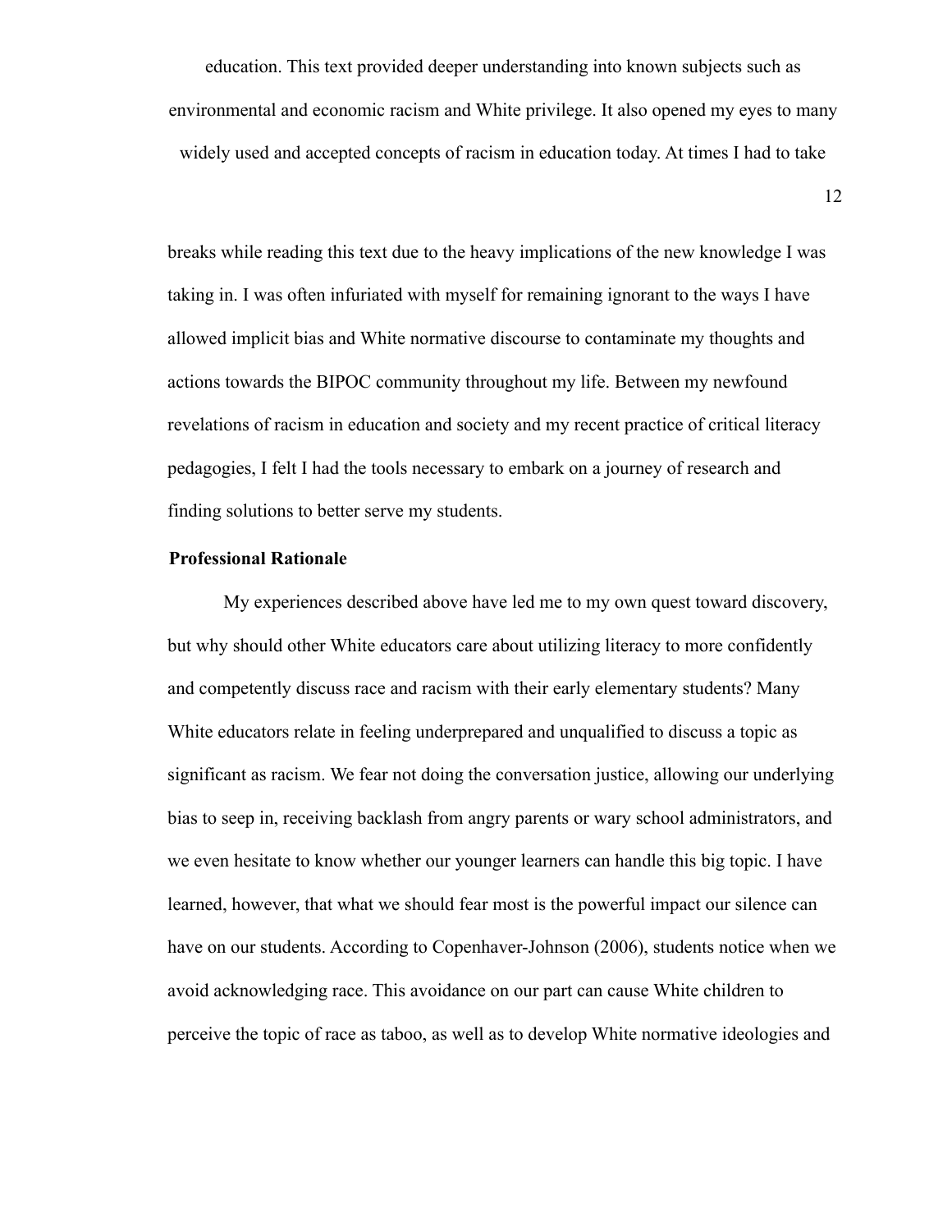education. This text provided deeper understanding into known subjects such as environmental and economic racism and White privilege. It also opened my eyes to many widely used and accepted concepts of racism in education today. At times I had to take breaks while reading this text due to the heavy implications of the new knowledge I was taking in. I was often infuriated with myself for remaining ignorant to the ways I have allowed implicit bias and White normative discourse to contaminate my thoughts and actions towards the BIPOC community throughout my life. Between my newfound revelations of racism in education and society and my recent practice of critical literacy pedagogies, I felt I had the tools necessary to embark on a journey of research and finding solutions to better serve my students.

**Professional Rationale**

My experiences described above have led me to my own quest toward discovery, but why should other White educators care about utilizing literacy to more confidently and competently discuss race and racism with their early elementary students? Many White educators relate in feeling underprepared and unqualified to discuss a topic as significant as racism. We fear not doing the conversation justice, allowing our underlying bias to seep in, receiving backlash from angry parents or wary school administrators, and we even hesitate to know whether our younger learners can handle this big topic. I have learned, however, that what we should fear most is the powerful impact our silence can have on our students. According to Copenhaver-Johnson (2006), students notice when we avoid acknowledging race. This avoidance on our part can cause White children to perceive the topic of race as taboo, as well as to develop White normative ideologies and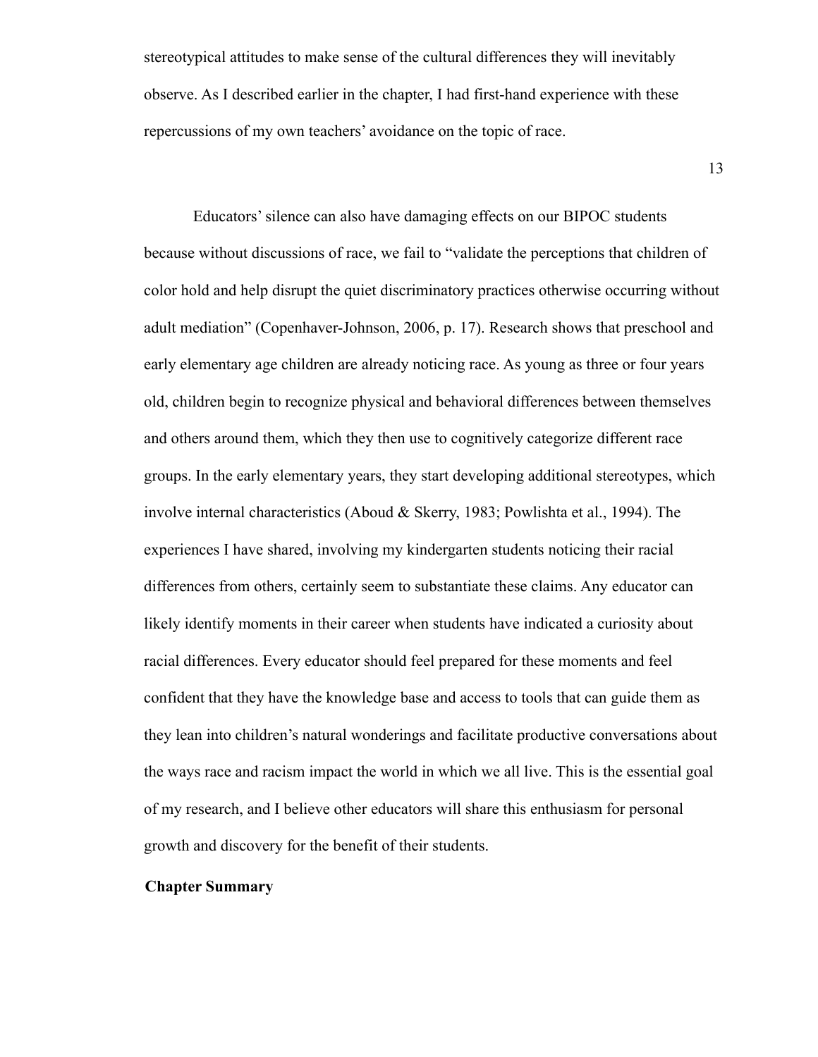stereotypical attitudes to make sense of the cultural differences they will inevitably observe. As I described earlier in the chapter, I had first-hand experience with these repercussions of my own teachers' avoidance on the topic of race.

Educators' silence can also have damaging effects on our BIPOC students because without discussions of race, we fail to "validate the perceptions that children of color hold and help disrupt the quiet discriminatory practices otherwise occurring without adult mediation" (Copenhaver-Johnson, 2006, p. 17). Research shows that preschool and early elementary age children are already noticing race. As young as three or four years old, children begin to recognize physical and behavioral differences between themselves and others around them, which they then use to cognitively categorize different race groups. In the early elementary years, they start developing additional stereotypes, which involve internal characteristics (Aboud & Skerry, 1983; Powlishta et al., 1994). The experiences I have shared, involving my kindergarten students noticing their racial differences from others, certainly seem to substantiate these claims. Any educator can likely identify moments in their career when students have indicated a curiosity about racial differences. Every educator should feel prepared for these moments and feel confident that they have the knowledge base and access to tools that can guide them as they lean into children's natural wonderings and facilitate productive conversations about the ways race and racism impact the world in which we all live. This is the essential goal of my research, and I believe other educators will share this enthusiasm for personal growth and discovery for the benefit of their students.

## Chapter Summary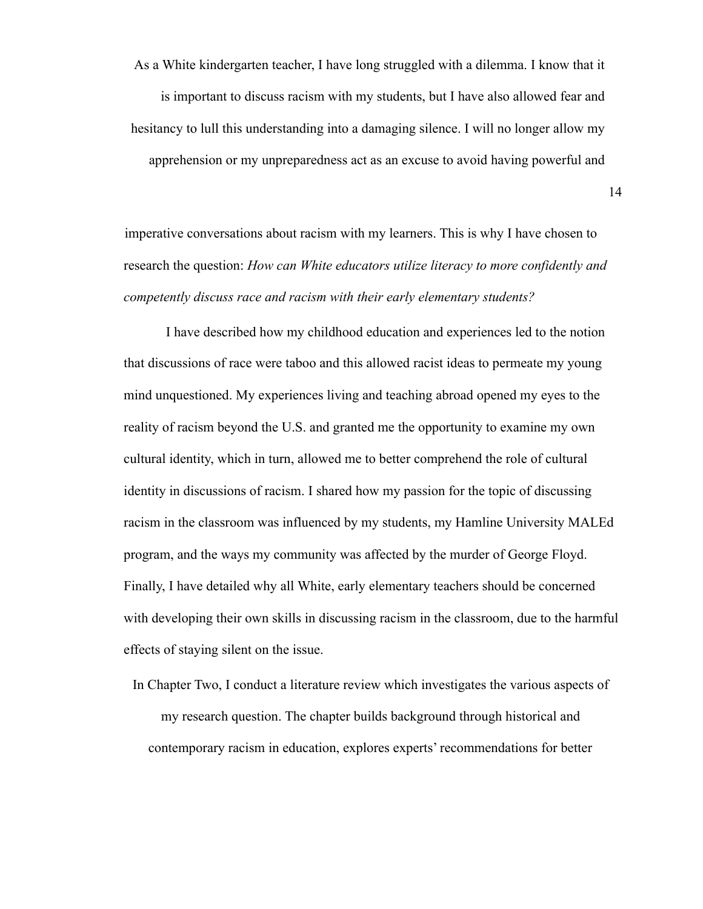As a White kindergarten teacher, I have long struggled with a dilemma. I know that it is important to discuss racism with my students, but I have also allowed fear and hesitancy to lull this understanding into a damaging silence. I will no longer allow my apprehension or my unpreparedness act as an excuse to avoid having powerful and imperative conversations about racism with my learners. This is why I have chosen to research the question: *How can White educators utilize literacy to more confidently and competently discuss race and racism with their early elementary students?*

I have described how my childhood education and experiences led to the notion that discussions of race were taboo and this allowed racist ideas to permeate my young mind unquestioned. My experiences living and teaching abroad opened my eyes to the reality of racism beyond the U.S. and granted me the opportunity to examine my own cultural identity, which in turn, allowed me to better comprehend the role of cultural identity in discussions of racism. I shared how my passion for the topic of discussing racism in the classroom was influenced by my students, my Hamline University MALEd program, and the ways my community was affected by the murder of George Floyd. Finally, I have detailed why all White, early elementary teachers should be concerned with developing their own skills in discussing racism in the classroom, due to the harmful effects of staying silent on the issue.

In Chapter Two, I conduct a literature review which investigates the various aspects of my research question. The chapter builds background through historical and contemporary racism in education, explores experts' recommendations for better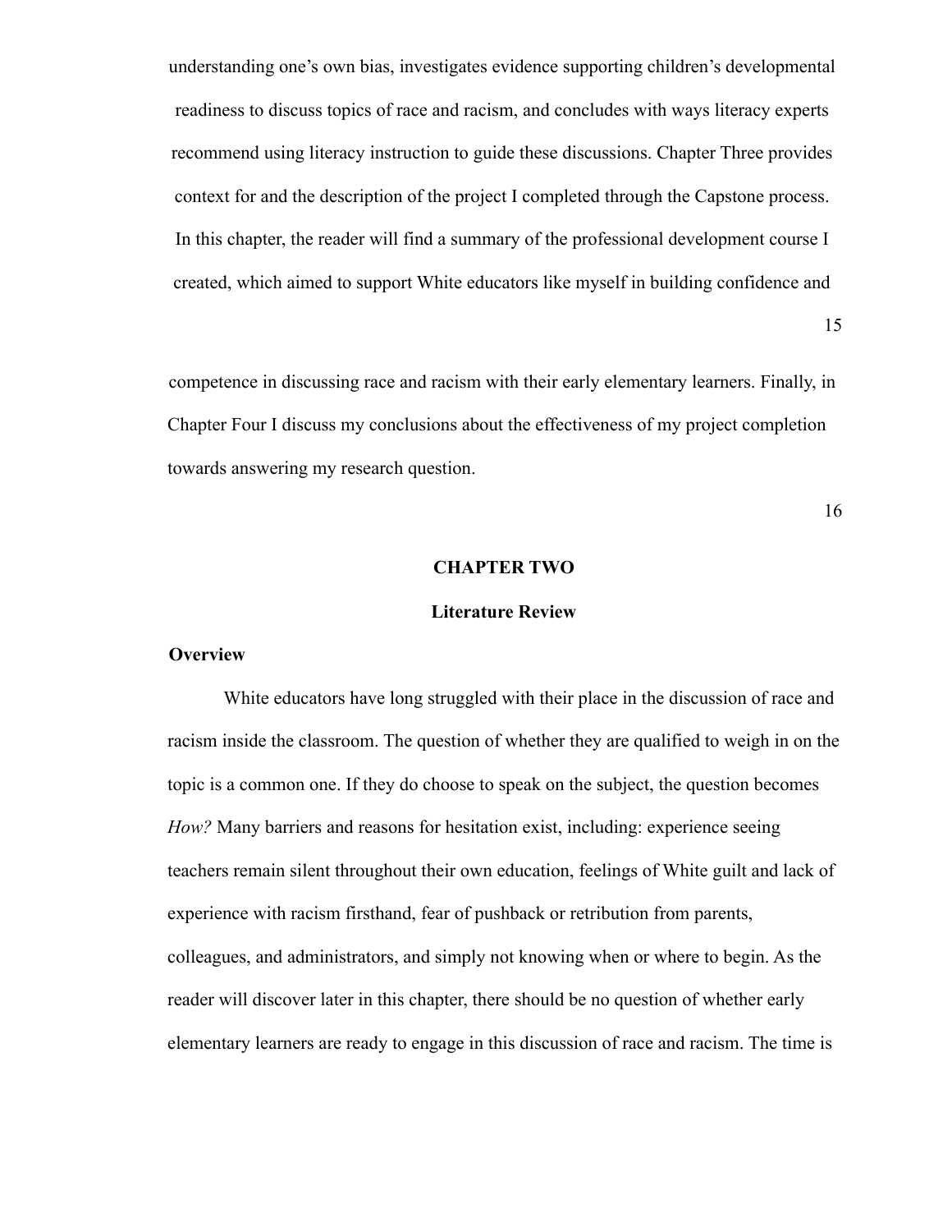understanding one's own bias, investigates evidence supporting children's developmental readiness to discuss topics of race and racism, and concludes with ways literacy experts recommend using literacy instruction to guide these discussions. Chapter Three provides context for and the description of the project I completed through the Capstone process. In this chapter, the reader will find a summary of the professional development course I created, which aimed to support White educators like myself in building confidence and competence in discussing race and racism with their early elementary learners. Finally, in Chapter Four I discuss my conclusions about the effectiveness of my project completion towards answering my research question.

# CHAPTER TWO

## Literature Review

### Overview

White educators have long struggled with their place in the discussion of race and racism inside the classroom. The question of whether they are qualified to weigh in on the topic is a common one. If they do choose to speak on the subject, the question becomes *How?* Many barriers and reasons for hesitation exist, including: experience seeing teachers remain silent throughout their own education, feelings of White guilt and lack of experience with racism firsthand, fear of pushback or retribution from parents, colleagues, and administrators, and simply not knowing when or where to begin. As the reader will discover later in this chapter, there should be no question of whether early elementary learners are ready to engage in this discussion of race and racism. The time is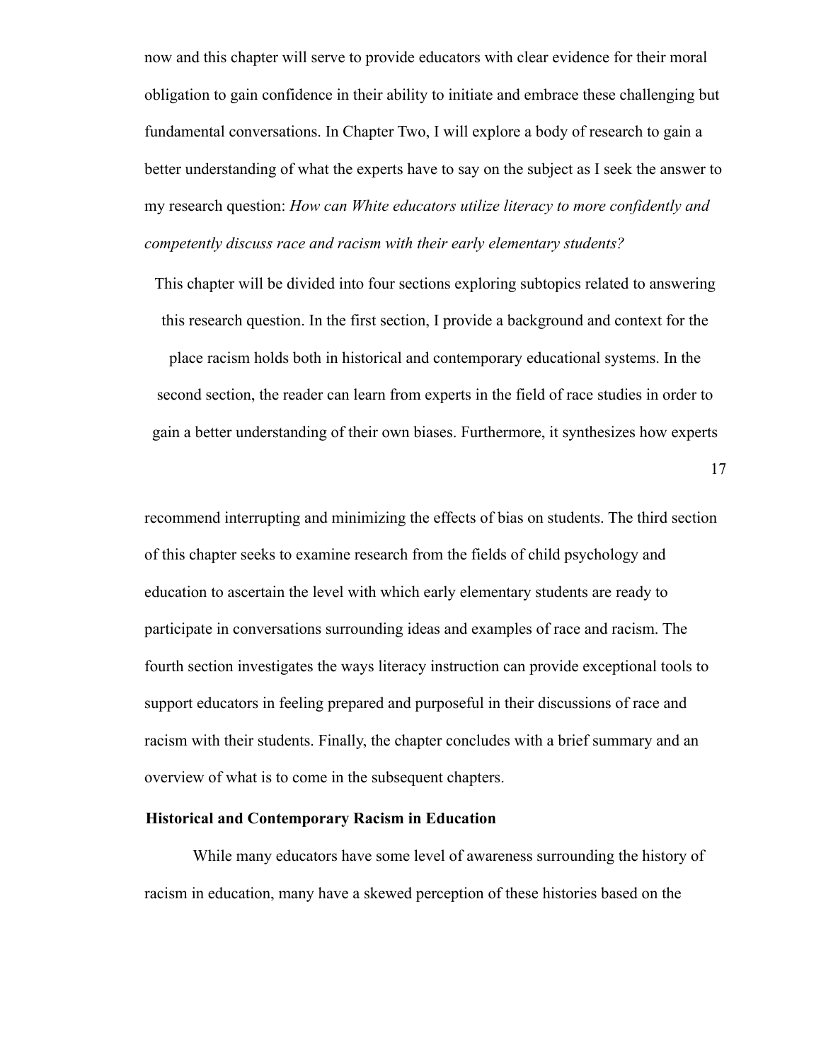now and this chapter will serve to provide educators with clear evidence for their moral obligation to gain confidence in their ability to initiate and embrace these challenging but fundamental conversations. In Chapter Two, I will explore a body of research to gain a better understanding of what the experts have to say on the subject as I seek the answer to my research question: *How can White educators utilize literacy to more confidently and competently discuss race and racism with their early elementary students?*

This chapter will be divided into four sections exploring subtopics related to answering this research question. In the first section, I provide a background and context for the place racism holds both in historical and contemporary educational systems. In the second section, the reader can learn from experts in the field of race studies in order to gain a better understanding of their own biases. Furthermore, it synthesizes how experts recommend interrupting and minimizing the effects of bias on students. The third section of this chapter seeks to examine research from the fields of child psychology and education to ascertain the level with which early elementary students are ready to participate in conversations surrounding ideas and examples of race and racism. The fourth section investigates the ways literacy instruction can provide exceptional tools to support educators in feeling prepared and purposeful in their discussions of race and racism with their students. Finally, the chapter concludes with a brief summary and an overview of what is to come in the subsequent chapters.

## Historical and Contemporary Racism in Education

While many educators have some level of awareness surrounding the history of racism in education, many have a skewed perception of these histories based on the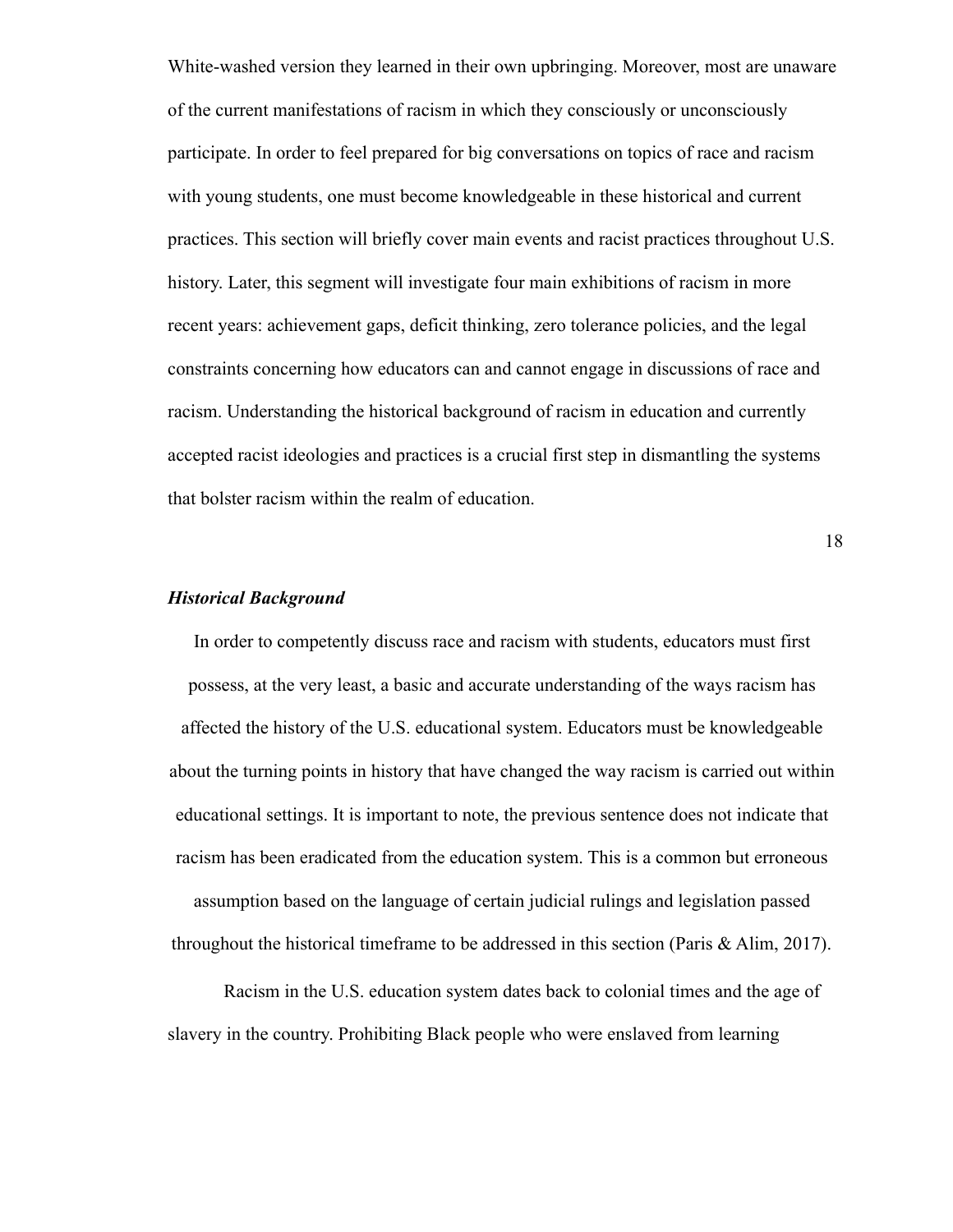White-washed version they learned in their own upbringing. Moreover, most are unaware of the current manifestations of racism in which they consciously or unconsciously participate. In order to feel prepared for big conversations on topics of race and racism with young students, one must become knowledgeable in these historical and current practices. This section will briefly cover main events and racist practices throughout U.S. history. Later, this segment will investigate four main exhibitions of racism in more recent years: achievement gaps, deficit thinking, zero tolerance policies, and the legal constraints concerning how educators can and cannot engage in discussions of race and racism. Understanding the historical background of racism in education and currently accepted racist ideologies and practices is a crucial first step in dismantling the systems that bolster racism within the realm of education.

### *Historical Background*

In order to competently discuss race and racism with students, educators must first possess, at the very least, a basic and accurate understanding of the ways racism has affected the history of the U.S. educational system. Educators must be knowledgeable about the turning points in history that have changed the way racism is carried out within educational settings. It is important to note, the previous sentence does not indicate that racism has been eradicated from the education system. This is a common but erroneous assumption based on the language of certain judicial rulings and legislation passed throughout the historical timeframe to be addressed in this section (Paris & Alim, 2017).

Racism in the U.S. education system dates back to colonial times and the age of slavery in the country. Prohibiting Black people who were enslaved from learning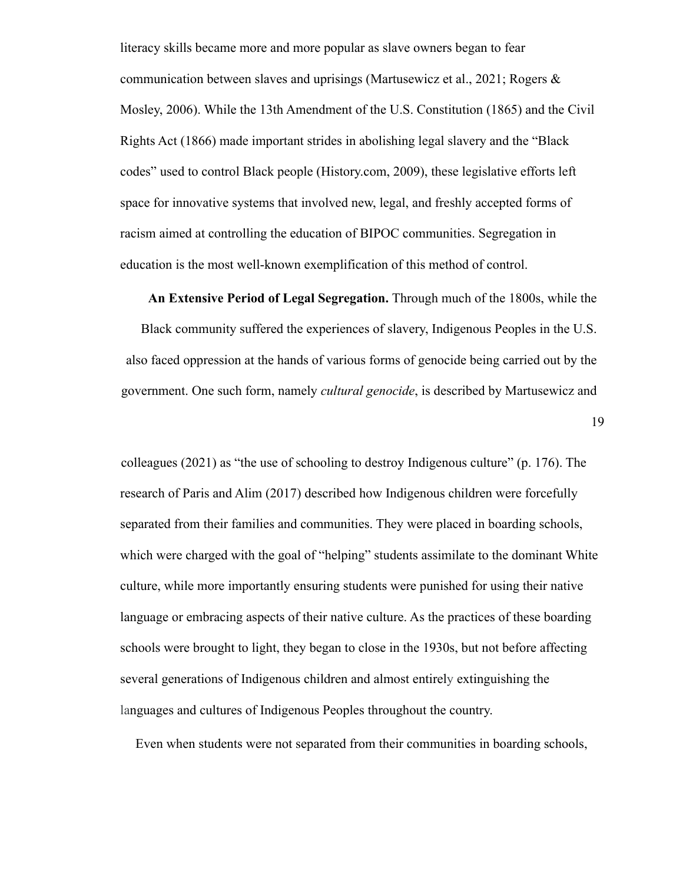literacy skills became more and more popular as slave owners began to fear communication between slaves and uprisings (Martusewicz et al., 2021; Rogers & Mosley, 2006). While the 13th Amendment of the U.S. Constitution (1865) and the Civil Rights Act (1866) made important strides in abolishing legal slavery and the "Black codes" used to control Black people (History.com, 2009), these legislative efforts left space for innovative systems that involved new, legal, and freshly accepted forms of racism aimed at controlling the education of BIPOC communities. Segregation in education is the most well-known exemplification of this method of control.

**An Extensive Period of Legal Segregation.** Through much of the 1800s, while the Black community suffered the experiences of slavery, Indigenous Peoples in the U.S. also faced oppression at the hands of various forms of genocide being carried out by the government. One such form, namely *cultural genocide*, is described by Martusewicz and colleagues (2021) as "the use of schooling to destroy Indigenous culture" (p. 176). The research of Paris and Alim (2017) described how Indigenous children were forcefully separated from their families and communities. They were placed in boarding schools, which were charged with the goal of "helping" students assimilate to the dominant White culture, while more importantly ensuring students were punished for using their native language or embracing aspects of their native culture. As the practices of these boarding schools were brought to light, they began to close in the 1930s, but not before affecting several generations of Indigenous children and almost entirely extinguishing the languages and cultures of Indigenous Peoples throughout the country.

Even when students were not separated from their communities in boarding schools,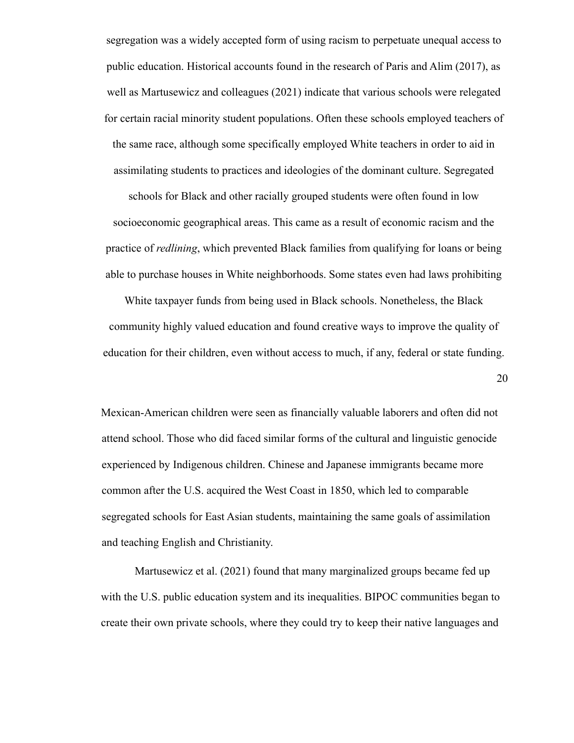segregation was a widely accepted form of using racism to perpetuate unequal access to public education. Historical accounts found in the research of Paris and Alim (2017), as well as Martusewicz and colleagues (2021) indicate that various schools were relegated for certain racial minority student populations. Often these schools employed teachers of the same race, although some specifically employed White teachers in order to aid in assimilating students to practices and ideologies of the dominant culture. Segregated schools for Black and other racially grouped students were often found in low socioeconomic geographical areas. This came as a result of economic racism and the practice of *redlining*, which prevented Black families from qualifying for loans or being able to purchase houses in White neighborhoods. Some states even had laws prohibiting White taxpayer funds from being used in Black schools. Nonetheless, the Black community highly valued education and found creative ways to improve the quality of education for their children, even without access to much, if any, federal or state funding.

Mexican-American children were seen as financially valuable laborers and often did not attend school. Those who did faced similar forms of the cultural and linguistic genocide experienced by Indigenous children. Chinese and Japanese immigrants became more common after the U.S. acquired the West Coast in 1850, which led to comparable segregated schools for East Asian students, maintaining the same goals of assimilation and teaching English and Christianity.

Martusewicz et al. (2021) found that many marginalized groups became fed up with the U.S. public education system and its inequalities. BIPOC communities began to create their own private schools, where they could try to keep their native languages and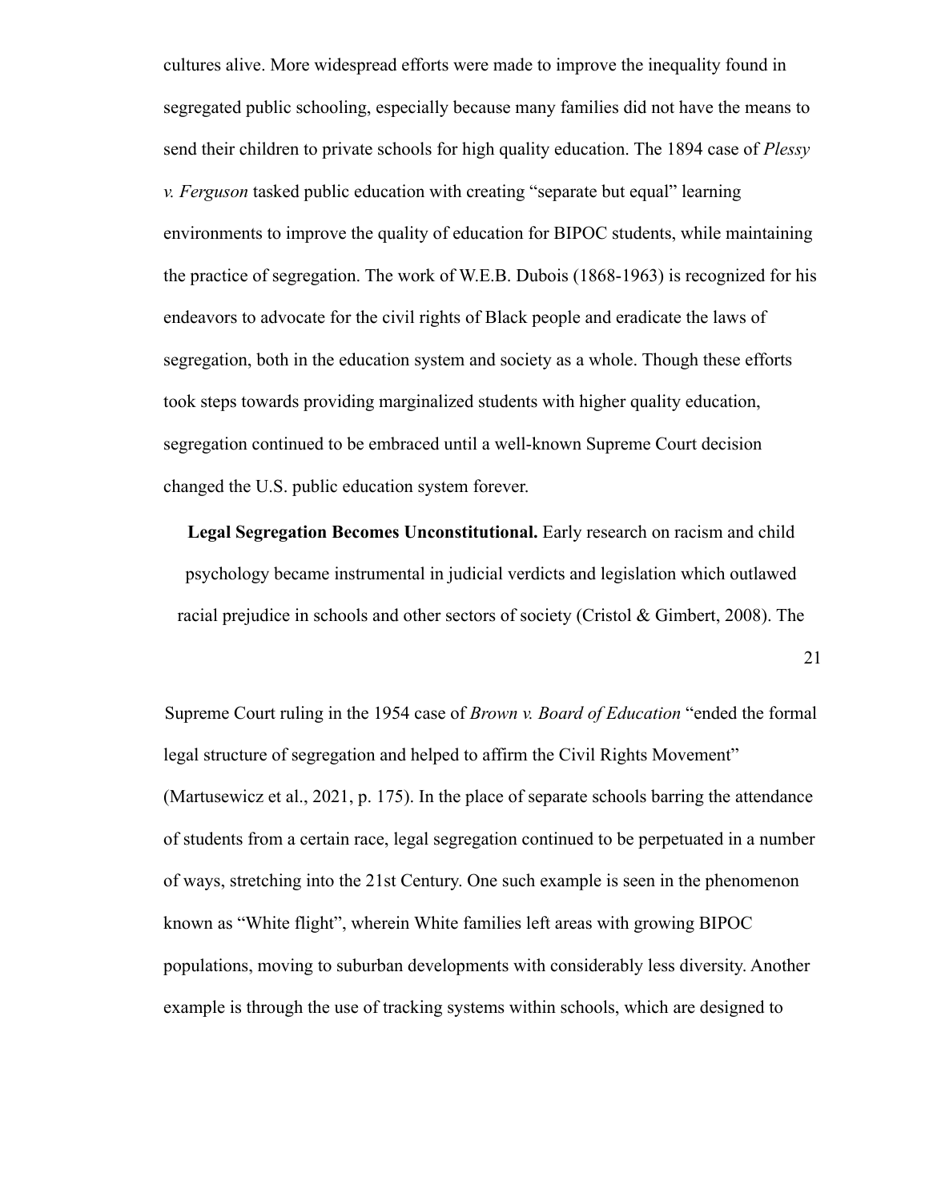cultures alive. More widespread efforts were made to improve the inequality found in segregated public schooling, especially because many families did not have the means to send their children to private schools for high quality education. The 1894 case of *Plessy v. Ferguson* tasked public education with creating "separate but equal" learning environments to improve the quality of education for BIPOC students, while maintaining the practice of segregation. The work of W.E.B. Dubois (1868-1963) is recognized for his endeavors to advocate for the civil rights of Black people and eradicate the laws of segregation, both in the education system and society as a whole. Though these efforts took steps towards providing marginalized students with higher quality education, segregation continued to be embraced until a well-known Supreme Court decision changed the U.S. public education system forever.

**Legal Segregation Becomes Unconstitutional.** Early research on racism and child psychology became instrumental in judicial verdicts and legislation which outlawed racial prejudice in schools and other sectors of society (Cristol & Gimbert, 2008). The Supreme Court ruling in the 1954 case of *Brown v. Board of Education* "ended the formal legal structure of segregation and helped to affirm the Civil Rights Movement" (Martusewicz et al., 2021, p. 175). In the place of separate schools barring the attendance of students from a certain race, legal segregation continued to be perpetuated in a number of ways, stretching into the 21st Century. One such example is seen in the phenomenon known as "White flight", wherein White families left areas with growing BIPOC populations, moving to suburban developments with considerably less diversity. Another example is through the use of tracking systems within schools, which are designed to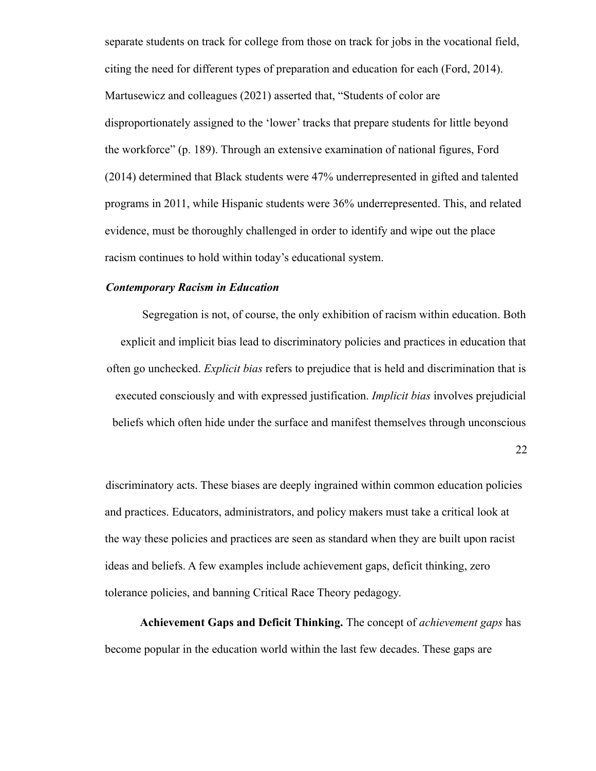separate students on track for college from those on track for jobs in the vocational field, citing the need for different types of preparation and education for each (Ford, 2014). Martusewicz and colleagues (2021) asserted that, “Students of color are disproportionately assigned to the ‘lower’ tracks that prepare students for little beyond the workforce” (p. 189). Through an extensive examination of national figures, Ford (2014) determined that Black students were 47% underrepresented in gifted and talented programs in 2011, while Hispanic students were 36% underrepresented. This, and related evidence, must be thoroughly challenged in order to identify and wipe out the place racism continues to hold within today’s educational system.

### *Contemporary Racism in Education*

Segregation is not, of course, the only exhibition of racism within education. Both explicit and implicit bias lead to discriminatory policies and practices in education that often go unchecked. *Explicit bias* refers to prejudice that is held and discrimination that is executed consciously and with expressed justification. *Implicit bias* involves prejudicial beliefs which often hide under the surface and manifest themselves through unconscious discriminatory acts. These biases are deeply ingrained within common education policies and practices. Educators, administrators, and policy makers must take a critical look at the way these policies and practices are seen as standard when they are built upon racist ideas and beliefs. A few examples include achievement gaps, deficit thinking, zero tolerance policies, and banning Critical Race Theory pedagogy.

**Achievement Gaps and Deficit Thinking.** The concept of *achievement gaps* has become popular in the education world within the last few decades. These gaps are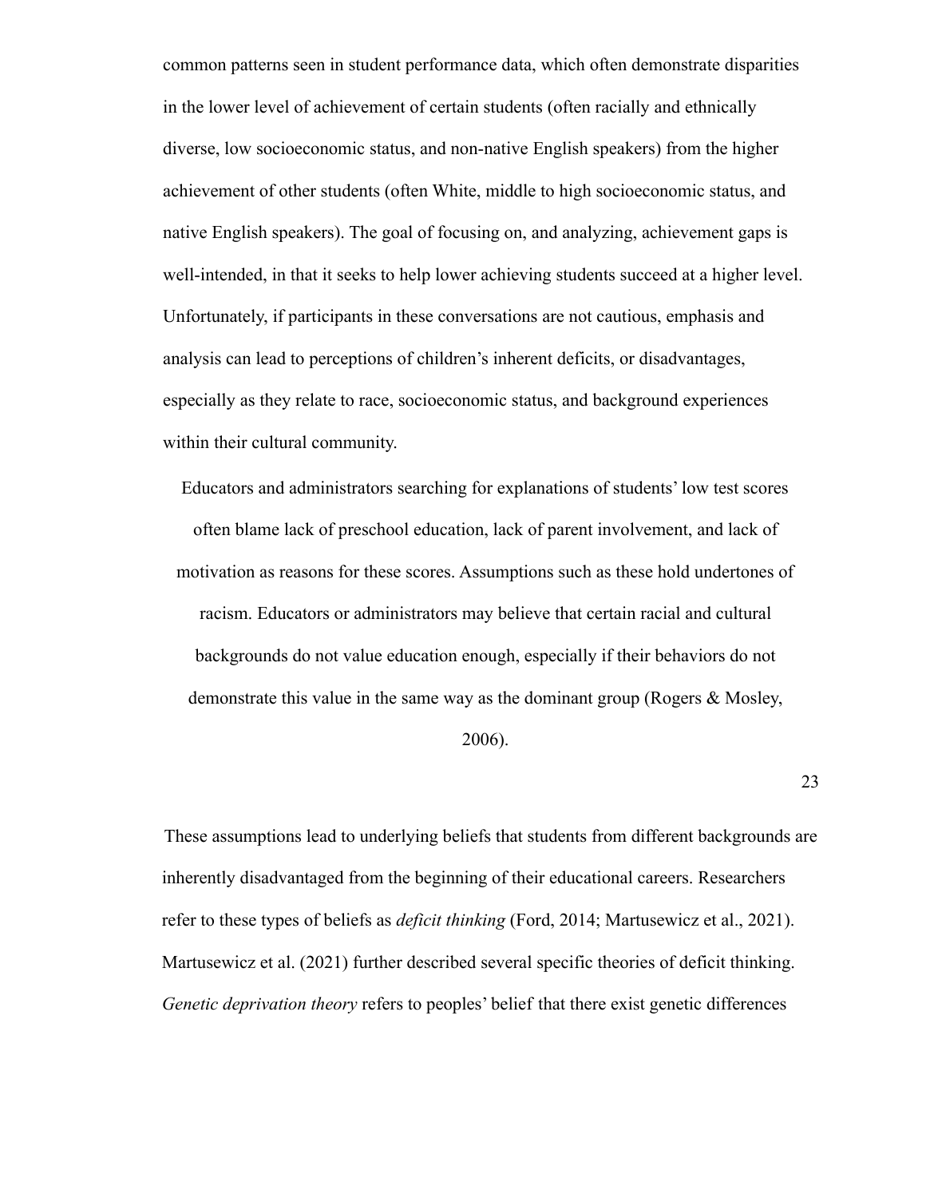common patterns seen in student performance data, which often demonstrate disparities in the lower level of achievement of certain students (often racially and ethnically diverse, low socioeconomic status, and non-native English speakers) from the higher achievement of other students (often White, middle to high socioeconomic status, and native English speakers). The goal of focusing on, and analyzing, achievement gaps is well-intended, in that it seeks to help lower achieving students succeed at a higher level. Unfortunately, if participants in these conversations are not cautious, emphasis and analysis can lead to perceptions of children's inherent deficits, or disadvantages, especially as they relate to race, socioeconomic status, and background experiences within their cultural community.

> Educators and administrators searching for explanations of students' low test scores often blame lack of preschool education, lack of parent involvement, and lack of motivation as reasons for these scores. Assumptions such as these hold undertones of racism. Educators or administrators may believe that certain racial and cultural backgrounds do not value education enough, especially if their behaviors do not demonstrate this value in the same way as the dominant group (Rogers & Mosley, 2006).

These assumptions lead to underlying beliefs that students from different backgrounds are inherently disadvantaged from the beginning of their educational careers. Researchers refer to these types of beliefs as *deficit thinking* (Ford, 2014; Martusewicz et al., 2021). Martusewicz et al. (2021) further described several specific theories of deficit thinking. *Genetic deprivation theory* refers to peoples' belief that there exist genetic differences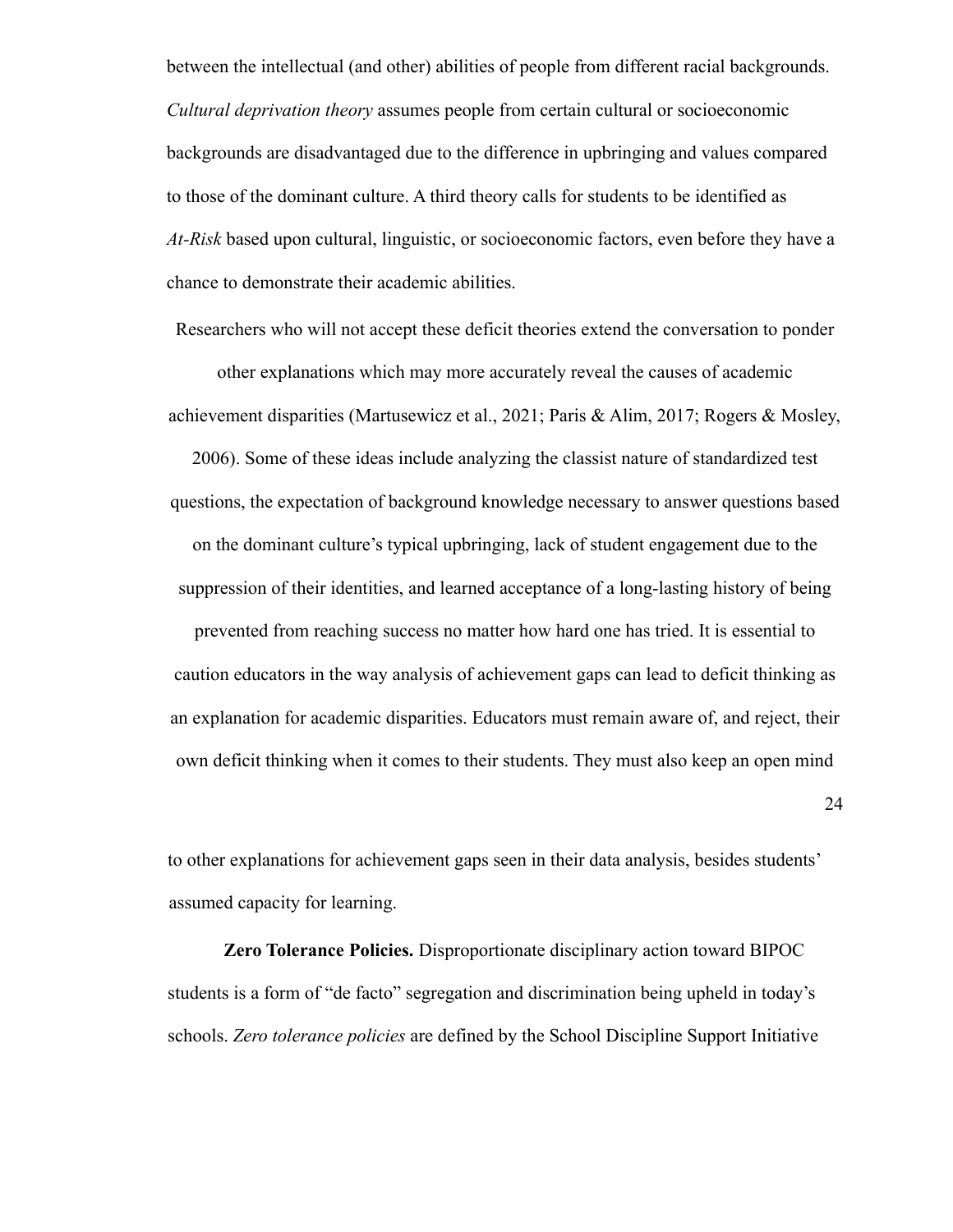between the intellectual (and other) abilities of people from different racial backgrounds. *Cultural deprivation theory* assumes people from certain cultural or socioeconomic backgrounds are disadvantaged due to the difference in upbringing and values compared to those of the dominant culture. A third theory calls for students to be identified as *At-Risk* based upon cultural, linguistic, or socioeconomic factors, even before they have a chance to demonstrate their academic abilities.

Researchers who will not accept these deficit theories extend the conversation to ponder other explanations which may more accurately reveal the causes of academic achievement disparities (Martusewicz et al., 2021; Paris & Alim, 2017; Rogers & Mosley, 2006). Some of these ideas include analyzing the classist nature of standardized test questions, the expectation of background knowledge necessary to answer questions based on the dominant culture's typical upbringing, lack of student engagement due to the suppression of their identities, and learned acceptance of a long-lasting history of being prevented from reaching success no matter how hard one has tried. It is essential to caution educators in the way analysis of achievement gaps can lead to deficit thinking as an explanation for academic disparities. Educators must remain aware of, and reject, their own deficit thinking when it comes to their students. They must also keep an open mind to other explanations for achievement gaps seen in their data analysis, besides students' assumed capacity for learning.

**Zero Tolerance Policies.** Disproportionate disciplinary action toward BIPOC students is a form of "de facto" segregation and discrimination being upheld in today's schools. *Zero tolerance policies* are defined by the School Discipline Support Initiative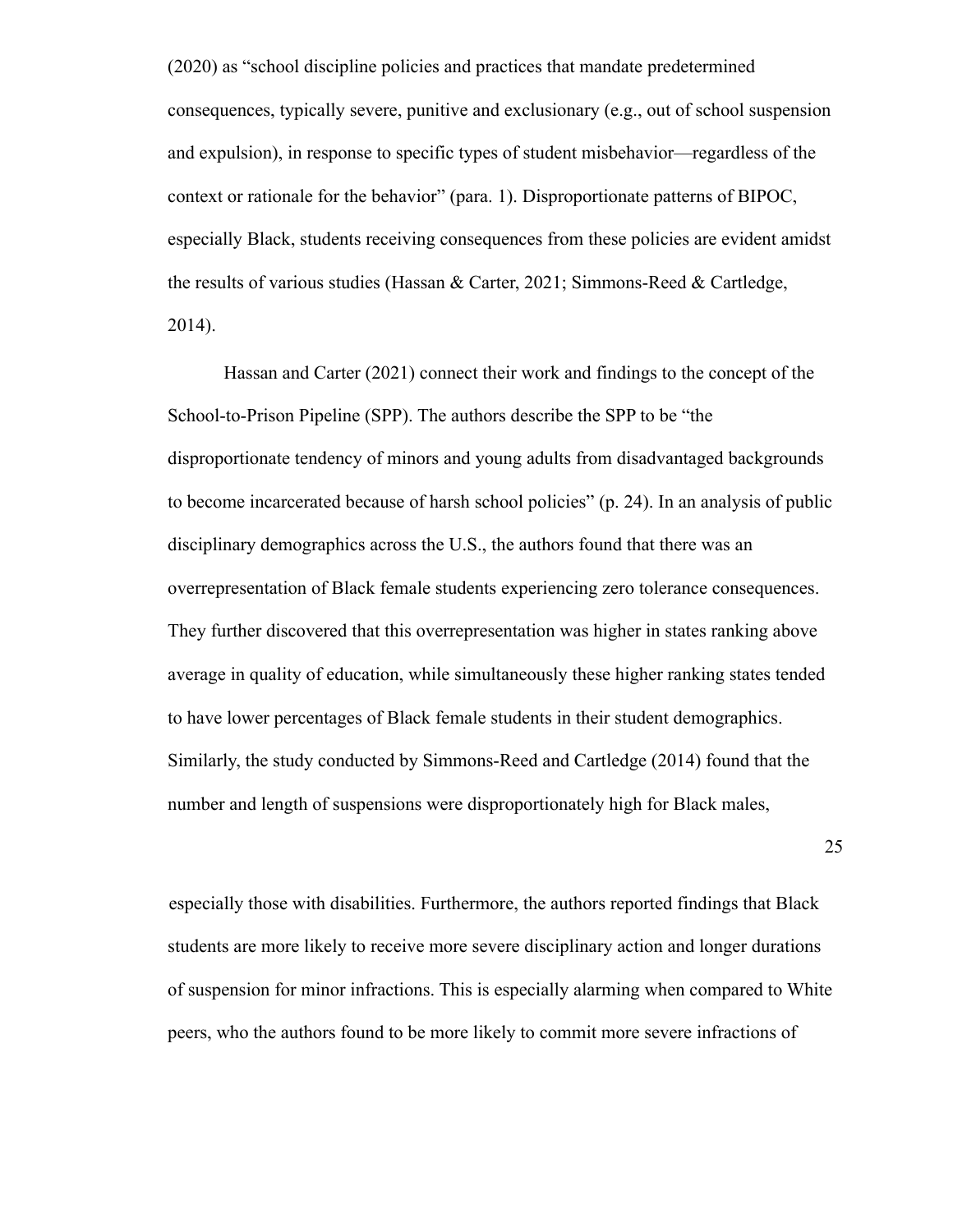(2020) as “school discipline policies and practices that mandate predetermined consequences, typically severe, punitive and exclusionary (e.g., out of school suspension and expulsion), in response to specific types of student misbehavior—regardless of the context or rationale for the behavior” (para. 1). Disproportionate patterns of BIPOC, especially Black, students receiving consequences from these policies are evident amidst the results of various studies (Hassan & Carter, 2021; Simmons-Reed & Cartledge, 2014).

Hassan and Carter (2021) connect their work and findings to the concept of the School-to-Prison Pipeline (SPP). The authors describe the SPP to be “the disproportionate tendency of minors and young adults from disadvantaged backgrounds to become incarcerated because of harsh school policies” (p. 24). In an analysis of public disciplinary demographics across the U.S., the authors found that there was an overrepresentation of Black female students experiencing zero tolerance consequences. They further discovered that this overrepresentation was higher in states ranking above average in quality of education, while simultaneously these higher ranking states tended to have lower percentages of Black female students in their student demographics. Similarly, the study conducted by Simmons-Reed and Cartledge (2014) found that the number and length of suspensions were disproportionately high for Black males, especially those with disabilities. Furthermore, the authors reported findings that Black students are more likely to receive more severe disciplinary action and longer durations of suspension for minor infractions. This is especially alarming when compared to White peers, who the authors found to be more likely to commit more severe infractions of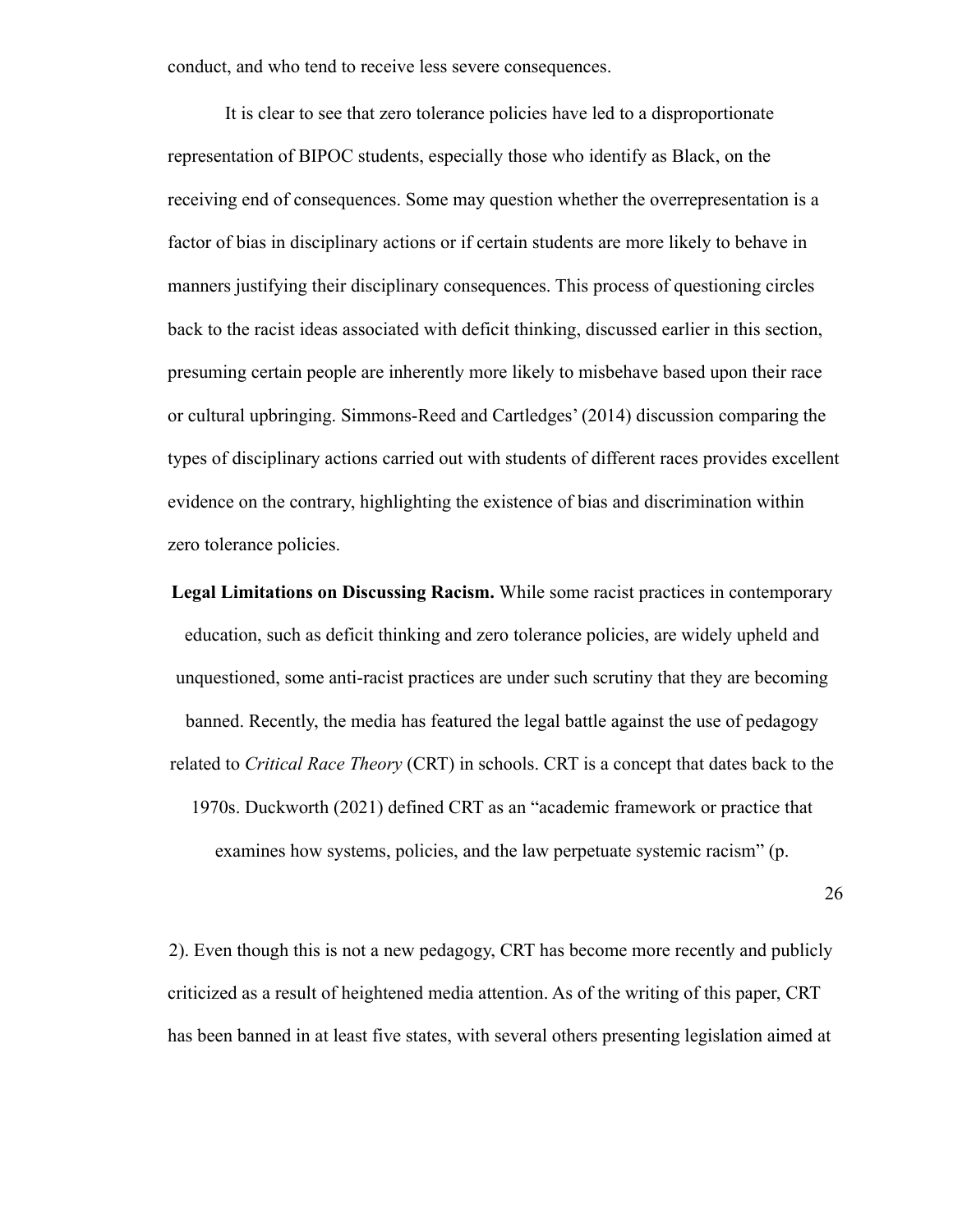conduct, and who tend to receive less severe consequences.

It is clear to see that zero tolerance policies have led to a disproportionate representation of BIPOC students, especially those who identify as Black, on the receiving end of consequences. Some may question whether the overrepresentation is a factor of bias in disciplinary actions or if certain students are more likely to behave in manners justifying their disciplinary consequences. This process of questioning circles back to the racist ideas associated with deficit thinking, discussed earlier in this section, presuming certain people are inherently more likely to misbehave based upon their race or cultural upbringing. Simmons-Reed and Cartledges' (2014) discussion comparing the types of disciplinary actions carried out with students of different races provides excellent evidence on the contrary, highlighting the existence of bias and discrimination within zero tolerance policies.

**Legal Limitations on Discussing Racism.** While some racist practices in contemporary education, such as deficit thinking and zero tolerance policies, are widely upheld and unquestioned, some anti-racist practices are under such scrutiny that they are becoming banned. Recently, the media has featured the legal battle against the use of pedagogy related to *Critical Race Theory* (CRT) in schools. CRT is a concept that dates back to the 1970s. Duckworth (2021) defined CRT as an "academic framework or practice that examines how systems, policies, and the law perpetuate systemic racism" (p. 2). Even though this is not a new pedagogy, CRT has become more recently and publicly criticized as a result of heightened media attention. As of the writing of this paper, CRT has been banned in at least five states, with several others presenting legislation aimed at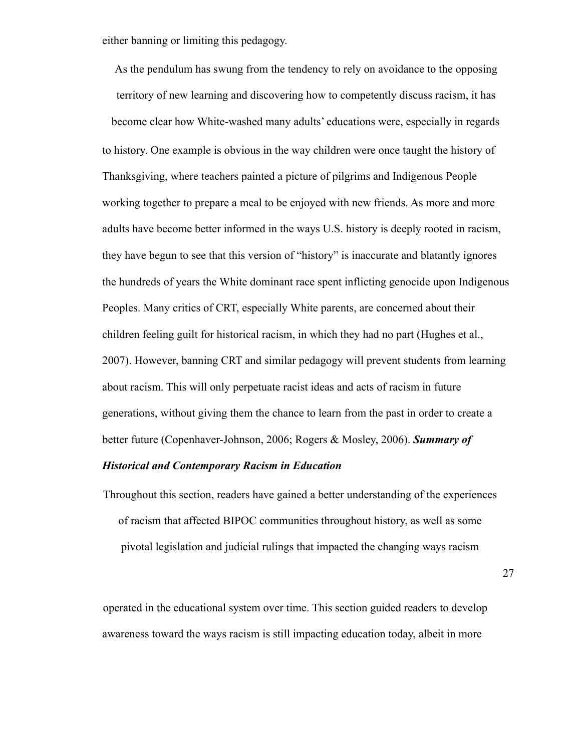either banning or limiting this pedagogy.

As the pendulum has swung from the tendency to rely on avoidance to the opposing territory of new learning and discovering how to competently discuss racism, it has become clear how White-washed many adults' educations were, especially in regards to history. One example is obvious in the way children were once taught the history of Thanksgiving, where teachers painted a picture of pilgrims and Indigenous People working together to prepare a meal to be enjoyed with new friends. As more and more adults have become better informed in the ways U.S. history is deeply rooted in racism, they have begun to see that this version of "history" is inaccurate and blatantly ignores the hundreds of years the White dominant race spent inflicting genocide upon Indigenous Peoples. Many critics of CRT, especially White parents, are concerned about their children feeling guilt for historical racism, in which they had no part (Hughes et al., 2007). However, banning CRT and similar pedagogy will prevent students from learning about racism. This will only perpetuate racist ideas and acts of racism in future generations, without giving them the chance to learn from the past in order to create a better future (Copenhaver-Johnson, 2006; Rogers & Mosley, 2006).

***Summary of Historical and Contemporary Racism in Education***

Throughout this section, readers have gained a better understanding of the experiences of racism that affected BIPOC communities throughout history, as well as some pivotal legislation and judicial rulings that impacted the changing ways racism operated in the educational system over time. This section guided readers to develop awareness toward the ways racism is still impacting education today, albeit in more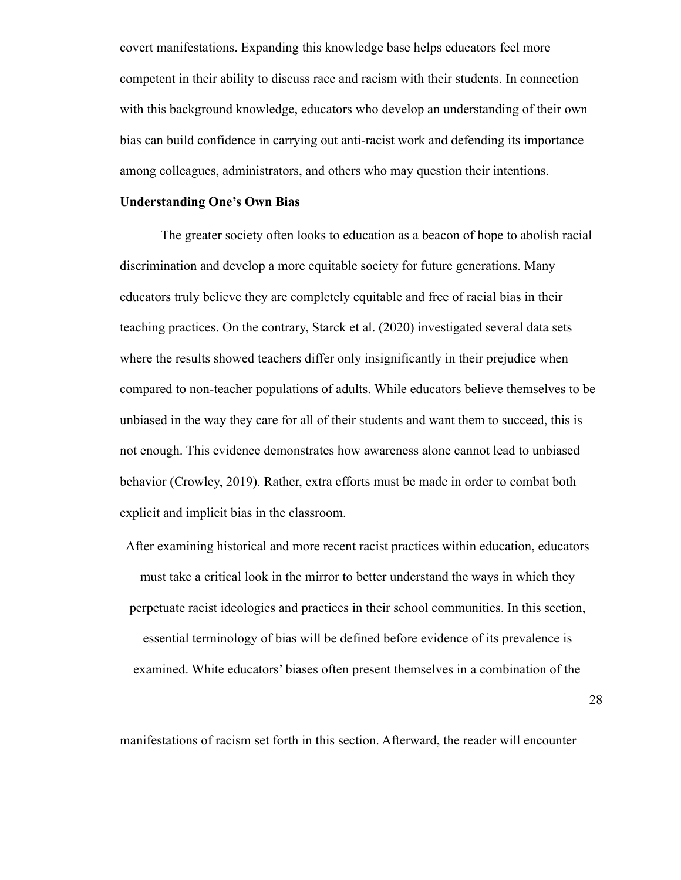covert manifestations. Expanding this knowledge base helps educators feel more competent in their ability to discuss race and racism with their students. In connection with this background knowledge, educators who develop an understanding of their own bias can build confidence in carrying out anti-racist work and defending its importance among colleagues, administrators, and others who may question their intentions.

**Understanding One's Own Bias**

The greater society often looks to education as a beacon of hope to abolish racial discrimination and develop a more equitable society for future generations. Many educators truly believe they are completely equitable and free of racial bias in their teaching practices. On the contrary, Starck et al. (2020) investigated several data sets where the results showed teachers differ only insignificantly in their prejudice when compared to non-teacher populations of adults. While educators believe themselves to be unbiased in the way they care for all of their students and want them to succeed, this is not enough. This evidence demonstrates how awareness alone cannot lead to unbiased behavior (Crowley, 2019). Rather, extra efforts must be made in order to combat both explicit and implicit bias in the classroom.

After examining historical and more recent racist practices within education, educators must take a critical look in the mirror to better understand the ways in which they perpetuate racist ideologies and practices in their school communities. In this section, essential terminology of bias will be defined before evidence of its prevalence is examined. White educators' biases often present themselves in a combination of the manifestations of racism set forth in this section. Afterward, the reader will encounter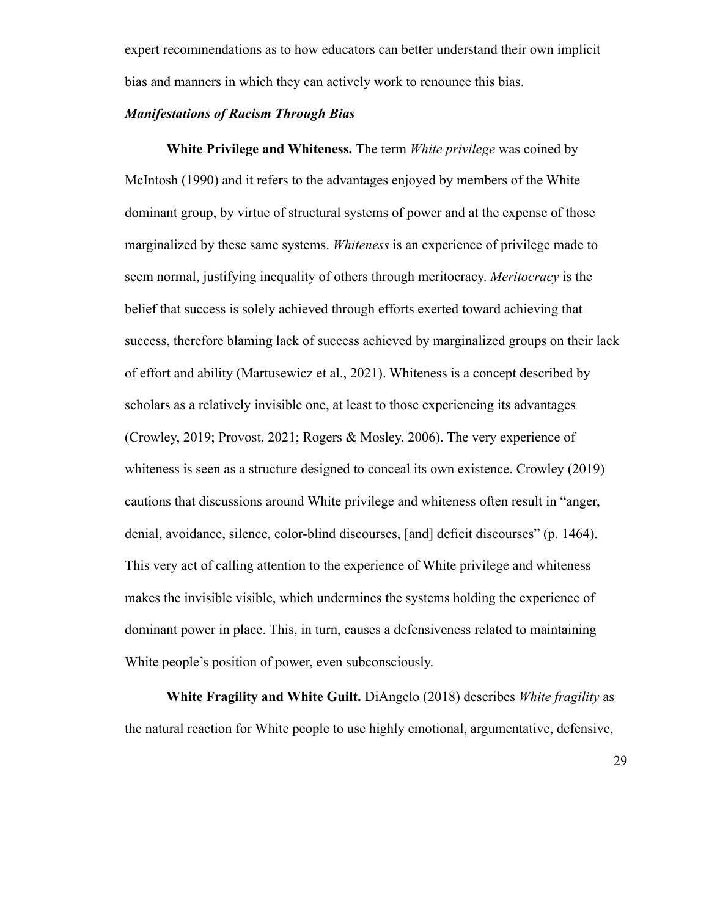expert recommendations as to how educators can better understand their own implicit bias and manners in which they can actively work to renounce this bias.

### ***Manifestations of Racism Through Bias***

**White Privilege and Whiteness.** The term *White privilege* was coined by McIntosh (1990) and it refers to the advantages enjoyed by members of the White dominant group, by virtue of structural systems of power and at the expense of those marginalized by these same systems. *Whiteness* is an experience of privilege made to seem normal, justifying inequality of others through meritocracy. *Meritocracy* is the belief that success is solely achieved through efforts exerted toward achieving that success, therefore blaming lack of success achieved by marginalized groups on their lack of effort and ability (Martusewicz et al., 2021). Whiteness is a concept described by scholars as a relatively invisible one, at least to those experiencing its advantages (Crowley, 2019; Provost, 2021; Rogers & Mosley, 2006). The very experience of whiteness is seen as a structure designed to conceal its own existence. Crowley (2019) cautions that discussions around White privilege and whiteness often result in "anger, denial, avoidance, silence, color-blind discourses, [and] deficit discourses" (p. 1464). This very act of calling attention to the experience of White privilege and whiteness makes the invisible visible, which undermines the systems holding the experience of dominant power in place. This, in turn, causes a defensiveness related to maintaining White people's position of power, even subconsciously.

**White Fragility and White Guilt.** DiAngelo (2018) describes *White fragility* as the natural reaction for White people to use highly emotional, argumentative, defensive,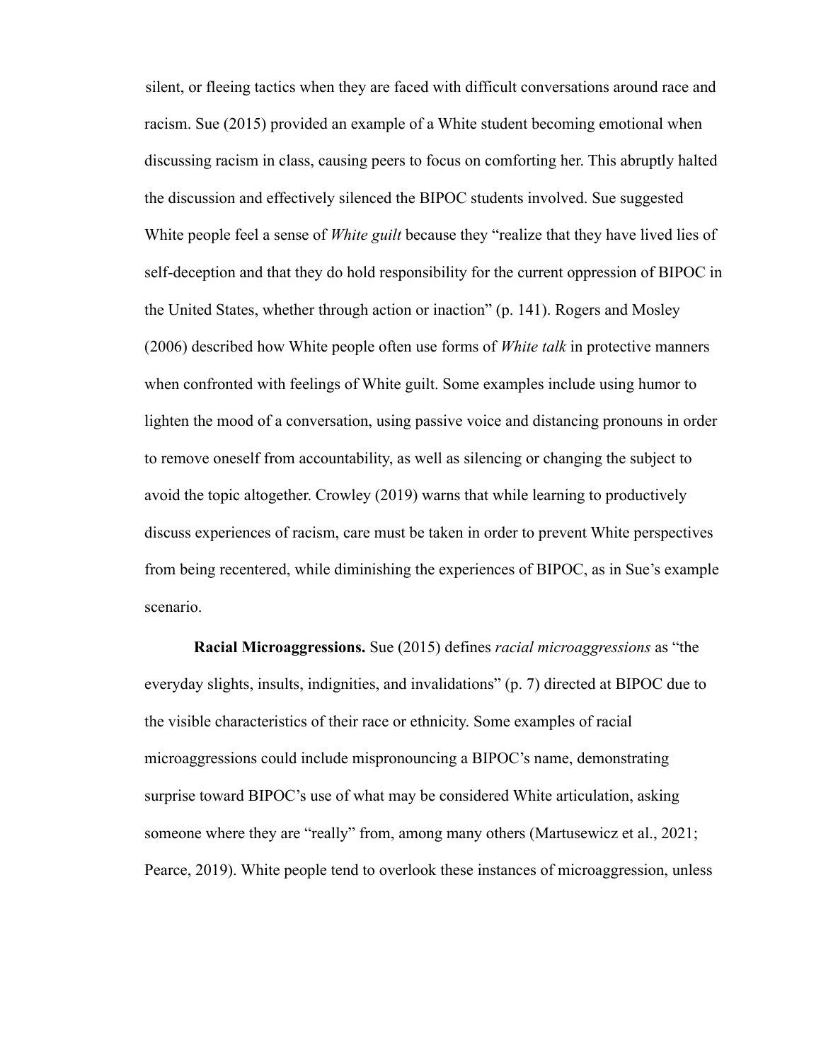silent, or fleeing tactics when they are faced with difficult conversations around race and racism. Sue (2015) provided an example of a White student becoming emotional when discussing racism in class, causing peers to focus on comforting her. This abruptly halted the discussion and effectively silenced the BIPOC students involved. Sue suggested White people feel a sense of *White guilt* because they "realize that they have lived lies of self-deception and that they do hold responsibility for the current oppression of BIPOC in the United States, whether through action or inaction" (p. 141). Rogers and Mosley (2006) described how White people often use forms of *White talk* in protective manners when confronted with feelings of White guilt. Some examples include using humor to lighten the mood of a conversation, using passive voice and distancing pronouns in order to remove oneself from accountability, as well as silencing or changing the subject to avoid the topic altogether. Crowley (2019) warns that while learning to productively discuss experiences of racism, care must be taken in order to prevent White perspectives from being recentered, while diminishing the experiences of BIPOC, as in Sue's example scenario.

**Racial Microaggressions.** Sue (2015) defines *racial microaggressions* as "the everyday slights, insults, indignities, and invalidations" (p. 7) directed at BIPOC due to the visible characteristics of their race or ethnicity. Some examples of racial microaggressions could include mispronouncing a BIPOC's name, demonstrating surprise toward BIPOC's use of what may be considered White articulation, asking someone where they are "really" from, among many others (Martusewicz et al., 2021; Pearce, 2019). White people tend to overlook these instances of microaggression, unless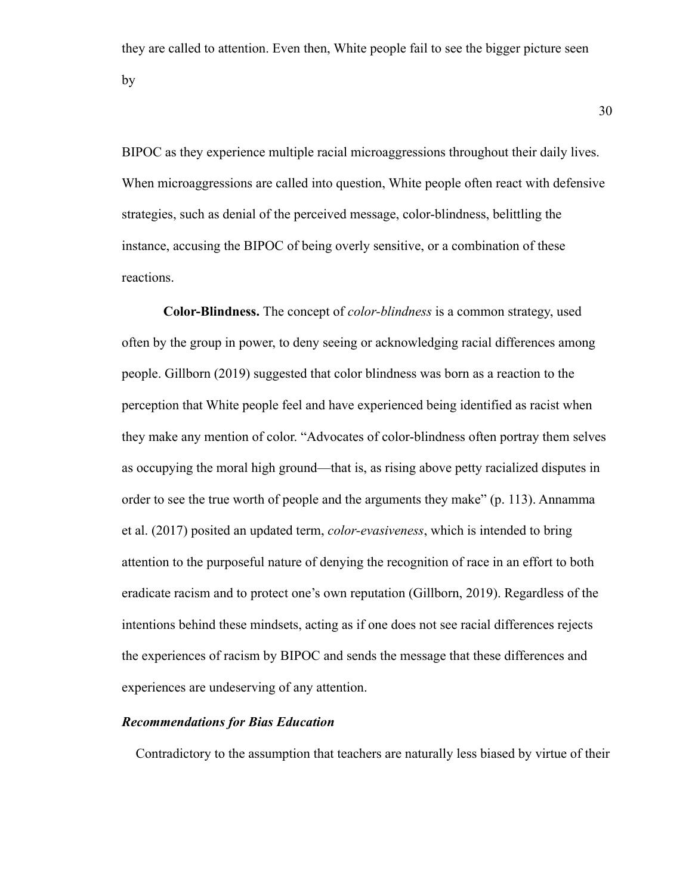they are called to attention. Even then, White people fail to see the bigger picture seen by

BIPOC as they experience multiple racial microaggressions throughout their daily lives. When microaggressions are called into question, White people often react with defensive strategies, such as denial of the perceived message, color-blindness, belittling the instance, accusing the BIPOC of being overly sensitive, or a combination of these reactions.

**Color-Blindness.** The concept of *color-blindness* is a common strategy, used often by the group in power, to deny seeing or acknowledging racial differences among people. Gillborn (2019) suggested that color blindness was born as a reaction to the perception that White people feel and have experienced being identified as racist when they make any mention of color. "Advocates of color-blindness often portray them selves as occupying the moral high ground—that is, as rising above petty racialized disputes in order to see the true worth of people and the arguments they make" (p. 113). Annamma et al. (2017) posited an updated term, *color-evasiveness*, which is intended to bring attention to the purposeful nature of denying the recognition of race in an effort to both eradicate racism and to protect one's own reputation (Gillborn, 2019). Regardless of the intentions behind these mindsets, acting as if one does not see racial differences rejects the experiences of racism by BIPOC and sends the message that these differences and experiences are undeserving of any attention.

### *Recommendations for Bias Education*

Contradictory to the assumption that teachers are naturally less biased by virtue of their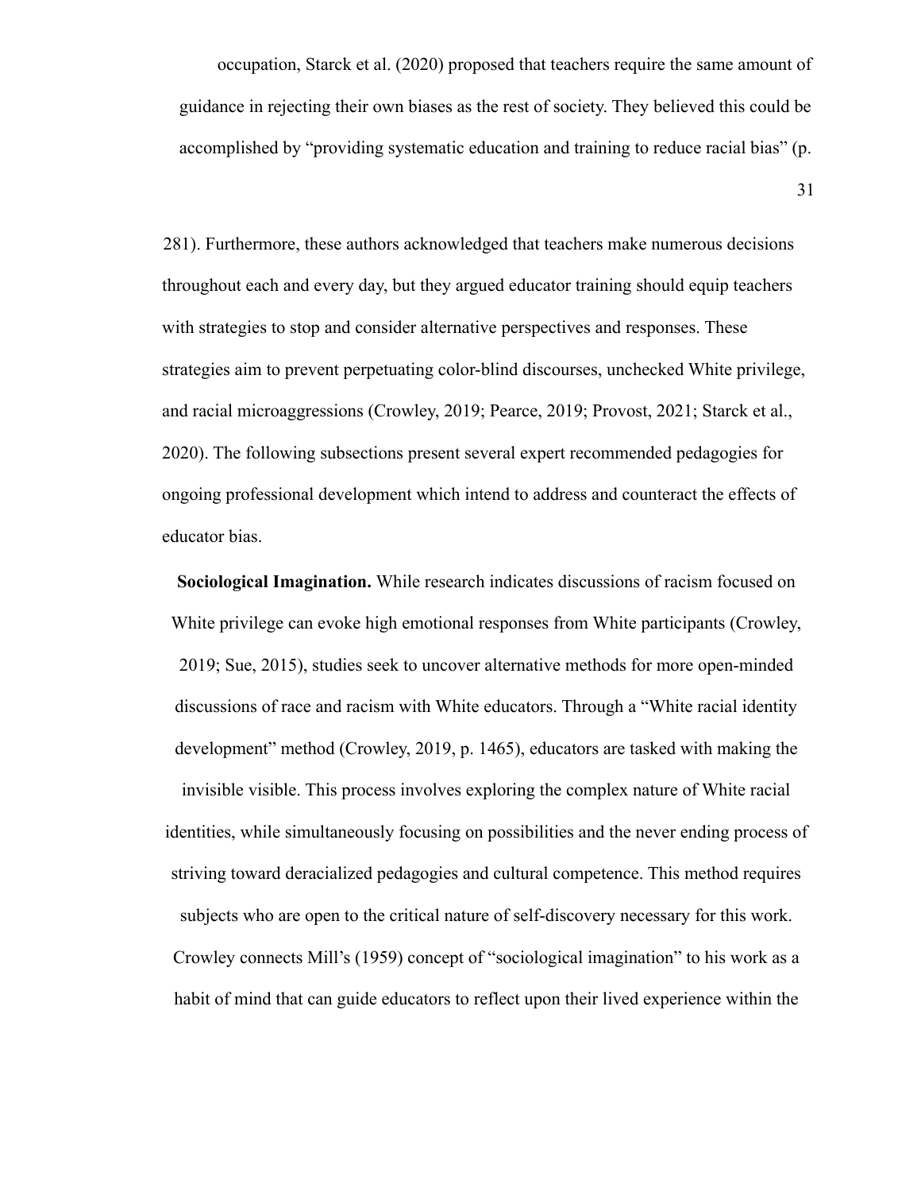occupation, Starck et al. (2020) proposed that teachers require the same amount of guidance in rejecting their own biases as the rest of society. They believed this could be accomplished by "providing systematic education and training to reduce racial bias" (p. 281). Furthermore, these authors acknowledged that teachers make numerous decisions throughout each and every day, but they argued educator training should equip teachers with strategies to stop and consider alternative perspectives and responses. These strategies aim to prevent perpetuating color-blind discourses, unchecked White privilege, and racial microaggressions (Crowley, 2019; Pearce, 2019; Provost, 2021; Starck et al., 2020). The following subsections present several expert recommended pedagogies for ongoing professional development which intend to address and counteract the effects of educator bias.

**Sociological Imagination.** While research indicates discussions of racism focused on White privilege can evoke high emotional responses from White participants (Crowley, 2019; Sue, 2015), studies seek to uncover alternative methods for more open-minded discussions of race and racism with White educators. Through a "White racial identity development" method (Crowley, 2019, p. 1465), educators are tasked with making the invisible visible. This process involves exploring the complex nature of White racial identities, while simultaneously focusing on possibilities and the never ending process of striving toward deracialized pedagogies and cultural competence. This method requires subjects who are open to the critical nature of self-discovery necessary for this work. Crowley connects Mill's (1959) concept of "sociological imagination" to his work as a habit of mind that can guide educators to reflect upon their lived experience within the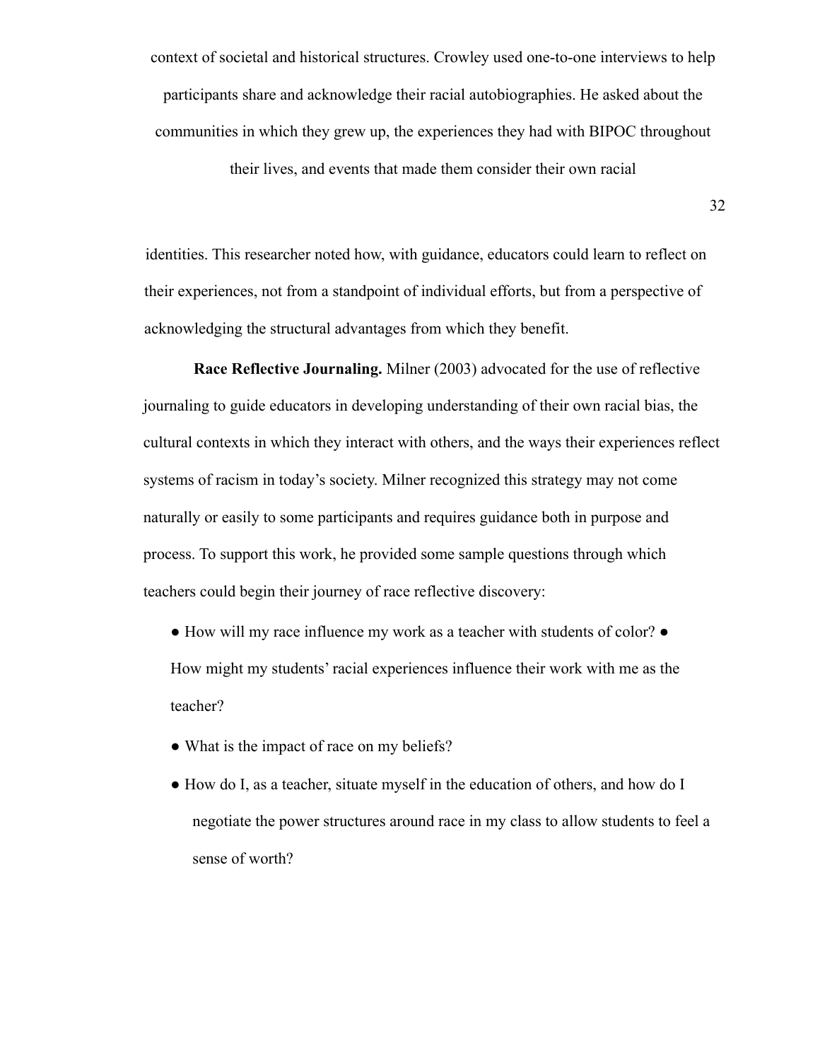context of societal and historical structures. Crowley used one-to-one interviews to help participants share and acknowledge their racial autobiographies. He asked about the communities in which they grew up, the experiences they had with BIPOC throughout their lives, and events that made them consider their own racial identities. This researcher noted how, with guidance, educators could learn to reflect on their experiences, not from a standpoint of individual efforts, but from a perspective of acknowledging the structural advantages from which they benefit.

**Race Reflective Journaling.** Milner (2003) advocated for the use of reflective journaling to guide educators in developing understanding of their own racial bias, the cultural contexts in which they interact with others, and the ways their experiences reflect systems of racism in today's society. Milner recognized this strategy may not come naturally or easily to some participants and requires guidance both in purpose and process. To support this work, he provided some sample questions through which teachers could begin their journey of race reflective discovery:

- How will my race influence my work as a teacher with students of color?
- How might my students' racial experiences influence their work with me as the teacher?
- What is the impact of race on my beliefs?
- How do I, as a teacher, situate myself in the education of others, and how do I negotiate the power structures around race in my class to allow students to feel a sense of worth?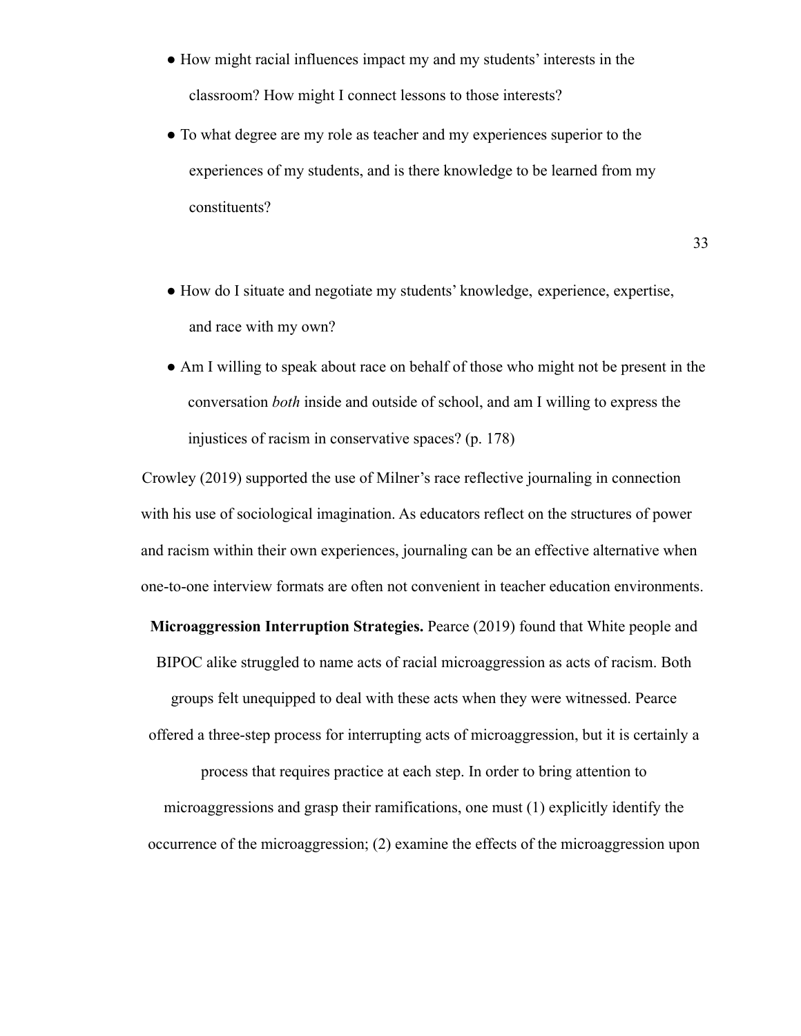- How might racial influences impact my and my students' interests in the classroom? How might I connect lessons to those interests?
- To what degree are my role as teacher and my experiences superior to the experiences of my students, and is there knowledge to be learned from my constituents?
- How do I situate and negotiate my students' knowledge, experience, expertise, and race with my own?
- Am I willing to speak about race on behalf of those who might not be present in the conversation *both* inside and outside of school, and am I willing to express the injustices of racism in conservative spaces? (p. 178)

Crowley (2019) supported the use of Milner's race reflective journaling in connection with his use of sociological imagination. As educators reflect on the structures of power and racism within their own experiences, journaling can be an effective alternative when one-to-one interview formats are often not convenient in teacher education environments.

**Microaggression Interruption Strategies.** Pearce (2019) found that White people and BIPOC alike struggled to name acts of racial microaggression as acts of racism. Both groups felt unequipped to deal with these acts when they were witnessed. Pearce offered a three-step process for interrupting acts of microaggression, but it is certainly a process that requires practice at each step. In order to bring attention to microaggressions and grasp their ramifications, one must (1) explicitly identify the occurrence of the microaggression; (2) examine the effects of the microaggression upon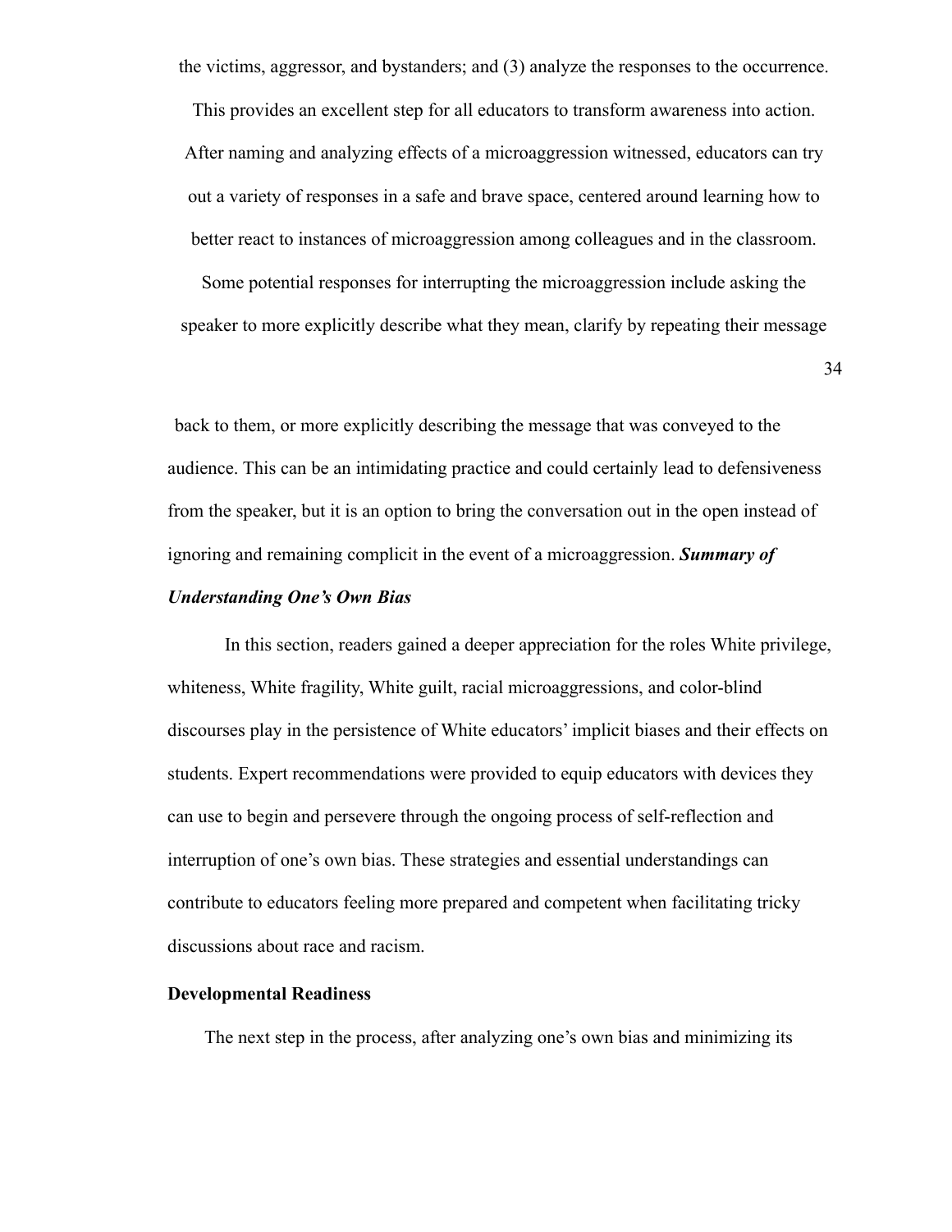the victims, aggressor, and bystanders; and (3) analyze the responses to the occurrence. This provides an excellent step for all educators to transform awareness into action. After naming and analyzing effects of a microaggression witnessed, educators can try out a variety of responses in a safe and brave space, centered around learning how to better react to instances of microaggression among colleagues and in the classroom. Some potential responses for interrupting the microaggression include asking the speaker to more explicitly describe what they mean, clarify by repeating their message back to them, or more explicitly describing the message that was conveyed to the audience. This can be an intimidating practice and could certainly lead to defensiveness from the speaker, but it is an option to bring the conversation out in the open instead of ignoring and remaining complicit in the event of a microaggression.

### ***Summary of Understanding One's Own Bias***

In this section, readers gained a deeper appreciation for the roles White privilege, whiteness, White fragility, White guilt, racial microaggressions, and color-blind discourses play in the persistence of White educators' implicit biases and their effects on students. Expert recommendations were provided to equip educators with devices they can use to begin and persevere through the ongoing process of self-reflection and interruption of one's own bias. These strategies and essential understandings can contribute to educators feeling more prepared and competent when facilitating tricky discussions about race and racism.

## **Developmental Readiness**

The next step in the process, after analyzing one's own bias and minimizing its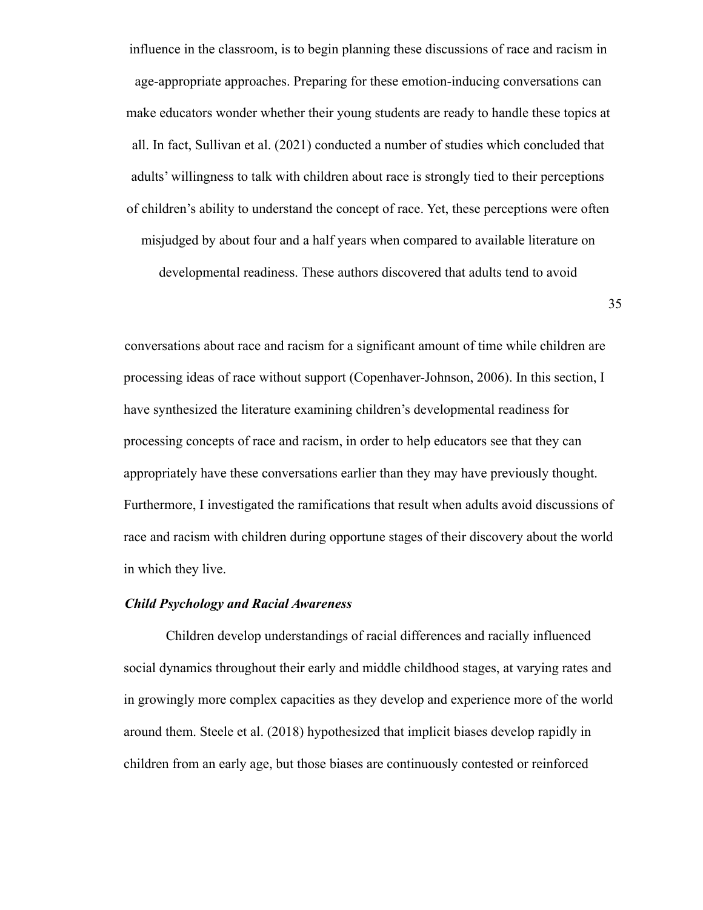influence in the classroom, is to begin planning these discussions of race and racism in age-appropriate approaches. Preparing for these emotion-inducing conversations can make educators wonder whether their young students are ready to handle these topics at all. In fact, Sullivan et al. (2021) conducted a number of studies which concluded that adults' willingness to talk with children about race is strongly tied to their perceptions of children's ability to understand the concept of race. Yet, these perceptions were often misjudged by about four and a half years when compared to available literature on developmental readiness. These authors discovered that adults tend to avoid conversations about race and racism for a significant amount of time while children are processing ideas of race without support (Copenhaver-Johnson, 2006). In this section, I have synthesized the literature examining children's developmental readiness for processing concepts of race and racism, in order to help educators see that they can appropriately have these conversations earlier than they may have previously thought. Furthermore, I investigated the ramifications that result when adults avoid discussions of race and racism with children during opportune stages of their discovery about the world in which they live.

### *Child Psychology and Racial Awareness*

Children develop understandings of racial differences and racially influenced social dynamics throughout their early and middle childhood stages, at varying rates and in growingly more complex capacities as they develop and experience more of the world around them. Steele et al. (2018) hypothesized that implicit biases develop rapidly in children from an early age, but those biases are continuously contested or reinforced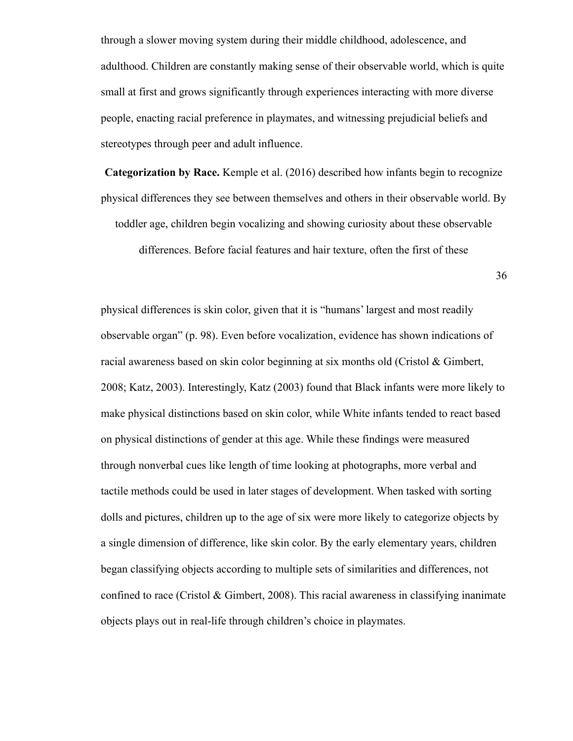through a slower moving system during their middle childhood, adolescence, and adulthood. Children are constantly making sense of their observable world, which is quite small at first and grows significantly through experiences interacting with more diverse people, enacting racial preference in playmates, and witnessing prejudicial beliefs and stereotypes through peer and adult influence.

**Categorization by Race.** Kemple et al. (2016) described how infants begin to recognize physical differences they see between themselves and others in their observable world. By toddler age, children begin vocalizing and showing curiosity about these observable differences. Before facial features and hair texture, often the first of these physical differences is skin color, given that it is "humans' largest and most readily observable organ" (p. 98). Even before vocalization, evidence has shown indications of racial awareness based on skin color beginning at six months old (Cristol & Gimbert, 2008; Katz, 2003). Interestingly, Katz (2003) found that Black infants were more likely to make physical distinctions based on skin color, while White infants tended to react based on physical distinctions of gender at this age. While these findings were measured through nonverbal cues like length of time looking at photographs, more verbal and tactile methods could be used in later stages of development. When tasked with sorting dolls and pictures, children up to the age of six were more likely to categorize objects by a single dimension of difference, like skin color. By the early elementary years, children began classifying objects according to multiple sets of similarities and differences, not confined to race (Cristol & Gimbert, 2008). This racial awareness in classifying inanimate objects plays out in real-life through children's choice in playmates.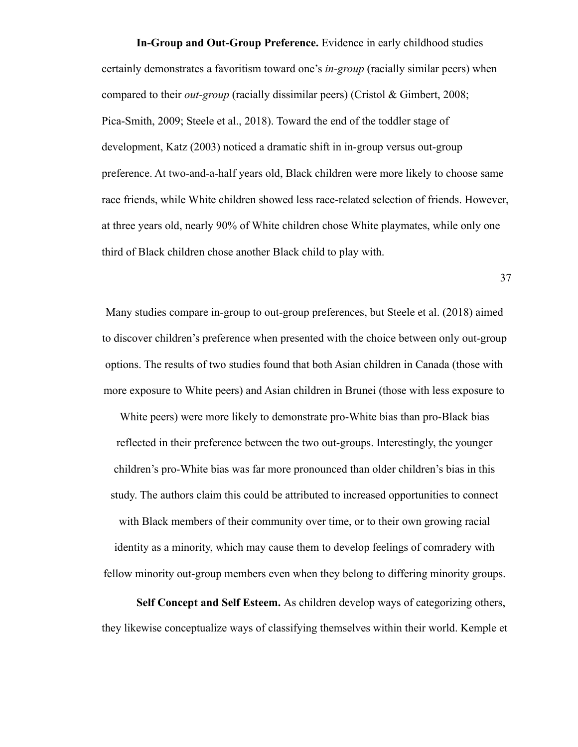**In-Group and Out-Group Preference.** Evidence in early childhood studies certainly demonstrates a favoritism toward one's *in-group* (racially similar peers) when compared to their *out-group* (racially dissimilar peers) (Cristol & Gimbert, 2008; Pica-Smith, 2009; Steele et al., 2018). Toward the end of the toddler stage of development, Katz (2003) noticed a dramatic shift in in-group versus out-group preference. At two-and-a-half years old, Black children were more likely to choose same race friends, while White children showed less race-related selection of friends. However, at three years old, nearly 90% of White children chose White playmates, while only one third of Black children chose another Black child to play with.

Many studies compare in-group to out-group preferences, but Steele et al. (2018) aimed to discover children's preference when presented with the choice between only out-group options. The results of two studies found that both Asian children in Canada (those with more exposure to White peers) and Asian children in Brunei (those with less exposure to White peers) were more likely to demonstrate pro-White bias than pro-Black bias reflected in their preference between the two out-groups. Interestingly, the younger children's pro-White bias was far more pronounced than older children's bias in this study. The authors claim this could be attributed to increased opportunities to connect with Black members of their community over time, or to their own growing racial identity as a minority, which may cause them to develop feelings of comradery with fellow minority out-group members even when they belong to differing minority groups.

**Self Concept and Self Esteem.** As children develop ways of categorizing others, they likewise conceptualize ways of classifying themselves within their world. Kemple et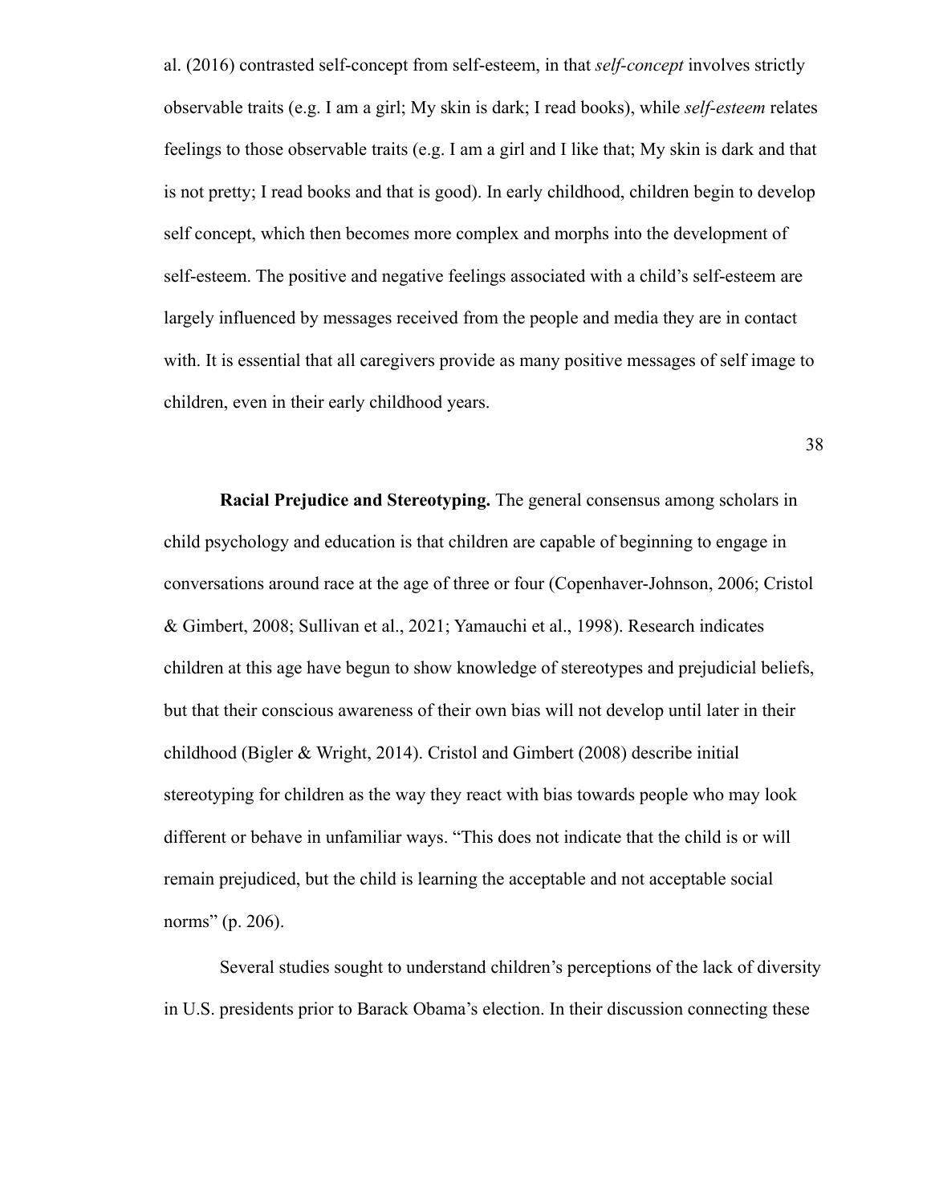al. (2016) contrasted self-concept from self-esteem, in that *self-concept* involves strictly observable traits (e.g. I am a girl; My skin is dark; I read books), while *self-esteem* relates feelings to those observable traits (e.g. I am a girl and I like that; My skin is dark and that is not pretty; I read books and that is good). In early childhood, children begin to develop self concept, which then becomes more complex and morphs into the development of self-esteem. The positive and negative feelings associated with a child's self-esteem are largely influenced by messages received from the people and media they are in contact with. It is essential that all caregivers provide as many positive messages of self image to children, even in their early childhood years.

**Racial Prejudice and Stereotyping.** The general consensus among scholars in child psychology and education is that children are capable of beginning to engage in conversations around race at the age of three or four (Copenhaver-Johnson, 2006; Cristol & Gimbert, 2008; Sullivan et al., 2021; Yamauchi et al., 1998). Research indicates children at this age have begun to show knowledge of stereotypes and prejudicial beliefs, but that their conscious awareness of their own bias will not develop until later in their childhood (Bigler & Wright, 2014). Cristol and Gimbert (2008) describe initial stereotyping for children as the way they react with bias towards people who may look different or behave in unfamiliar ways. "This does not indicate that the child is or will remain prejudiced, but the child is learning the acceptable and not acceptable social norms" (p. 206).

Several studies sought to understand children's perceptions of the lack of diversity in U.S. presidents prior to Barack Obama's election. In their discussion connecting these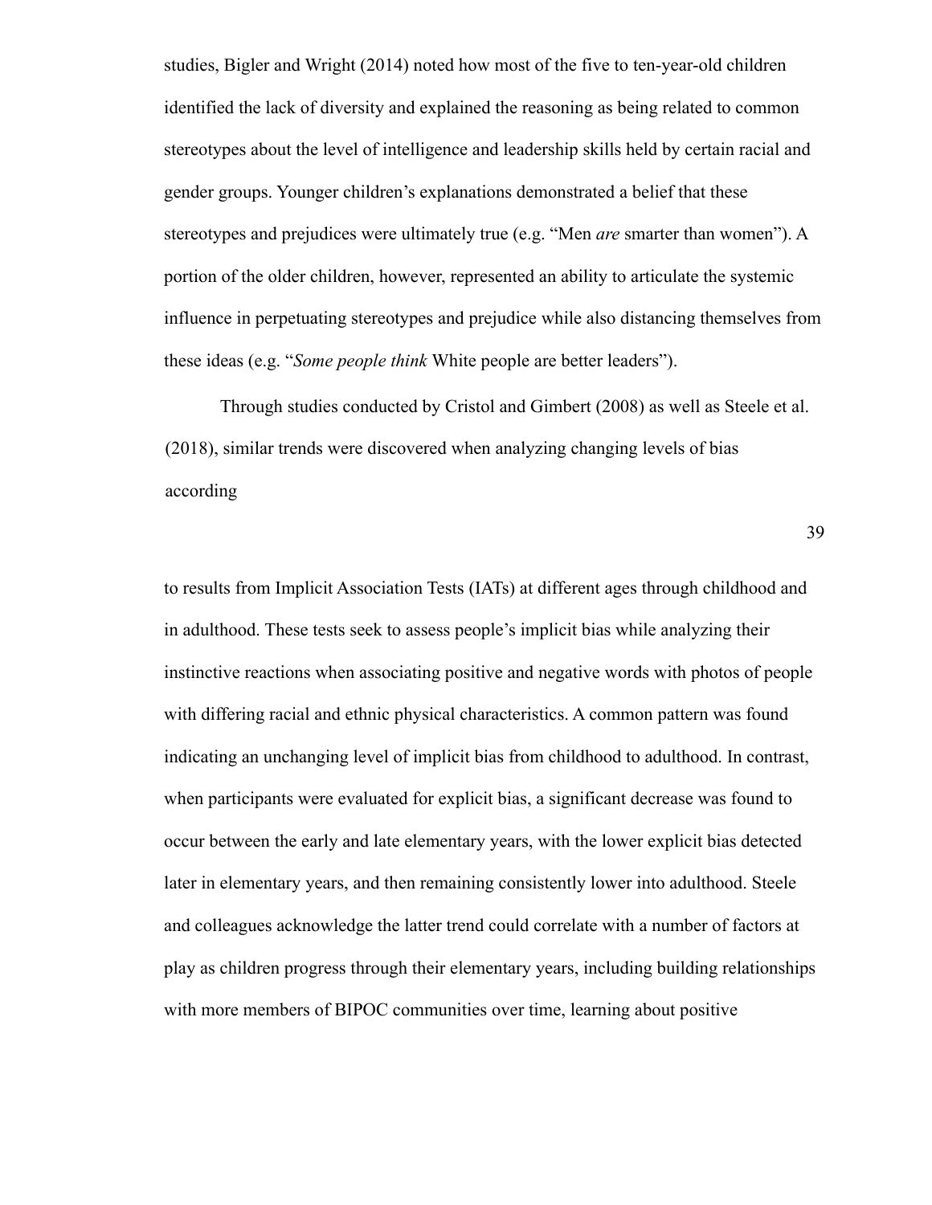studies, Bigler and Wright (2014) noted how most of the five to ten-year-old children identified the lack of diversity and explained the reasoning as being related to common stereotypes about the level of intelligence and leadership skills held by certain racial and gender groups. Younger children's explanations demonstrated a belief that these stereotypes and prejudices were ultimately true (e.g. "Men *are* smarter than women"). A portion of the older children, however, represented an ability to articulate the systemic influence in perpetuating stereotypes and prejudice while also distancing themselves from these ideas (e.g. "*Some people think* White people are better leaders").

Through studies conducted by Cristol and Gimbert (2008) as well as Steele et al. (2018), similar trends were discovered when analyzing changing levels of bias according to results from Implicit Association Tests (IATs) at different ages through childhood and in adulthood. These tests seek to assess people's implicit bias while analyzing their instinctive reactions when associating positive and negative words with photos of people with differing racial and ethnic physical characteristics. A common pattern was found indicating an unchanging level of implicit bias from childhood to adulthood. In contrast, when participants were evaluated for explicit bias, a significant decrease was found to occur between the early and late elementary years, with the lower explicit bias detected later in elementary years, and then remaining consistently lower into adulthood. Steele and colleagues acknowledge the latter trend could correlate with a number of factors at play as children progress through their elementary years, including building relationships with more members of BIPOC communities over time, learning about positive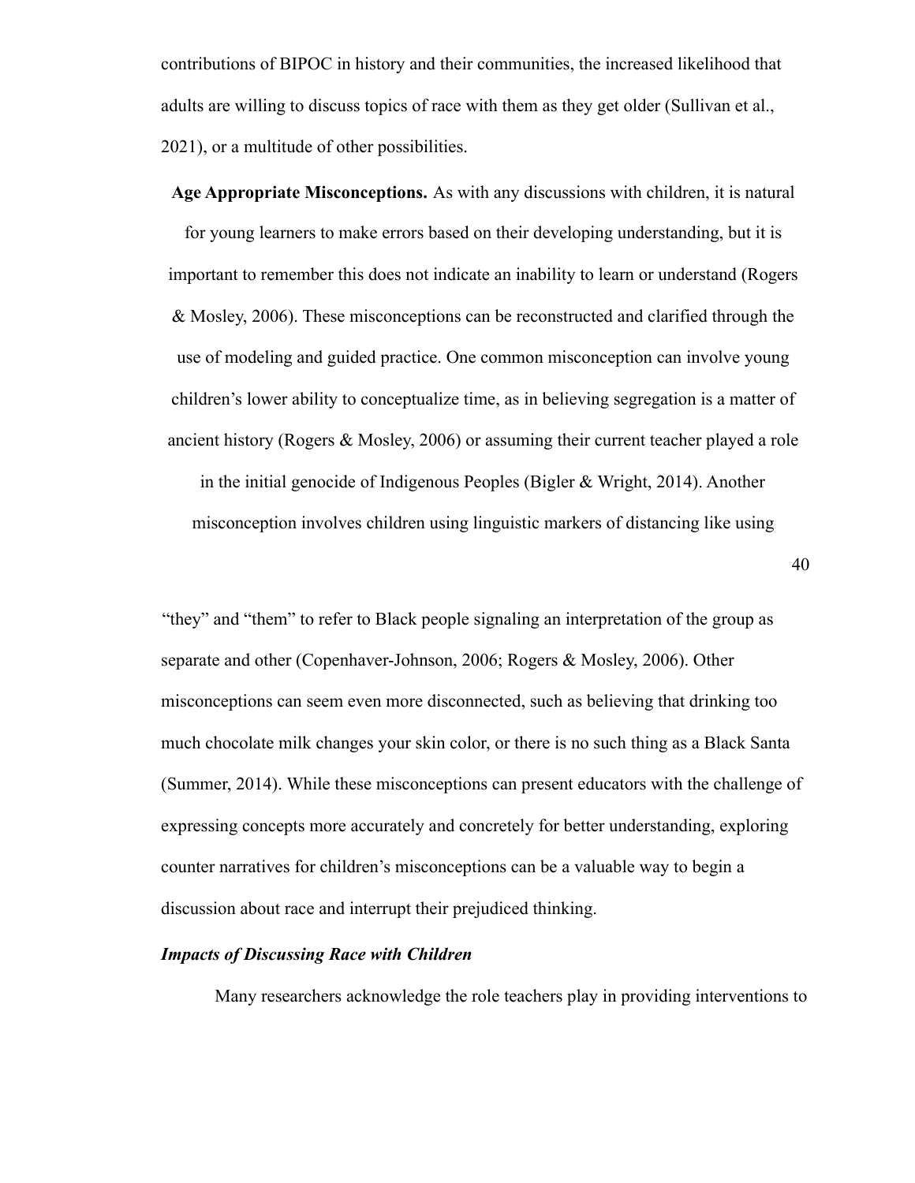contributions of BIPOC in history and their communities, the increased likelihood that adults are willing to discuss topics of race with them as they get older (Sullivan et al., 2021), or a multitude of other possibilities.

**Age Appropriate Misconceptions.** As with any discussions with children, it is natural for young learners to make errors based on their developing understanding, but it is important to remember this does not indicate an inability to learn or understand (Rogers & Mosley, 2006). These misconceptions can be reconstructed and clarified through the use of modeling and guided practice. One common misconception can involve young children's lower ability to conceptualize time, as in believing segregation is a matter of ancient history (Rogers & Mosley, 2006) or assuming their current teacher played a role in the initial genocide of Indigenous Peoples (Bigler & Wright, 2014). Another misconception involves children using linguistic markers of distancing like using "they" and "them" to refer to Black people signaling an interpretation of the group as separate and other (Copenhaver-Johnson, 2006; Rogers & Mosley, 2006). Other misconceptions can seem even more disconnected, such as believing that drinking too much chocolate milk changes your skin color, or there is no such thing as a Black Santa (Summer, 2014). While these misconceptions can present educators with the challenge of expressing concepts more accurately and concretely for better understanding, exploring counter narratives for children's misconceptions can be a valuable way to begin a discussion about race and interrupt their prejudiced thinking.

### ***Impacts of Discussing Race with Children***

Many researchers acknowledge the role teachers play in providing interventions to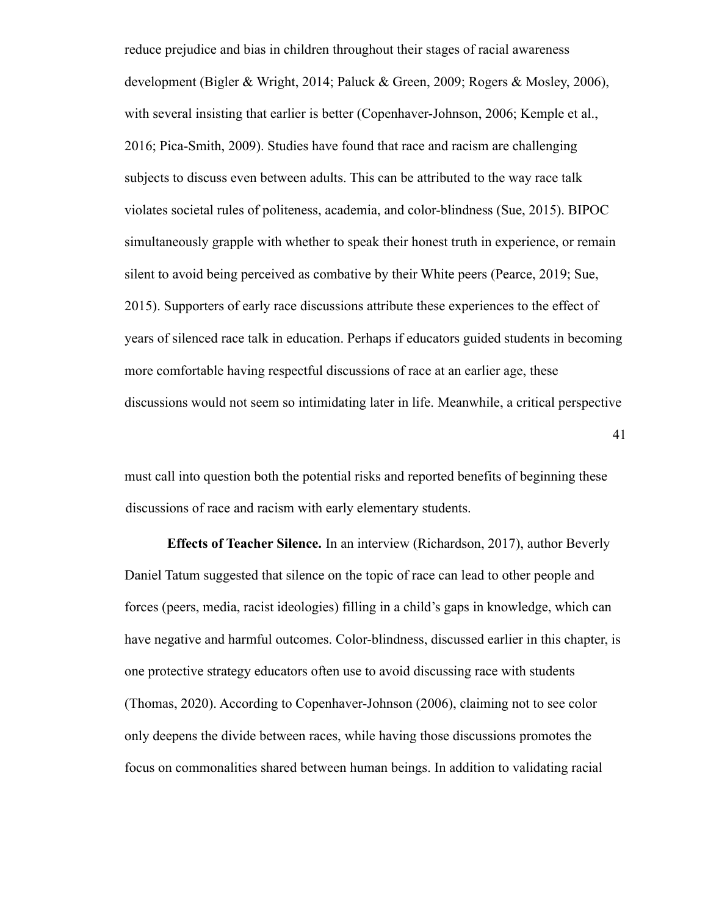reduce prejudice and bias in children throughout their stages of racial awareness development (Bigler & Wright, 2014; Paluck & Green, 2009; Rogers & Mosley, 2006), with several insisting that earlier is better (Copenhaver-Johnson, 2006; Kemple et al., 2016; Pica-Smith, 2009). Studies have found that race and racism are challenging subjects to discuss even between adults. This can be attributed to the way race talk violates societal rules of politeness, academia, and color-blindness (Sue, 2015). BIPOC simultaneously grapple with whether to speak their honest truth in experience, or remain silent to avoid being perceived as combative by their White peers (Pearce, 2019; Sue, 2015). Supporters of early race discussions attribute these experiences to the effect of years of silenced race talk in education. Perhaps if educators guided students in becoming more comfortable having respectful discussions of race at an earlier age, these discussions would not seem so intimidating later in life. Meanwhile, a critical perspective must call into question both the potential risks and reported benefits of beginning these discussions of race and racism with early elementary students.

**Effects of Teacher Silence.** In an interview (Richardson, 2017), author Beverly Daniel Tatum suggested that silence on the topic of race can lead to other people and forces (peers, media, racist ideologies) filling in a child's gaps in knowledge, which can have negative and harmful outcomes. Color-blindness, discussed earlier in this chapter, is one protective strategy educators often use to avoid discussing race with students (Thomas, 2020). According to Copenhaver-Johnson (2006), claiming not to see color only deepens the divide between races, while having those discussions promotes the focus on commonalities shared between human beings. In addition to validating racial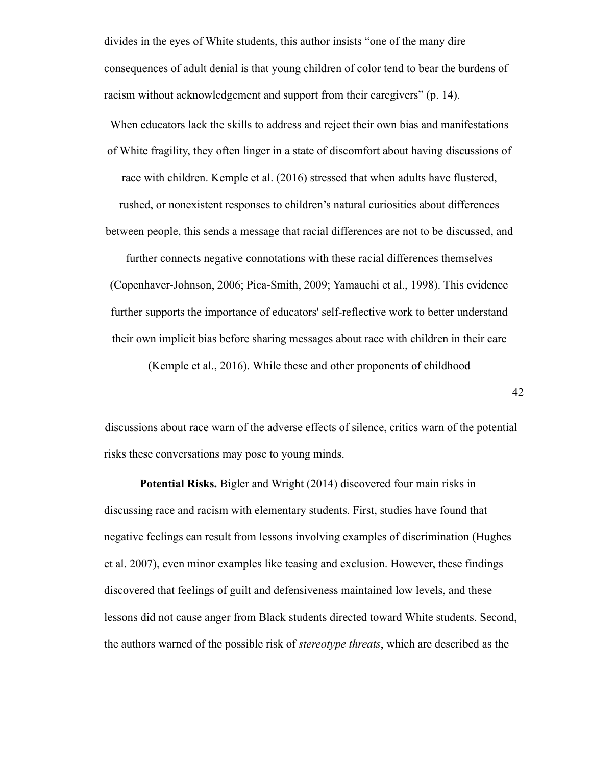divides in the eyes of White students, this author insists "one of the many dire consequences of adult denial is that young children of color tend to bear the burdens of racism without acknowledgement and support from their caregivers" (p. 14).

When educators lack the skills to address and reject their own bias and manifestations of White fragility, they often linger in a state of discomfort about having discussions of race with children. Kemple et al. (2016) stressed that when adults have flustered, rushed, or nonexistent responses to children's natural curiosities about differences between people, this sends a message that racial differences are not to be discussed, and further connects negative connotations with these racial differences themselves (Copenhaver-Johnson, 2006; Pica-Smith, 2009; Yamauchi et al., 1998). This evidence further supports the importance of educators' self-reflective work to better understand their own implicit bias before sharing messages about race with children in their care (Kemple et al., 2016). While these and other proponents of childhood discussions about race warn of the adverse effects of silence, critics warn of the potential risks these conversations may pose to young minds.

**Potential Risks.** Bigler and Wright (2014) discovered four main risks in discussing race and racism with elementary students. First, studies have found that negative feelings can result from lessons involving examples of discrimination (Hughes et al. 2007), even minor examples like teasing and exclusion. However, these findings discovered that feelings of guilt and defensiveness maintained low levels, and these lessons did not cause anger from Black students directed toward White students. Second, the authors warned of the possible risk of *stereotype threats*, which are described as the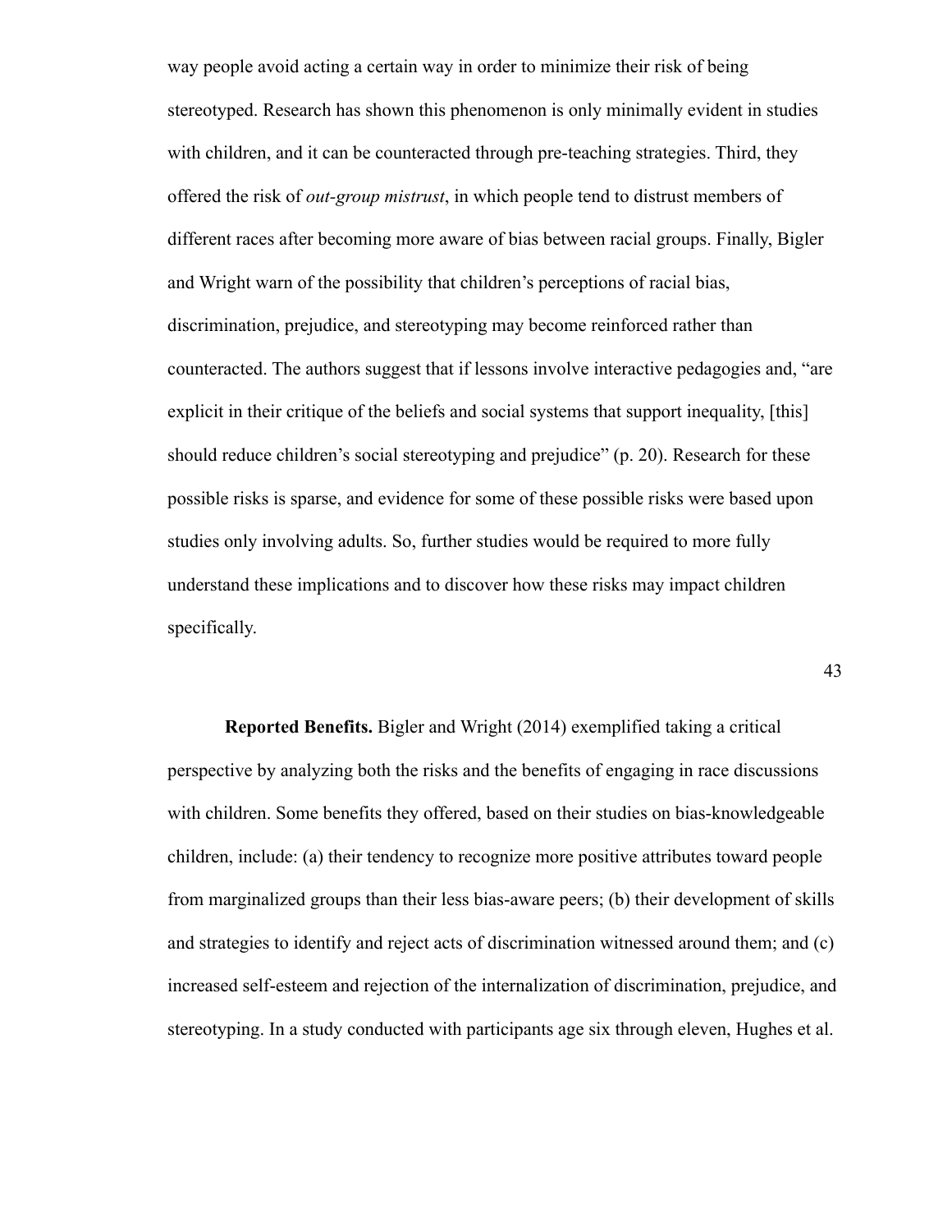way people avoid acting a certain way in order to minimize their risk of being stereotyped. Research has shown this phenomenon is only minimally evident in studies with children, and it can be counteracted through pre-teaching strategies. Third, they offered the risk of *out-group mistrust*, in which people tend to distrust members of different races after becoming more aware of bias between racial groups. Finally, Bigler and Wright warn of the possibility that children's perceptions of racial bias, discrimination, prejudice, and stereotyping may become reinforced rather than counteracted. The authors suggest that if lessons involve interactive pedagogies and, "are explicit in their critique of the beliefs and social systems that support inequality, [this] should reduce children's social stereotyping and prejudice" (p. 20). Research for these possible risks is sparse, and evidence for some of these possible risks were based upon studies only involving adults. So, further studies would be required to more fully understand these implications and to discover how these risks may impact children specifically.

**Reported Benefits.** Bigler and Wright (2014) exemplified taking a critical perspective by analyzing both the risks and the benefits of engaging in race discussions with children. Some benefits they offered, based on their studies on bias-knowledgeable children, include: (a) their tendency to recognize more positive attributes toward people from marginalized groups than their less bias-aware peers; (b) their development of skills and strategies to identify and reject acts of discrimination witnessed around them; and (c) increased self-esteem and rejection of the internalization of discrimination, prejudice, and stereotyping. In a study conducted with participants age six through eleven, Hughes et al.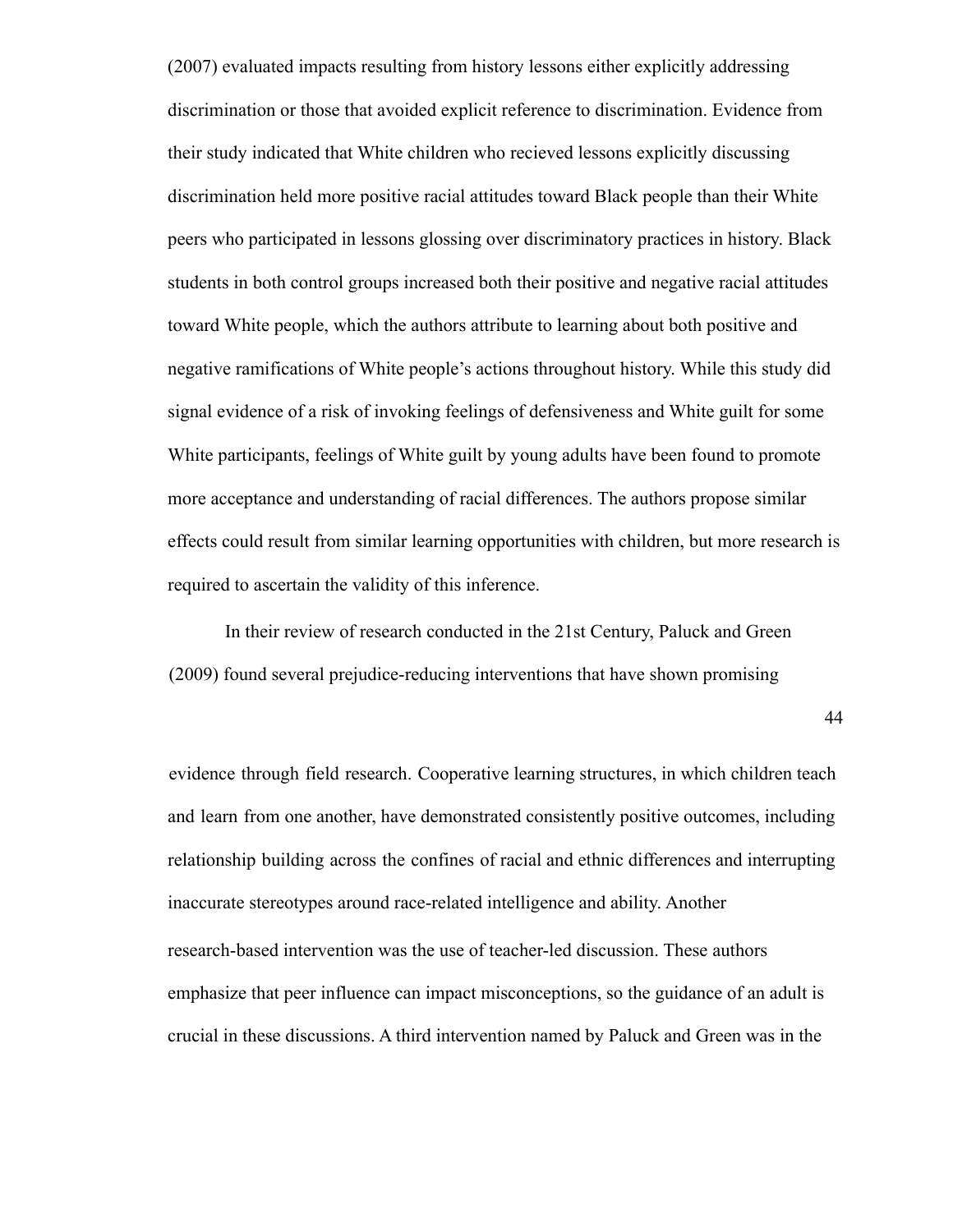(2007) evaluated impacts resulting from history lessons either explicitly addressing discrimination or those that avoided explicit reference to discrimination. Evidence from their study indicated that White children who recieved lessons explicitly discussing discrimination held more positive racial attitudes toward Black people than their White peers who participated in lessons glossing over discriminatory practices in history. Black students in both control groups increased both their positive and negative racial attitudes toward White people, which the authors attribute to learning about both positive and negative ramifications of White people's actions throughout history. While this study did signal evidence of a risk of invoking feelings of defensiveness and White guilt for some White participants, feelings of White guilt by young adults have been found to promote more acceptance and understanding of racial differences. The authors propose similar effects could result from similar learning opportunities with children, but more research is required to ascertain the validity of this inference.

In their review of research conducted in the 21st Century, Paluck and Green (2009) found several prejudice-reducing interventions that have shown promising evidence through field research. Cooperative learning structures, in which children teach and learn from one another, have demonstrated consistently positive outcomes, including relationship building across the confines of racial and ethnic differences and interrupting inaccurate stereotypes around race-related intelligence and ability. Another research-based intervention was the use of teacher-led discussion. These authors emphasize that peer influence can impact misconceptions, so the guidance of an adult is crucial in these discussions. A third intervention named by Paluck and Green was in the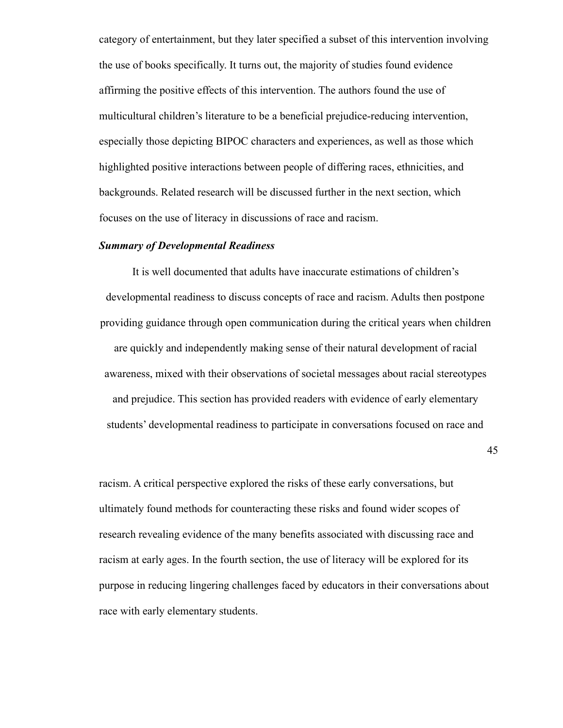category of entertainment, but they later specified a subset of this intervention involving the use of books specifically. It turns out, the majority of studies found evidence affirming the positive effects of this intervention. The authors found the use of multicultural children's literature to be a beneficial prejudice-reducing intervention, especially those depicting BIPOC characters and experiences, as well as those which highlighted positive interactions between people of differing races, ethnicities, and backgrounds. Related research will be discussed further in the next section, which focuses on the use of literacy in discussions of race and racism.

### *Summary of Developmental Readiness*

It is well documented that adults have inaccurate estimations of children's developmental readiness to discuss concepts of race and racism. Adults then postpone providing guidance through open communication during the critical years when children are quickly and independently making sense of their natural development of racial awareness, mixed with their observations of societal messages about racial stereotypes and prejudice. This section has provided readers with evidence of early elementary students' developmental readiness to participate in conversations focused on race and racism. A critical perspective explored the risks of these early conversations, but ultimately found methods for counteracting these risks and found wider scopes of research revealing evidence of the many benefits associated with discussing race and racism at early ages. In the fourth section, the use of literacy will be explored for its purpose in reducing lingering challenges faced by educators in their conversations about race with early elementary students.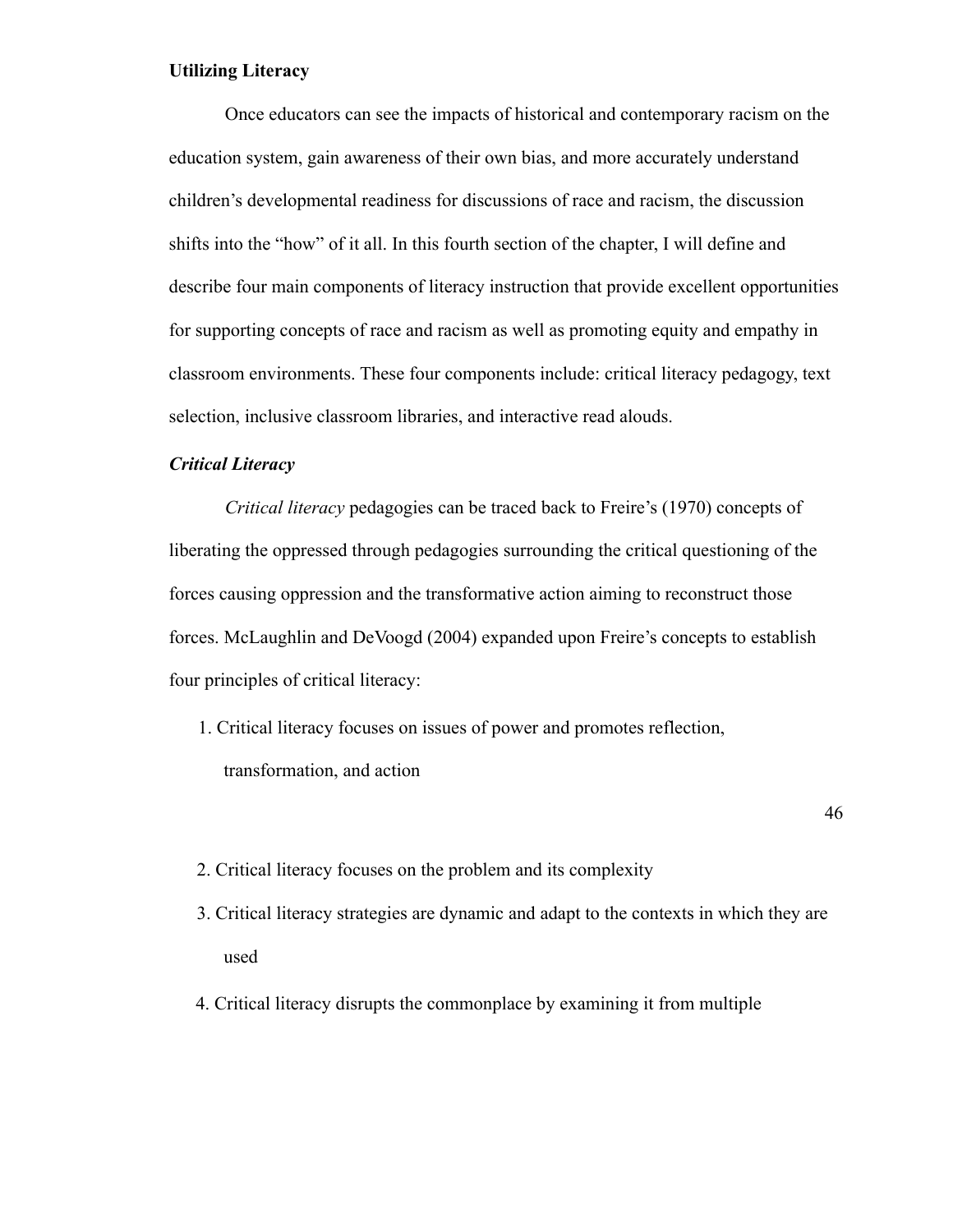**Utilizing Literacy**

Once educators can see the impacts of historical and contemporary racism on the education system, gain awareness of their own bias, and more accurately understand children's developmental readiness for discussions of race and racism, the discussion shifts into the "how" of it all. In this fourth section of the chapter, I will define and describe four main components of literacy instruction that provide excellent opportunities for supporting concepts of race and racism as well as promoting equity and empathy in classroom environments. These four components include: critical literacy pedagogy, text selection, inclusive classroom libraries, and interactive read alouds.

***Critical Literacy***

*Critical literacy* pedagogies can be traced back to Freire's (1970) concepts of liberating the oppressed through pedagogies surrounding the critical questioning of the forces causing oppression and the transformative action aiming to reconstruct those forces. McLaughlin and DeVoogd (2004) expanded upon Freire's concepts to establish four principles of critical literacy:

1. Critical literacy focuses on issues of power and promotes reflection, transformation, and action
2. Critical literacy focuses on the problem and its complexity
3. Critical literacy strategies are dynamic and adapt to the contexts in which they are used
4. Critical literacy disrupts the commonplace by examining it from multiple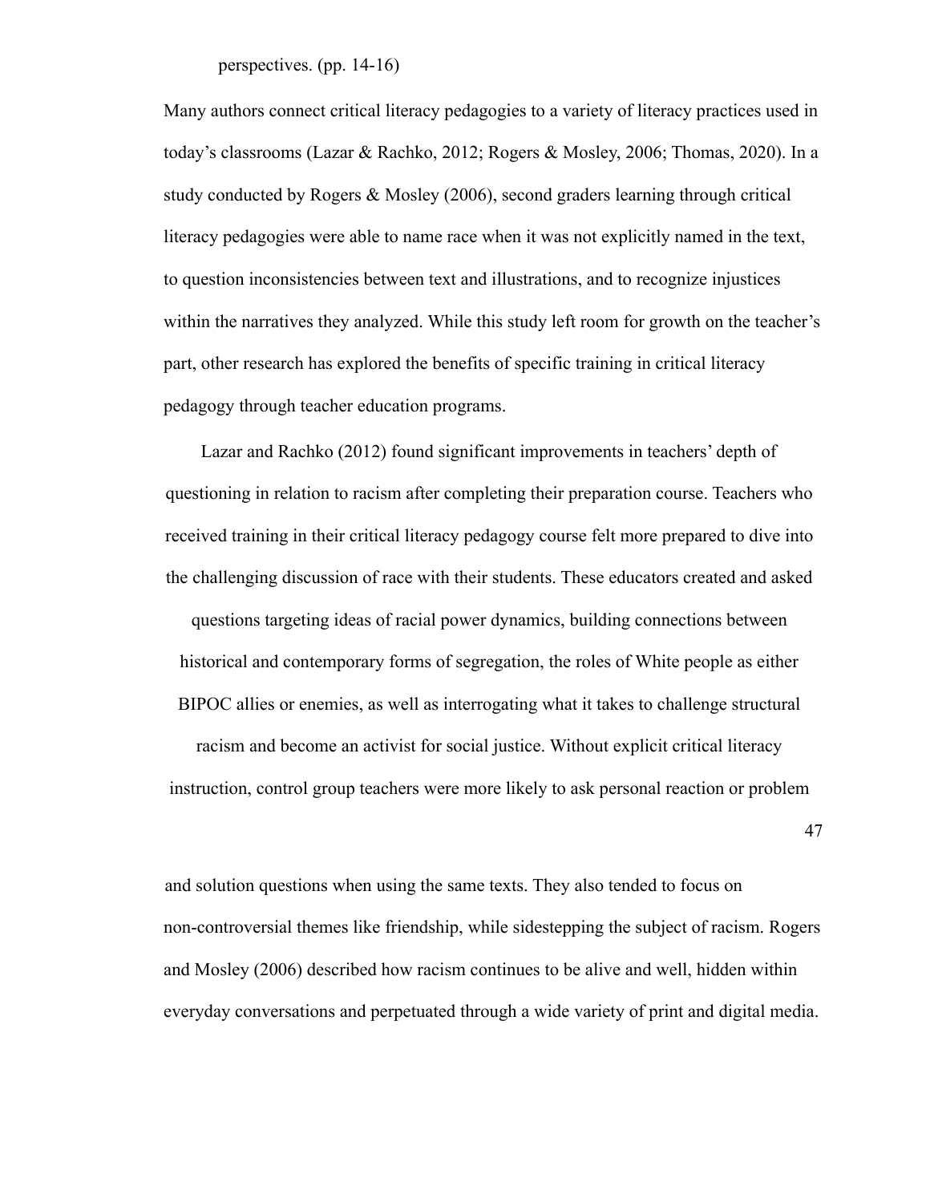perspectives. (pp. 14-16)

Many authors connect critical literacy pedagogies to a variety of literacy practices used in today's classrooms (Lazar & Rachko, 2012; Rogers & Mosley, 2006; Thomas, 2020). In a study conducted by Rogers & Mosley (2006), second graders learning through critical literacy pedagogies were able to name race when it was not explicitly named in the text, to question inconsistencies between text and illustrations, and to recognize injustices within the narratives they analyzed. While this study left room for growth on the teacher's part, other research has explored the benefits of specific training in critical literacy pedagogy through teacher education programs.

Lazar and Rachko (2012) found significant improvements in teachers' depth of questioning in relation to racism after completing their preparation course. Teachers who received training in their critical literacy pedagogy course felt more prepared to dive into the challenging discussion of race with their students. These educators created and asked questions targeting ideas of racial power dynamics, building connections between historical and contemporary forms of segregation, the roles of White people as either BIPOC allies or enemies, as well as interrogating what it takes to challenge structural racism and become an activist for social justice. Without explicit critical literacy instruction, control group teachers were more likely to ask personal reaction or problem and solution questions when using the same texts. They also tended to focus on non-controversial themes like friendship, while sidestepping the subject of racism. Rogers and Mosley (2006) described how racism continues to be alive and well, hidden within everyday conversations and perpetuated through a wide variety of print and digital media.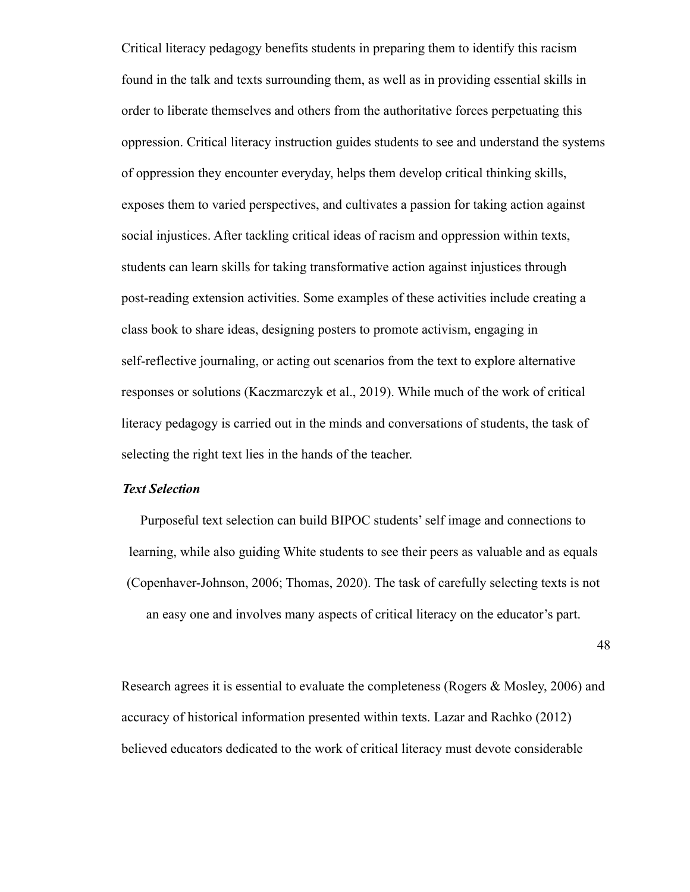Critical literacy pedagogy benefits students in preparing them to identify this racism found in the talk and texts surrounding them, as well as in providing essential skills in order to liberate themselves and others from the authoritative forces perpetuating this oppression. Critical literacy instruction guides students to see and understand the systems of oppression they encounter everyday, helps them develop critical thinking skills, exposes them to varied perspectives, and cultivates a passion for taking action against social injustices. After tackling critical ideas of racism and oppression within texts, students can learn skills for taking transformative action against injustices through post-reading extension activities. Some examples of these activities include creating a class book to share ideas, designing posters to promote activism, engaging in self-reflective journaling, or acting out scenarios from the text to explore alternative responses or solutions (Kaczmarczyk et al., 2019). While much of the work of critical literacy pedagogy is carried out in the minds and conversations of students, the task of selecting the right text lies in the hands of the teacher.

### ***Text Selection***

Purposeful text selection can build BIPOC students' self image and connections to learning, while also guiding White students to see their peers as valuable and as equals (Copenhaver-Johnson, 2006; Thomas, 2020). The task of carefully selecting texts is not an easy one and involves many aspects of critical literacy on the educator's part.

Research agrees it is essential to evaluate the completeness (Rogers & Mosley, 2006) and accuracy of historical information presented within texts. Lazar and Rachko (2012) believed educators dedicated to the work of critical literacy must devote considerable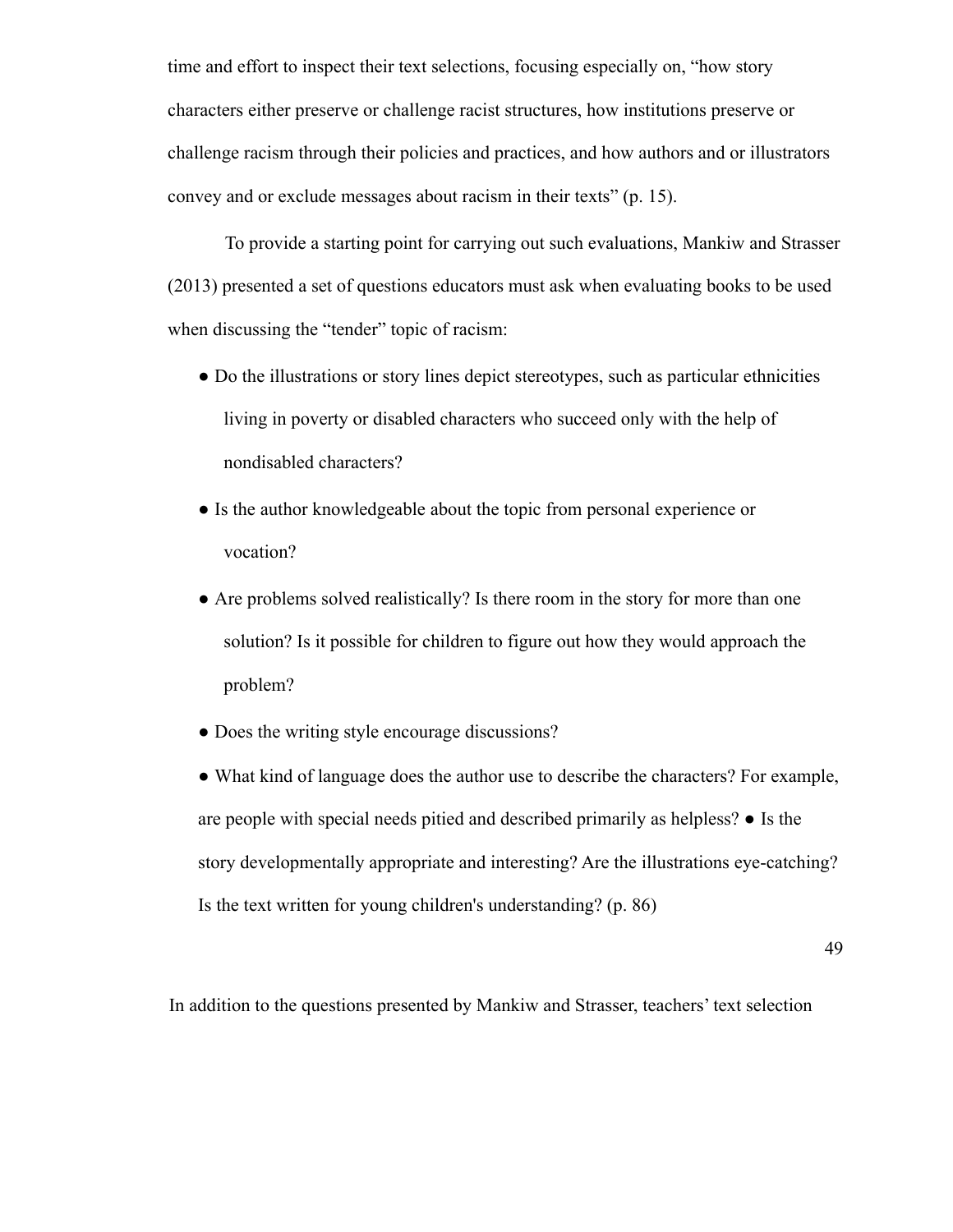time and effort to inspect their text selections, focusing especially on, "how story characters either preserve or challenge racist structures, how institutions preserve or challenge racism through their policies and practices, and how authors and or illustrators convey and or exclude messages about racism in their texts" (p. 15).

To provide a starting point for carrying out such evaluations, Mankiw and Strasser (2013) presented a set of questions educators must ask when evaluating books to be used when discussing the "tender" topic of racism:

- Do the illustrations or story lines depict stereotypes, such as particular ethnicities living in poverty or disabled characters who succeed only with the help of nondisabled characters?
- Is the author knowledgeable about the topic from personal experience or vocation?
- Are problems solved realistically? Is there room in the story for more than one solution? Is it possible for children to figure out how they would approach the problem?
- Does the writing style encourage discussions?
- What kind of language does the author use to describe the characters? For example, are people with special needs pitied and described primarily as helpless? ● Is the story developmentally appropriate and interesting? Are the illustrations eye-catching? Is the text written for young children's understanding? (p. 86)

In addition to the questions presented by Mankiw and Strasser, teachers' text selection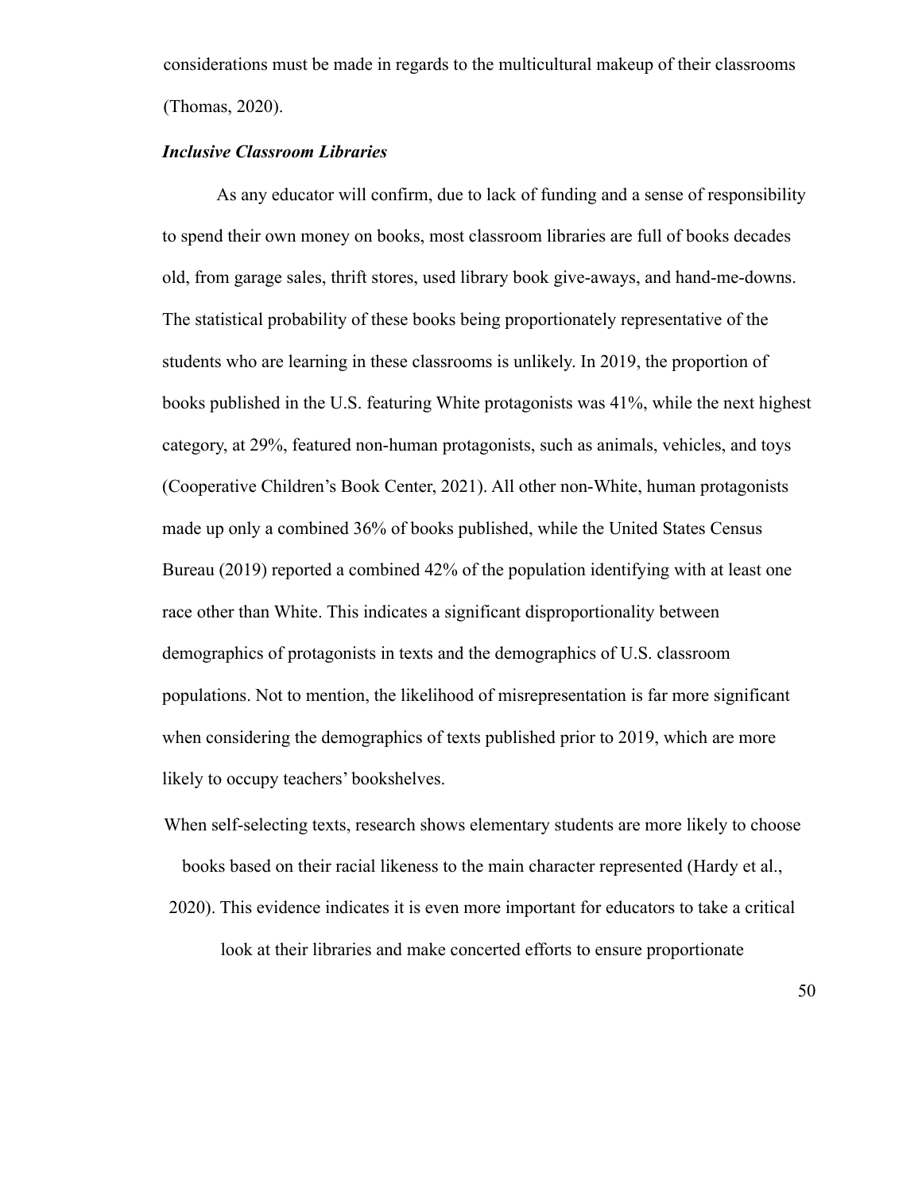considerations must be made in regards to the multicultural makeup of their classrooms (Thomas, 2020).

### *Inclusive Classroom Libraries*

As any educator will confirm, due to lack of funding and a sense of responsibility to spend their own money on books, most classroom libraries are full of books decades old, from garage sales, thrift stores, used library book give-aways, and hand-me-downs. The statistical probability of these books being proportionately representative of the students who are learning in these classrooms is unlikely. In 2019, the proportion of books published in the U.S. featuring White protagonists was 41%, while the next highest category, at 29%, featured non-human protagonists, such as animals, vehicles, and toys (Cooperative Children's Book Center, 2021). All other non-White, human protagonists made up only a combined 36% of books published, while the United States Census Bureau (2019) reported a combined 42% of the population identifying with at least one race other than White. This indicates a significant disproportionality between demographics of protagonists in texts and the demographics of U.S. classroom populations. Not to mention, the likelihood of misrepresentation is far more significant when considering the demographics of texts published prior to 2019, which are more likely to occupy teachers' bookshelves.

When self-selecting texts, research shows elementary students are more likely to choose books based on their racial likeness to the main character represented (Hardy et al., 2020). This evidence indicates it is even more important for educators to take a critical look at their libraries and make concerted efforts to ensure proportionate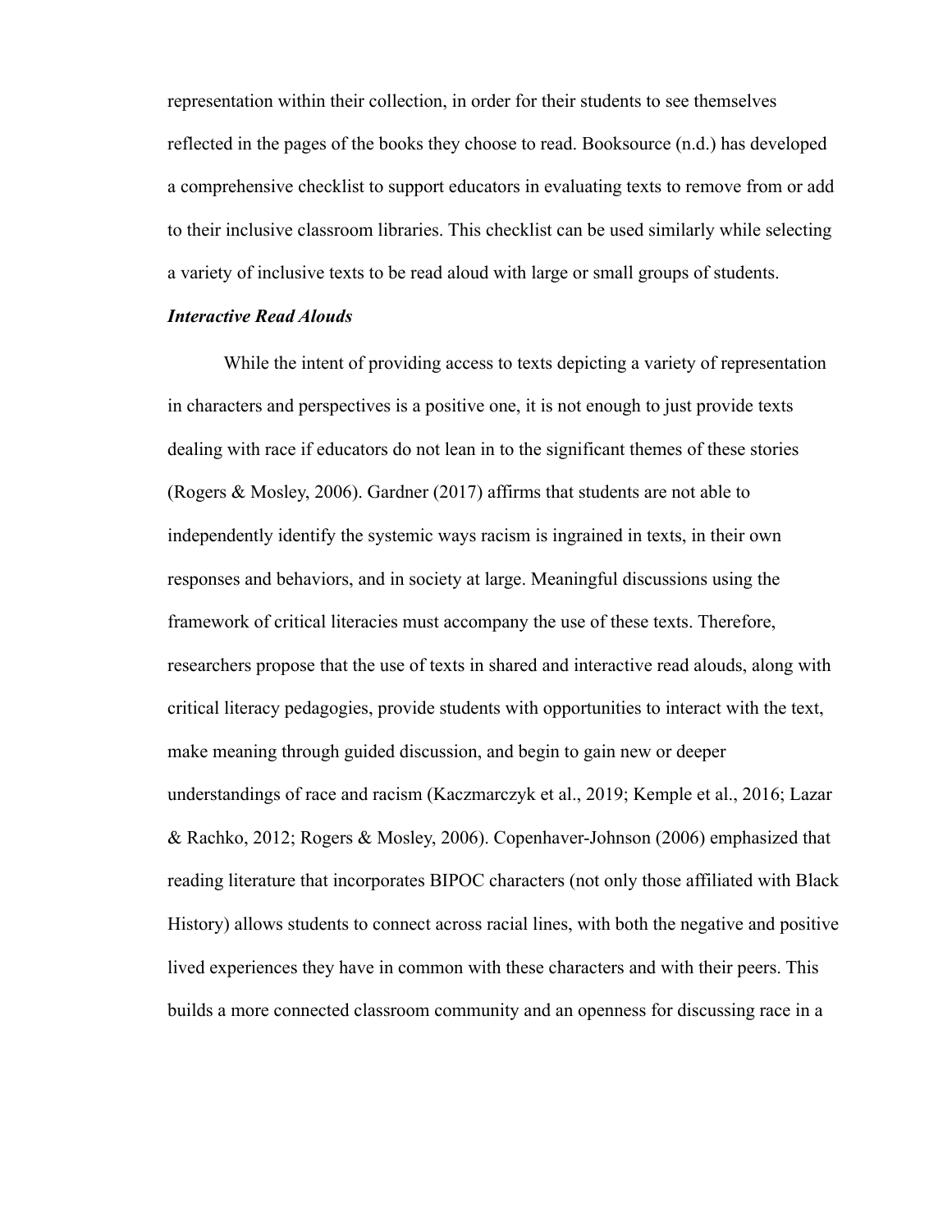representation within their collection, in order for their students to see themselves reflected in the pages of the books they choose to read. Booksource (n.d.) has developed a comprehensive checklist to support educators in evaluating texts to remove from or add to their inclusive classroom libraries. This checklist can be used similarly while selecting a variety of inclusive texts to be read aloud with large or small groups of students.

***Interactive Read Alouds***

While the intent of providing access to texts depicting a variety of representation in characters and perspectives is a positive one, it is not enough to just provide texts dealing with race if educators do not lean in to the significant themes of these stories (Rogers & Mosley, 2006). Gardner (2017) affirms that students are not able to independently identify the systemic ways racism is ingrained in texts, in their own responses and behaviors, and in society at large. Meaningful discussions using the framework of critical literacies must accompany the use of these texts. Therefore, researchers propose that the use of texts in shared and interactive read alouds, along with critical literacy pedagogies, provide students with opportunities to interact with the text, make meaning through guided discussion, and begin to gain new or deeper understandings of race and racism (Kaczmarczyk et al., 2019; Kemple et al., 2016; Lazar & Rachko, 2012; Rogers & Mosley, 2006). Copenhaver-Johnson (2006) emphasized that reading literature that incorporates BIPOC characters (not only those affiliated with Black History) allows students to connect across racial lines, with both the negative and positive lived experiences they have in common with these characters and with their peers. This builds a more connected classroom community and an openness for discussing race in a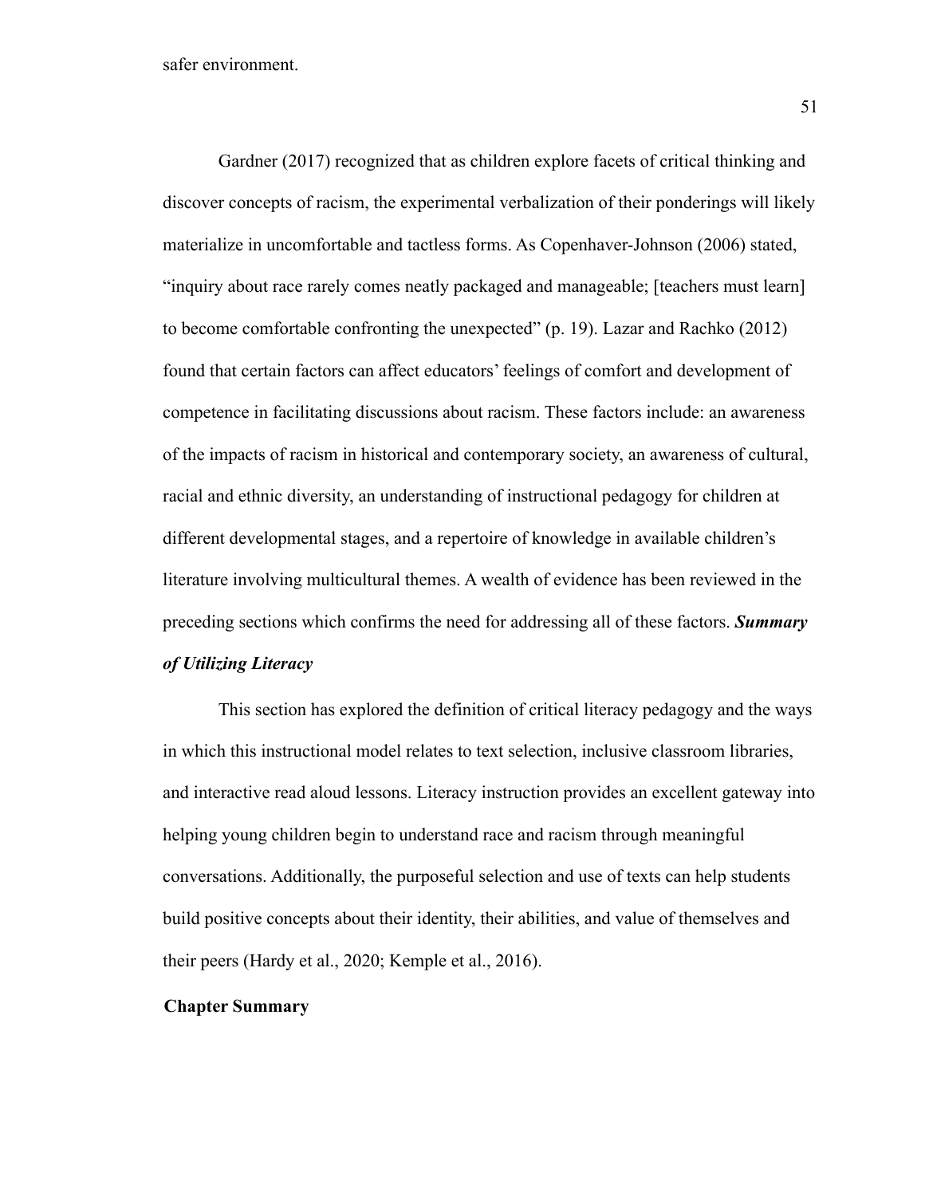safer environment.

Gardner (2017) recognized that as children explore facets of critical thinking and discover concepts of racism, the experimental verbalization of their ponderings will likely materialize in uncomfortable and tactless forms. As Copenhaver-Johnson (2006) stated, "inquiry about race rarely comes neatly packaged and manageable; [teachers must learn] to become comfortable confronting the unexpected" (p. 19). Lazar and Rachko (2012) found that certain factors can affect educators' feelings of comfort and development of competence in facilitating discussions about racism. These factors include: an awareness of the impacts of racism in historical and contemporary society, an awareness of cultural, racial and ethnic diversity, an understanding of instructional pedagogy for children at different developmental stages, and a repertoire of knowledge in available children's literature involving multicultural themes. A wealth of evidence has been reviewed in the preceding sections which confirms the need for addressing all of these factors.

### *Summary of Utilizing Literacy*

This section has explored the definition of critical literacy pedagogy and the ways in which this instructional model relates to text selection, inclusive classroom libraries, and interactive read aloud lessons. Literacy instruction provides an excellent gateway into helping young children begin to understand race and racism through meaningful conversations. Additionally, the purposeful selection and use of texts can help students build positive concepts about their identity, their abilities, and value of themselves and their peers (Hardy et al., 2020; Kemple et al., 2016).

## Chapter Summary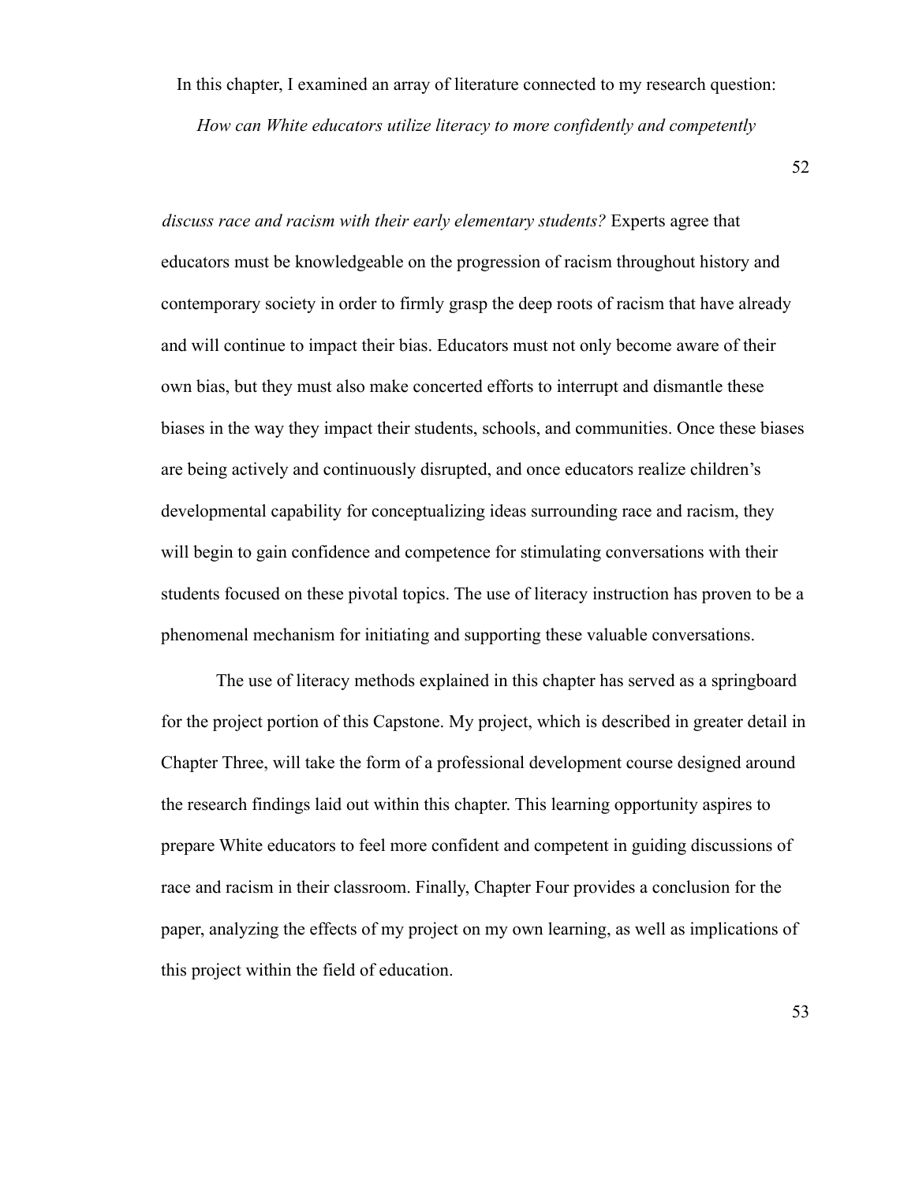In this chapter, I examined an array of literature connected to my research question: *How can White educators utilize literacy to more confidently and competently discuss race and racism with their early elementary students?* Experts agree that educators must be knowledgeable on the progression of racism throughout history and contemporary society in order to firmly grasp the deep roots of racism that have already and will continue to impact their bias. Educators must not only become aware of their own bias, but they must also make concerted efforts to interrupt and dismantle these biases in the way they impact their students, schools, and communities. Once these biases are being actively and continuously disrupted, and once educators realize children's developmental capability for conceptualizing ideas surrounding race and racism, they will begin to gain confidence and competence for stimulating conversations with their students focused on these pivotal topics. The use of literacy instruction has proven to be a phenomenal mechanism for initiating and supporting these valuable conversations.

The use of literacy methods explained in this chapter has served as a springboard for the project portion of this Capstone. My project, which is described in greater detail in Chapter Three, will take the form of a professional development course designed around the research findings laid out within this chapter. This learning opportunity aspires to prepare White educators to feel more confident and competent in guiding discussions of race and racism in their classroom. Finally, Chapter Four provides a conclusion for the paper, analyzing the effects of my project on my own learning, as well as implications of this project within the field of education.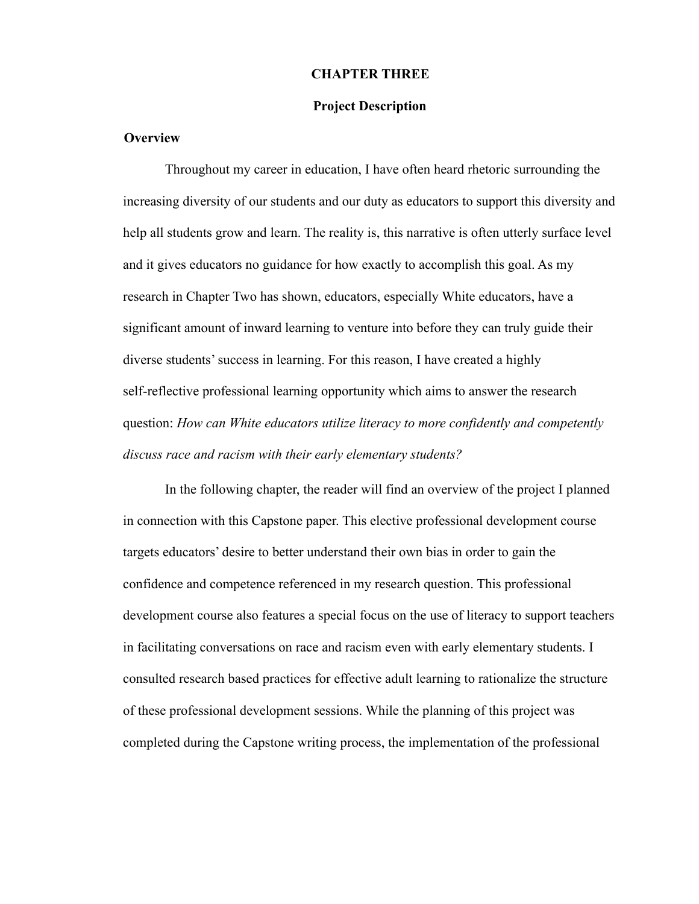# CHAPTER THREE

## Project Description

### Overview

Throughout my career in education, I have often heard rhetoric surrounding the increasing diversity of our students and our duty as educators to support this diversity and help all students grow and learn. The reality is, this narrative is often utterly surface level and it gives educators no guidance for how exactly to accomplish this goal. As my research in Chapter Two has shown, educators, especially White educators, have a significant amount of inward learning to venture into before they can truly guide their diverse students' success in learning. For this reason, I have created a highly self-reflective professional learning opportunity which aims to answer the research question: *How can White educators utilize literacy to more confidently and competently discuss race and racism with their early elementary students?*

In the following chapter, the reader will find an overview of the project I planned in connection with this Capstone paper. This elective professional development course targets educators' desire to better understand their own bias in order to gain the confidence and competence referenced in my research question. This professional development course also features a special focus on the use of literacy to support teachers in facilitating conversations on race and racism even with early elementary students. I consulted research based practices for effective adult learning to rationalize the structure of these professional development sessions. While the planning of this project was completed during the Capstone writing process, the implementation of the professional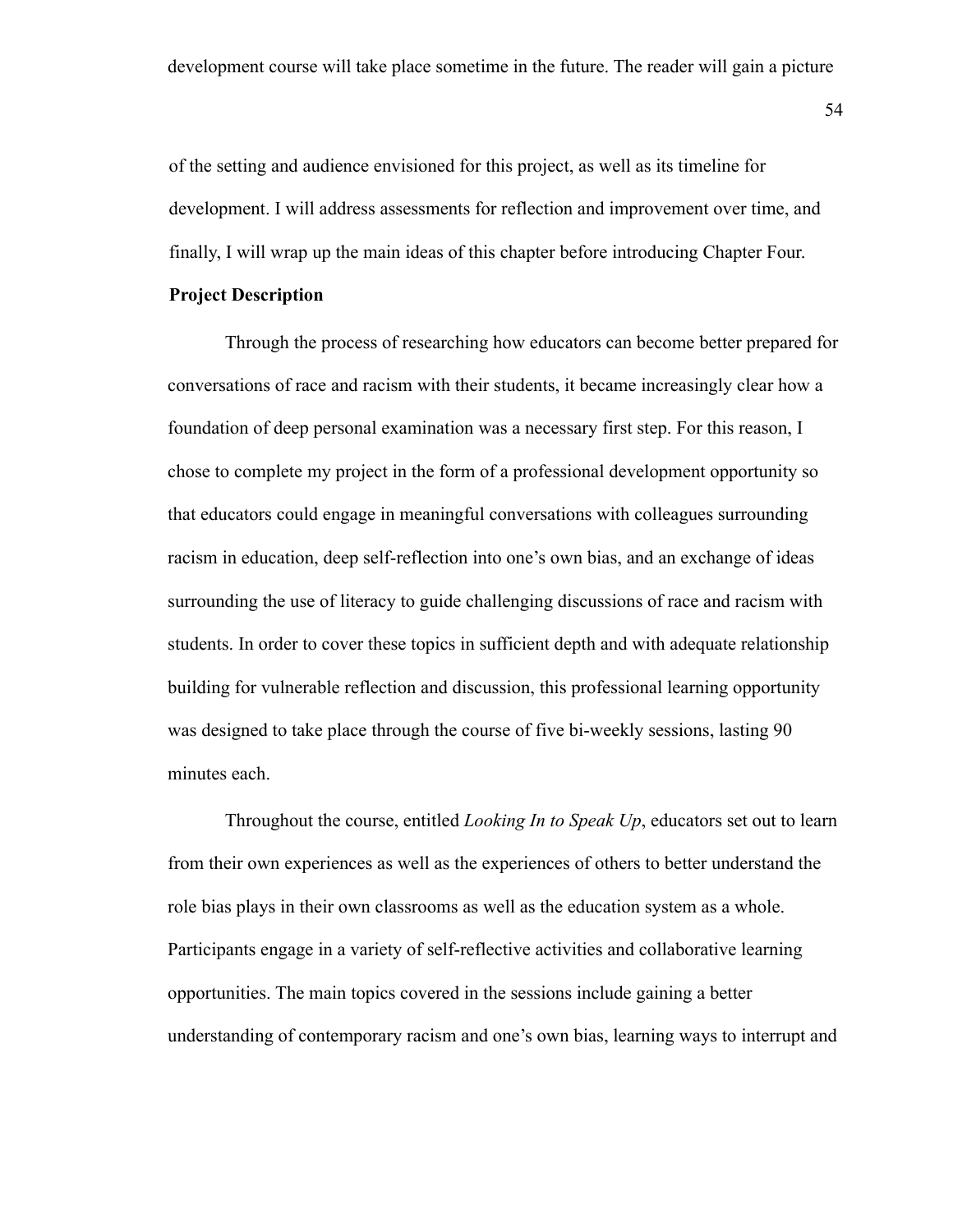development course will take place sometime in the future. The reader will gain a picture

of the setting and audience envisioned for this project, as well as its timeline for development. I will address assessments for reflection and improvement over time, and finally, I will wrap up the main ideas of this chapter before introducing Chapter Four.

## Project Description

Through the process of researching how educators can become better prepared for conversations of race and racism with their students, it became increasingly clear how a foundation of deep personal examination was a necessary first step. For this reason, I chose to complete my project in the form of a professional development opportunity so that educators could engage in meaningful conversations with colleagues surrounding racism in education, deep self-reflection into one's own bias, and an exchange of ideas surrounding the use of literacy to guide challenging discussions of race and racism with students. In order to cover these topics in sufficient depth and with adequate relationship building for vulnerable reflection and discussion, this professional learning opportunity was designed to take place through the course of five bi-weekly sessions, lasting 90 minutes each.

Throughout the course, entitled *Looking In to Speak Up*, educators set out to learn from their own experiences as well as the experiences of others to better understand the role bias plays in their own classrooms as well as the education system as a whole. Participants engage in a variety of self-reflective activities and collaborative learning opportunities. The main topics covered in the sessions include gaining a better understanding of contemporary racism and one's own bias, learning ways to interrupt and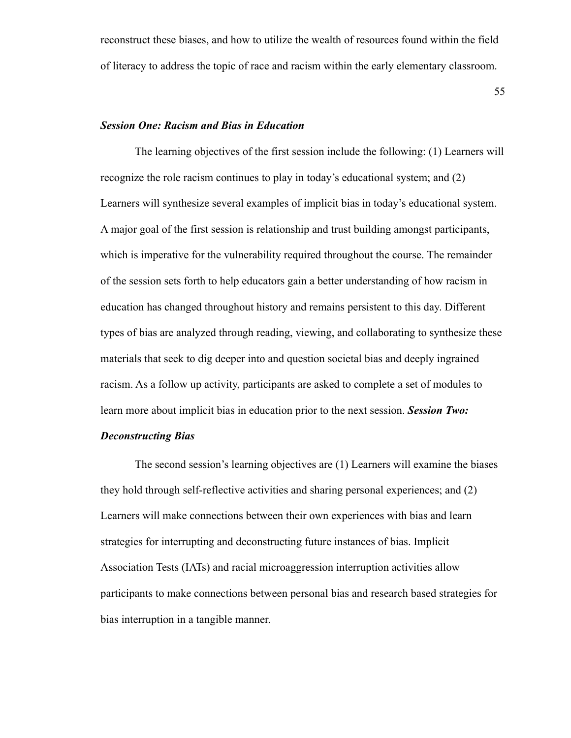reconstruct these biases, and how to utilize the wealth of resources found within the field of literacy to address the topic of race and racism within the early elementary classroom.

### *Session One: Racism and Bias in Education*

The learning objectives of the first session include the following: (1) Learners will recognize the role racism continues to play in today's educational system; and (2) Learners will synthesize several examples of implicit bias in today's educational system. A major goal of the first session is relationship and trust building amongst participants, which is imperative for the vulnerability required throughout the course. The remainder of the session sets forth to help educators gain a better understanding of how racism in education has changed throughout history and remains persistent to this day. Different types of bias are analyzed through reading, viewing, and collaborating to synthesize these materials that seek to dig deeper into and question societal bias and deeply ingrained racism. As a follow up activity, participants are asked to complete a set of modules to learn more about implicit bias in education prior to the next session.

### *Session Two: Deconstructing Bias*

The second session's learning objectives are (1) Learners will examine the biases they hold through self-reflective activities and sharing personal experiences; and (2) Learners will make connections between their own experiences with bias and learn strategies for interrupting and deconstructing future instances of bias. Implicit Association Tests (IATs) and racial microaggression interruption activities allow participants to make connections between personal bias and research based strategies for bias interruption in a tangible manner.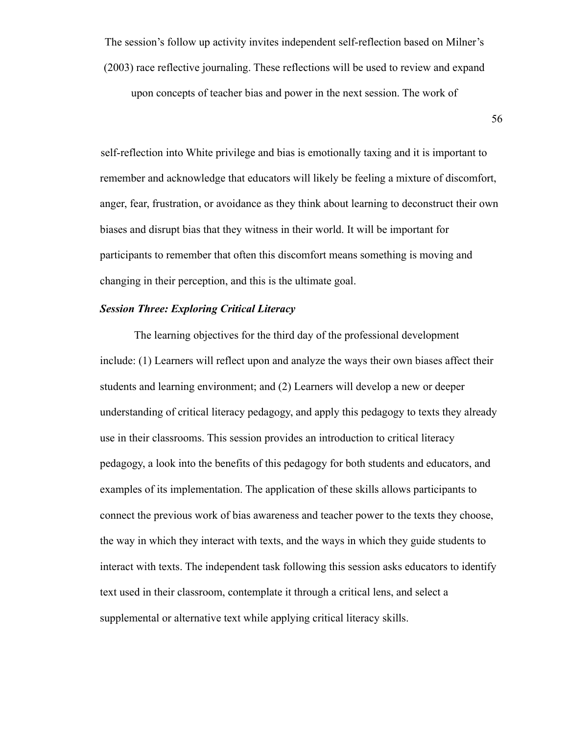The session's follow up activity invites independent self-reflection based on Milner's (2003) race reflective journaling. These reflections will be used to review and expand upon concepts of teacher bias and power in the next session. The work of self-reflection into White privilege and bias is emotionally taxing and it is important to remember and acknowledge that educators will likely be feeling a mixture of discomfort, anger, fear, frustration, or avoidance as they think about learning to deconstruct their own biases and disrupt bias that they witness in their world. It will be important for participants to remember that often this discomfort means something is moving and changing in their perception, and this is the ultimate goal.

***Session Three: Exploring Critical Literacy***

The learning objectives for the third day of the professional development include: (1) Learners will reflect upon and analyze the ways their own biases affect their students and learning environment; and (2) Learners will develop a new or deeper understanding of critical literacy pedagogy, and apply this pedagogy to texts they already use in their classrooms. This session provides an introduction to critical literacy pedagogy, a look into the benefits of this pedagogy for both students and educators, and examples of its implementation. The application of these skills allows participants to connect the previous work of bias awareness and teacher power to the texts they choose, the way in which they interact with texts, and the ways in which they guide students to interact with texts. The independent task following this session asks educators to identify text used in their classroom, contemplate it through a critical lens, and select a supplemental or alternative text while applying critical literacy skills.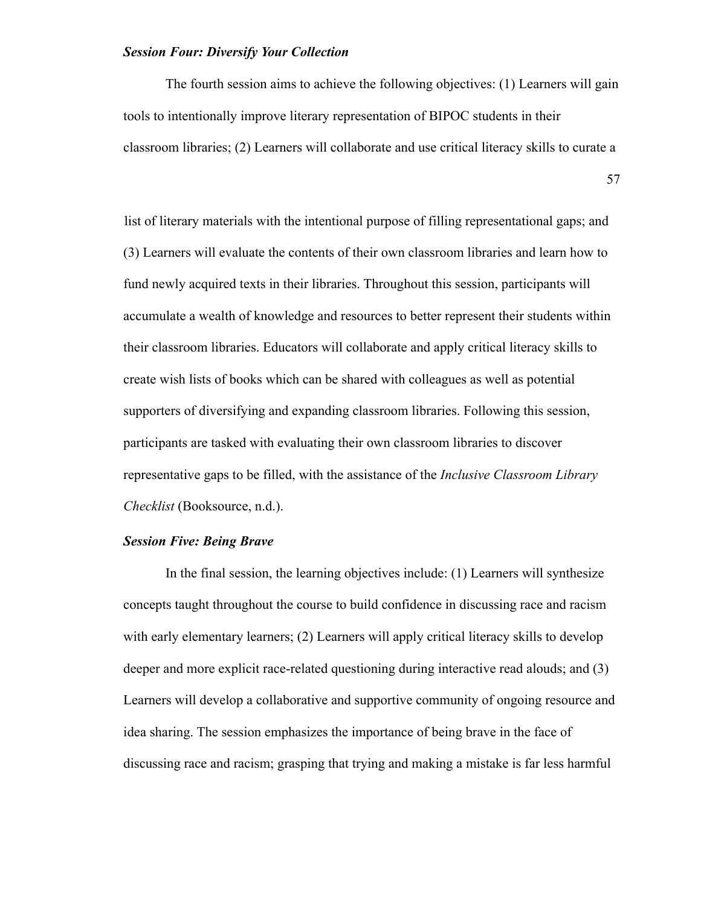### *Session Four: Diversify Your Collection*

The fourth session aims to achieve the following objectives: (1) Learners will gain tools to intentionally improve literary representation of BIPOC students in their classroom libraries; (2) Learners will collaborate and use critical literacy skills to curate a list of literary materials with the intentional purpose of filling representational gaps; and (3) Learners will evaluate the contents of their own classroom libraries and learn how to fund newly acquired texts in their libraries. Throughout this session, participants will accumulate a wealth of knowledge and resources to better represent their students within their classroom libraries. Educators will collaborate and apply critical literacy skills to create wish lists of books which can be shared with colleagues as well as potential supporters of diversifying and expanding classroom libraries. Following this session, participants are tasked with evaluating their own classroom libraries to discover representative gaps to be filled, with the assistance of the *Inclusive Classroom Library Checklist* (Booksource, n.d.).

### *Session Five: Being Brave*

In the final session, the learning objectives include: (1) Learners will synthesize concepts taught throughout the course to build confidence in discussing race and racism with early elementary learners; (2) Learners will apply critical literacy skills to develop deeper and more explicit race-related questioning during interactive read alouds; and (3) Learners will develop a collaborative and supportive community of ongoing resource and idea sharing. The session emphasizes the importance of being brave in the face of discussing race and racism; grasping that trying and making a mistake is far less harmful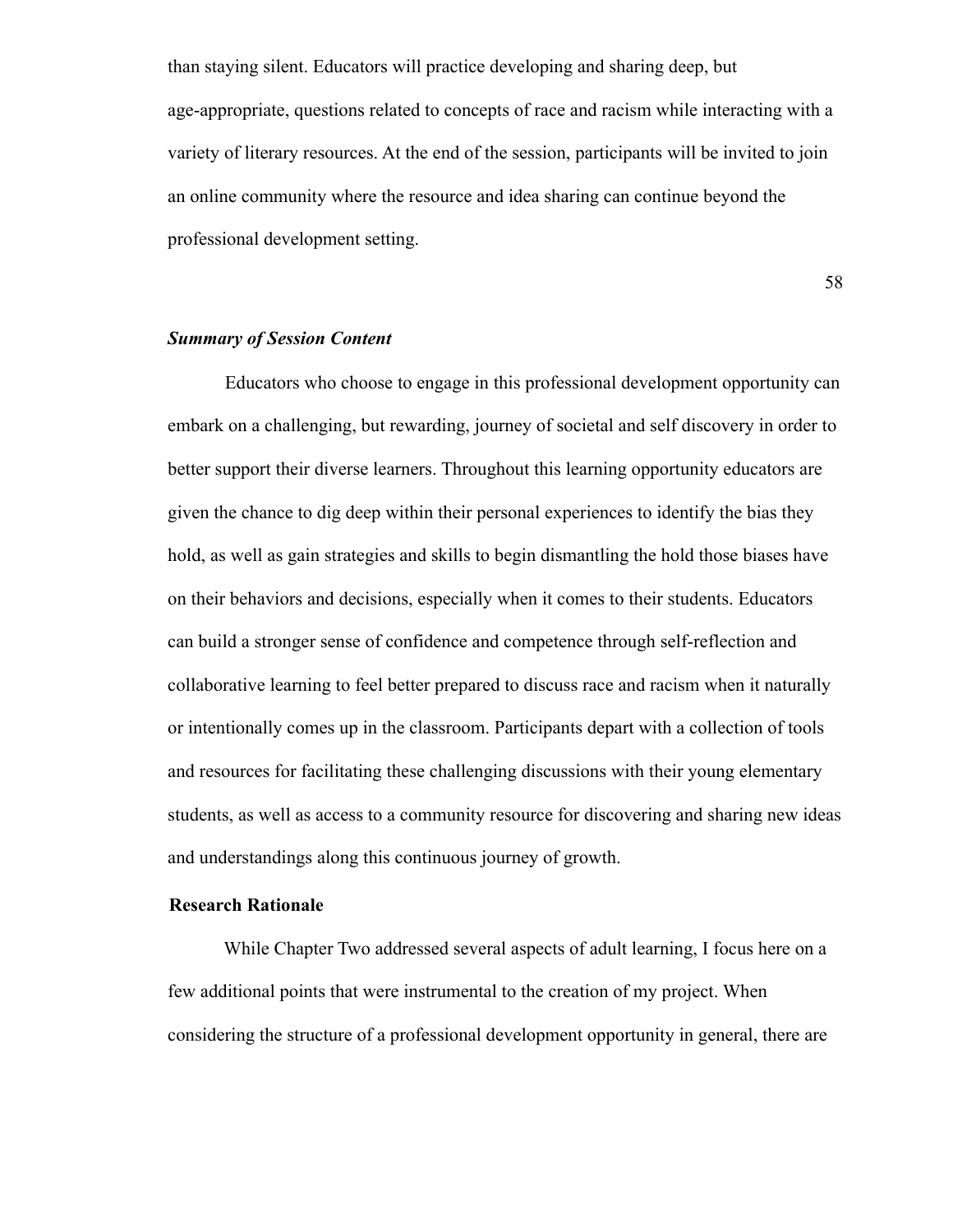than staying silent. Educators will practice developing and sharing deep, but age-appropriate, questions related to concepts of race and racism while interacting with a variety of literary resources. At the end of the session, participants will be invited to join an online community where the resource and idea sharing can continue beyond the professional development setting.

### *Summary of Session Content*

Educators who choose to engage in this professional development opportunity can embark on a challenging, but rewarding, journey of societal and self discovery in order to better support their diverse learners. Throughout this learning opportunity educators are given the chance to dig deep within their personal experiences to identify the bias they hold, as well as gain strategies and skills to begin dismantling the hold those biases have on their behaviors and decisions, especially when it comes to their students. Educators can build a stronger sense of confidence and competence through self-reflection and collaborative learning to feel better prepared to discuss race and racism when it naturally or intentionally comes up in the classroom. Participants depart with a collection of tools and resources for facilitating these challenging discussions with their young elementary students, as well as access to a community resource for discovering and sharing new ideas and understandings along this continuous journey of growth.

## Research Rationale

While Chapter Two addressed several aspects of adult learning, I focus here on a few additional points that were instrumental to the creation of my project. When considering the structure of a professional development opportunity in general, there are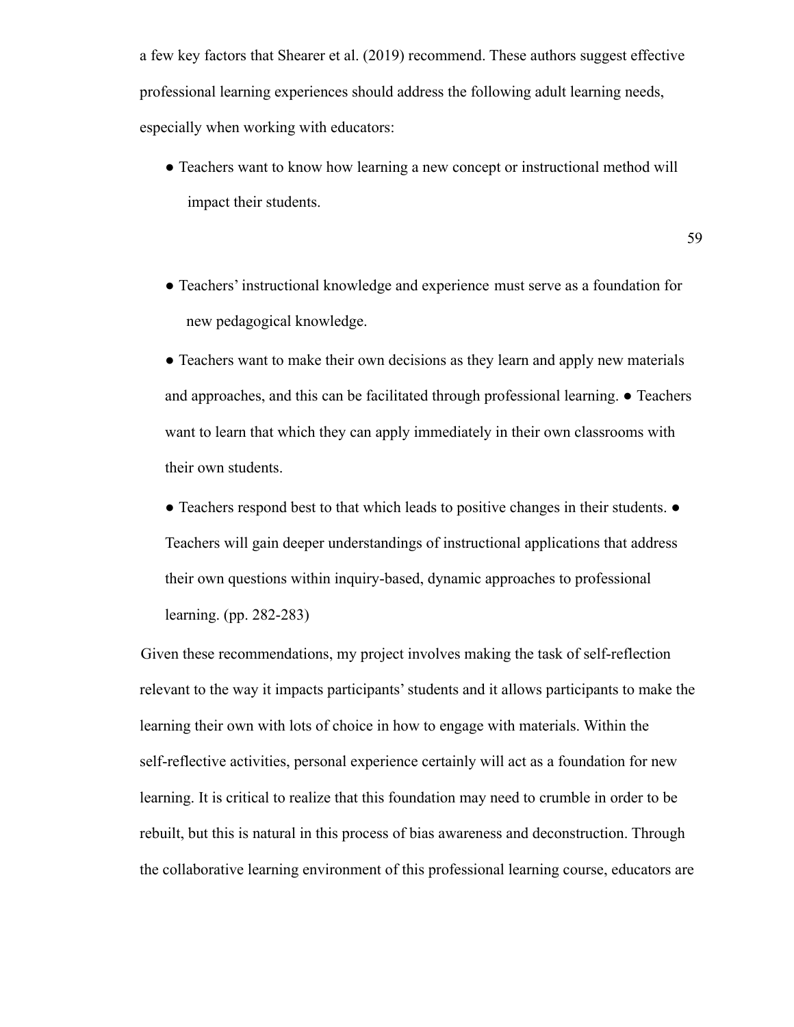a few key factors that Shearer et al. (2019) recommend. These authors suggest effective professional learning experiences should address the following adult learning needs, especially when working with educators:

- Teachers want to know how learning a new concept or instructional method will impact their students.
- Teachers' instructional knowledge and experience must serve as a foundation for new pedagogical knowledge.
- Teachers want to make their own decisions as they learn and apply new materials and approaches, and this can be facilitated through professional learning.
- Teachers want to learn that which they can apply immediately in their own classrooms with their own students.
- Teachers respond best to that which leads to positive changes in their students.
- Teachers will gain deeper understandings of instructional applications that address their own questions within inquiry-based, dynamic approaches to professional learning. (pp. 282-283)

Given these recommendations, my project involves making the task of self-reflection relevant to the way it impacts participants' students and it allows participants to make the learning their own with lots of choice in how to engage with materials. Within the self-reflective activities, personal experience certainly will act as a foundation for new learning. It is critical to realize that this foundation may need to crumble in order to be rebuilt, but this is natural in this process of bias awareness and deconstruction. Through the collaborative learning environment of this professional learning course, educators are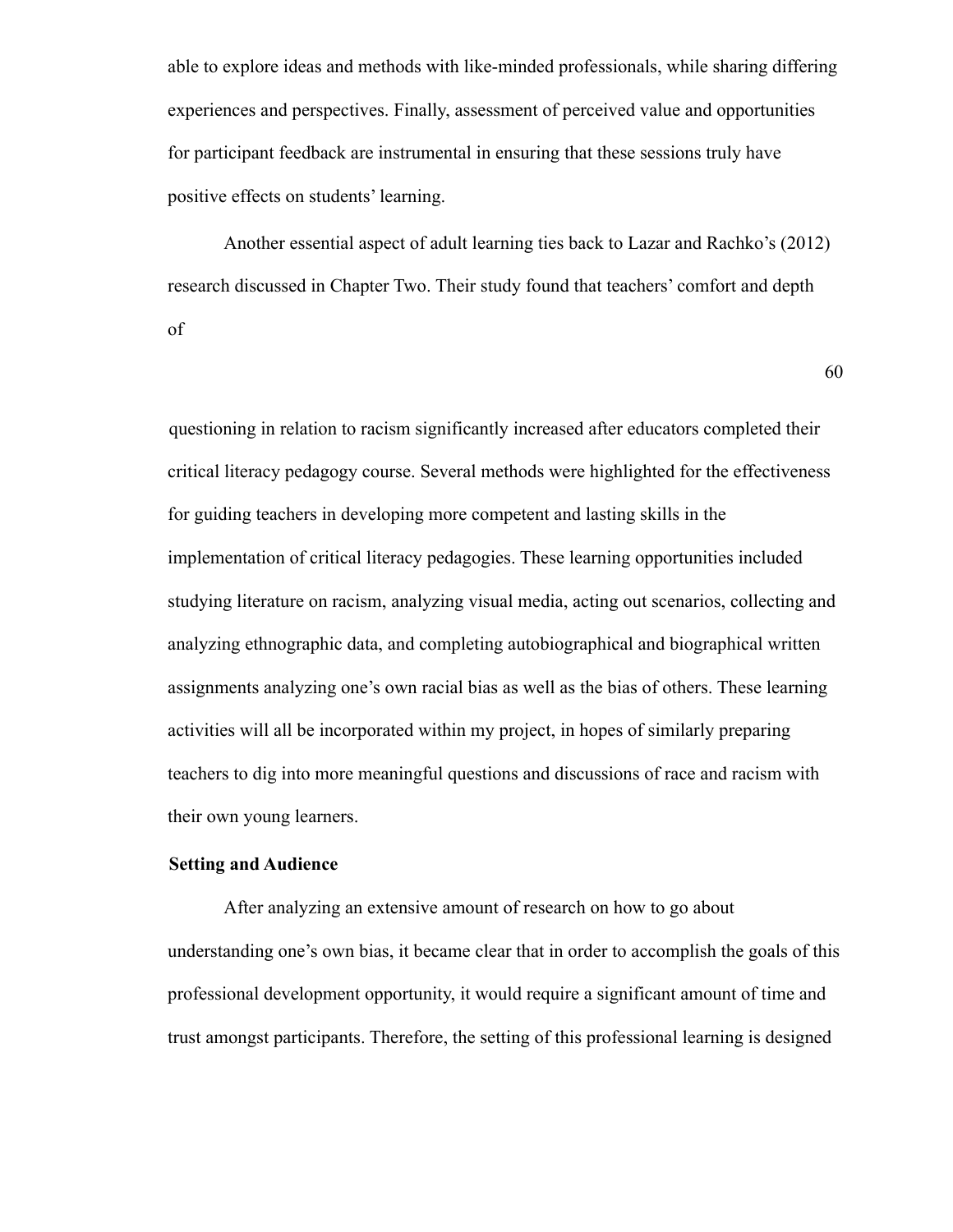able to explore ideas and methods with like-minded professionals, while sharing differing experiences and perspectives. Finally, assessment of perceived value and opportunities for participant feedback are instrumental in ensuring that these sessions truly have positive effects on students' learning.

Another essential aspect of adult learning ties back to Lazar and Rachko's (2012) research discussed in Chapter Two. Their study found that teachers' comfort and depth of questioning in relation to racism significantly increased after educators completed their critical literacy pedagogy course. Several methods were highlighted for the effectiveness for guiding teachers in developing more competent and lasting skills in the implementation of critical literacy pedagogies. These learning opportunities included studying literature on racism, analyzing visual media, acting out scenarios, collecting and analyzing ethnographic data, and completing autobiographical and biographical written assignments analyzing one's own racial bias as well as the bias of others. These learning activities will all be incorporated within my project, in hopes of similarly preparing teachers to dig into more meaningful questions and discussions of race and racism with their own young learners.

**Setting and Audience**

After analyzing an extensive amount of research on how to go about understanding one's own bias, it became clear that in order to accomplish the goals of this professional development opportunity, it would require a significant amount of time and trust amongst participants. Therefore, the setting of this professional learning is designed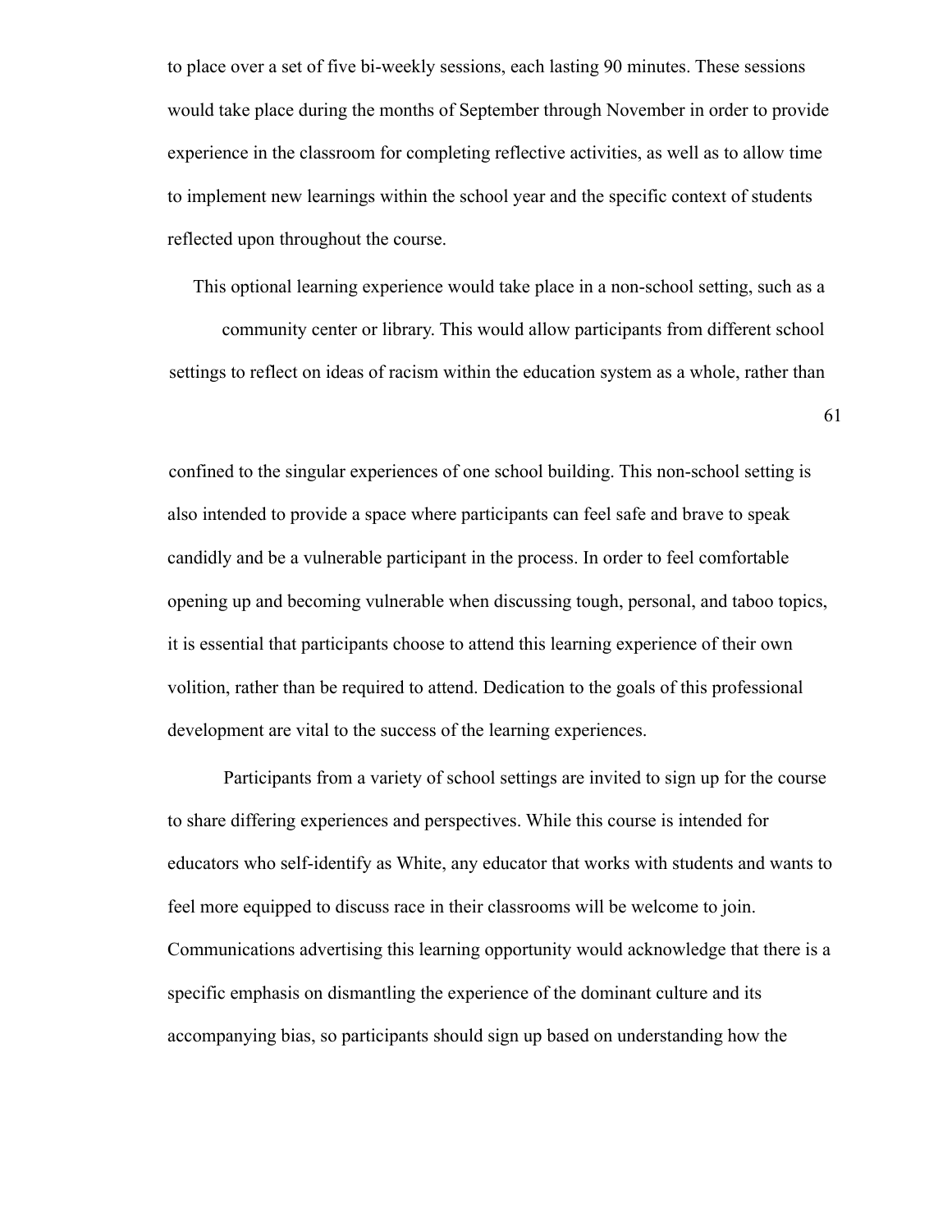to place over a set of five bi-weekly sessions, each lasting 90 minutes. These sessions would take place during the months of September through November in order to provide experience in the classroom for completing reflective activities, as well as to allow time to implement new learnings within the school year and the specific context of students reflected upon throughout the course.

This optional learning experience would take place in a non-school setting, such as a community center or library. This would allow participants from different school settings to reflect on ideas of racism within the education system as a whole, rather than confined to the singular experiences of one school building. This non-school setting is also intended to provide a space where participants can feel safe and brave to speak candidly and be a vulnerable participant in the process. In order to feel comfortable opening up and becoming vulnerable when discussing tough, personal, and taboo topics, it is essential that participants choose to attend this learning experience of their own volition, rather than be required to attend. Dedication to the goals of this professional development are vital to the success of the learning experiences.

Participants from a variety of school settings are invited to sign up for the course to share differing experiences and perspectives. While this course is intended for educators who self-identify as White, any educator that works with students and wants to feel more equipped to discuss race in their classrooms will be welcome to join. Communications advertising this learning opportunity would acknowledge that there is a specific emphasis on dismantling the experience of the dominant culture and its accompanying bias, so participants should sign up based on understanding how the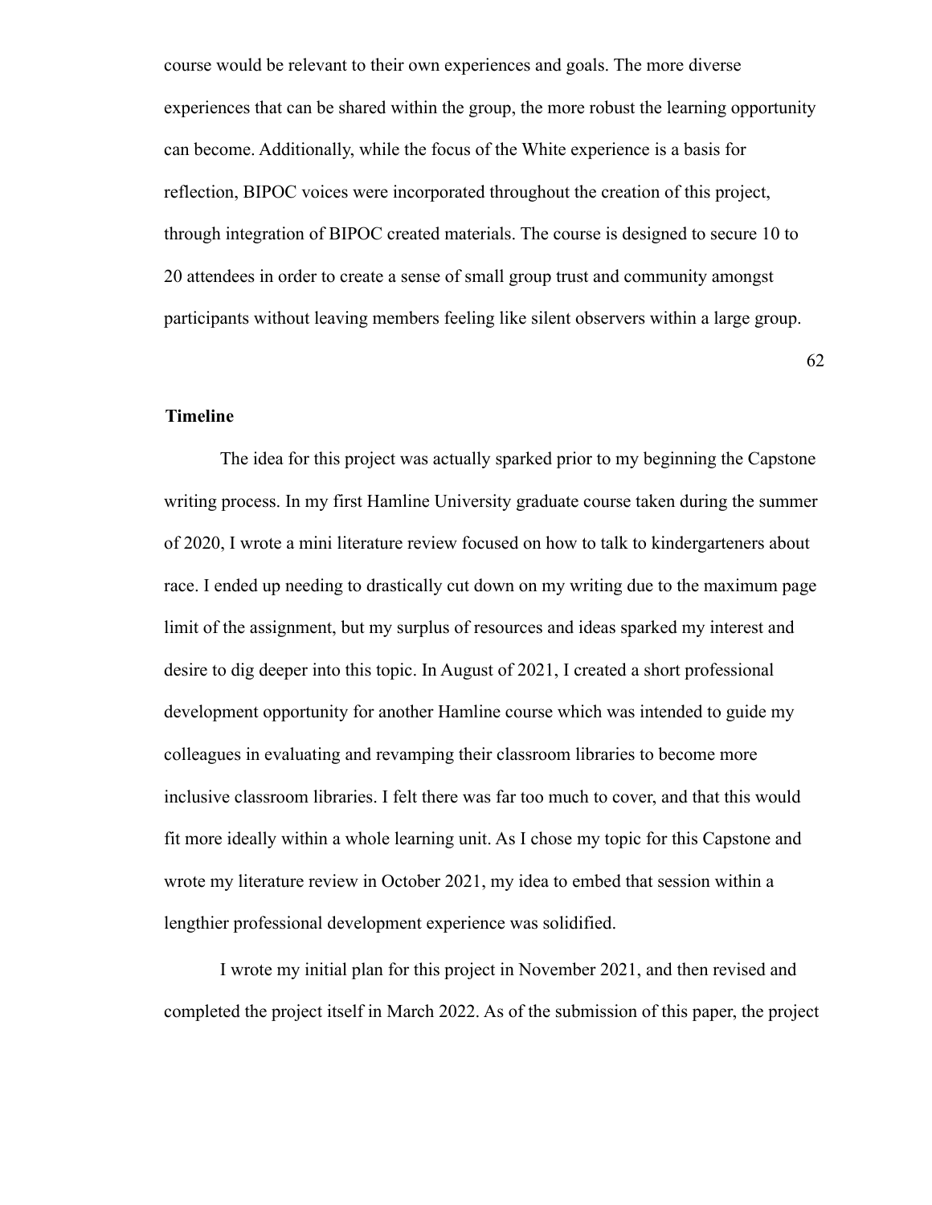course would be relevant to their own experiences and goals. The more diverse experiences that can be shared within the group, the more robust the learning opportunity can become. Additionally, while the focus of the White experience is a basis for reflection, BIPOC voices were incorporated throughout the creation of this project, through integration of BIPOC created materials. The course is designed to secure 10 to 20 attendees in order to create a sense of small group trust and community amongst participants without leaving members feeling like silent observers within a large group.

**Timeline**

The idea for this project was actually sparked prior to my beginning the Capstone writing process. In my first Hamline University graduate course taken during the summer of 2020, I wrote a mini literature review focused on how to talk to kindergarteners about race. I ended up needing to drastically cut down on my writing due to the maximum page limit of the assignment, but my surplus of resources and ideas sparked my interest and desire to dig deeper into this topic. In August of 2021, I created a short professional development opportunity for another Hamline course which was intended to guide my colleagues in evaluating and revamping their classroom libraries to become more inclusive classroom libraries. I felt there was far too much to cover, and that this would fit more ideally within a whole learning unit. As I chose my topic for this Capstone and wrote my literature review in October 2021, my idea to embed that session within a lengthier professional development experience was solidified.

I wrote my initial plan for this project in November 2021, and then revised and completed the project itself in March 2022. As of the submission of this paper, the project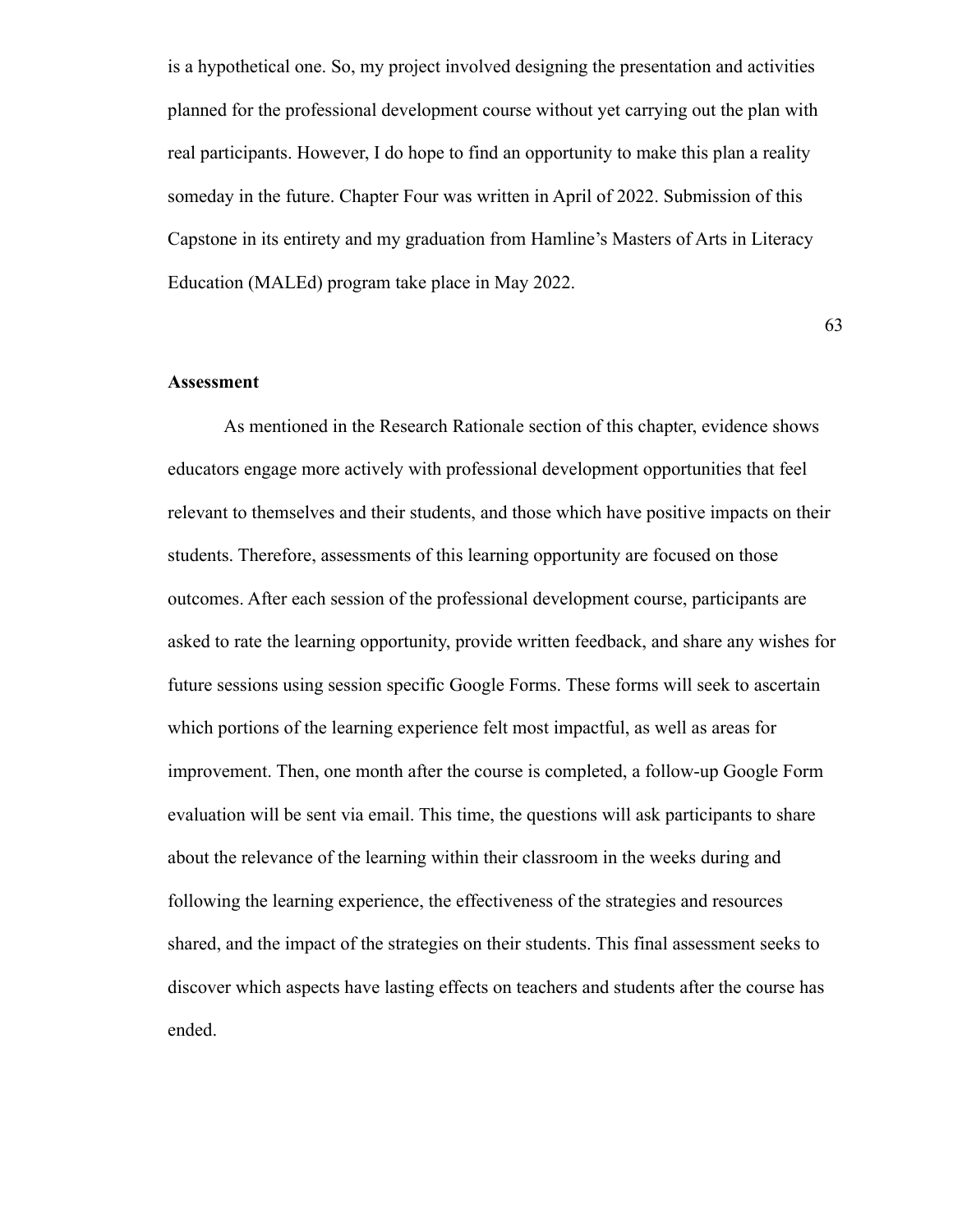is a hypothetical one. So, my project involved designing the presentation and activities planned for the professional development course without yet carrying out the plan with real participants. However, I do hope to find an opportunity to make this plan a reality someday in the future. Chapter Four was written in April of 2022. Submission of this Capstone in its entirety and my graduation from Hamline's Masters of Arts in Literacy Education (MALEd) program take place in May 2022.

**Assessment**

As mentioned in the Research Rationale section of this chapter, evidence shows educators engage more actively with professional development opportunities that feel relevant to themselves and their students, and those which have positive impacts on their students. Therefore, assessments of this learning opportunity are focused on those outcomes. After each session of the professional development course, participants are asked to rate the learning opportunity, provide written feedback, and share any wishes for future sessions using session specific Google Forms. These forms will seek to ascertain which portions of the learning experience felt most impactful, as well as areas for improvement. Then, one month after the course is completed, a follow-up Google Form evaluation will be sent via email. This time, the questions will ask participants to share about the relevance of the learning within their classroom in the weeks during and following the learning experience, the effectiveness of the strategies and resources shared, and the impact of the strategies on their students. This final assessment seeks to discover which aspects have lasting effects on teachers and students after the course has ended.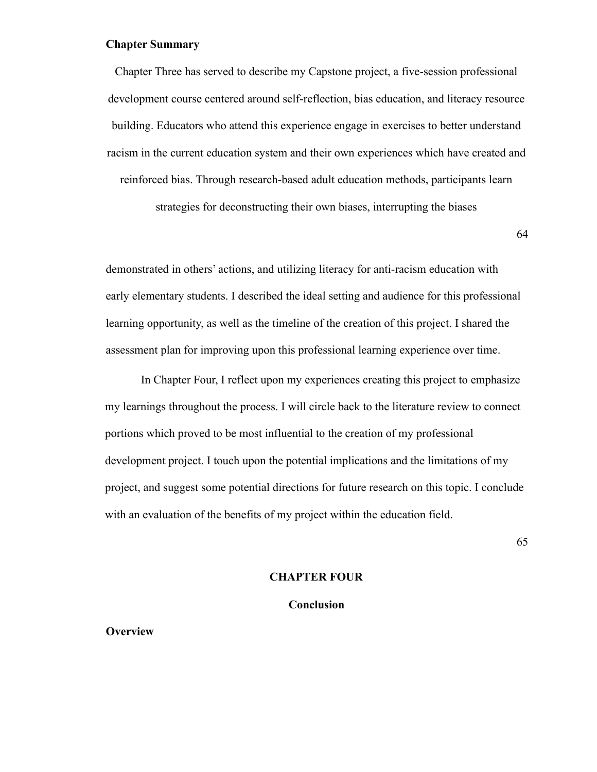### Chapter Summary

Chapter Three has served to describe my Capstone project, a five-session professional development course centered around self-reflection, bias education, and literacy resource building. Educators who attend this experience engage in exercises to better understand racism in the current education system and their own experiences which have created and reinforced bias. Through research-based adult education methods, participants learn strategies for deconstructing their own biases, interrupting the biases demonstrated in others' actions, and utilizing literacy for anti-racism education with early elementary students. I described the ideal setting and audience for this professional learning opportunity, as well as the timeline of the creation of this project. I shared the assessment plan for improving upon this professional learning experience over time.

In Chapter Four, I reflect upon my experiences creating this project to emphasize my learnings throughout the process. I will circle back to the literature review to connect portions which proved to be most influential to the creation of my professional development project. I touch upon the potential implications and the limitations of my project, and suggest some potential directions for future research on this topic. I conclude with an evaluation of the benefits of my project within the education field.

# CHAPTER FOUR

## Conclusion

### Overview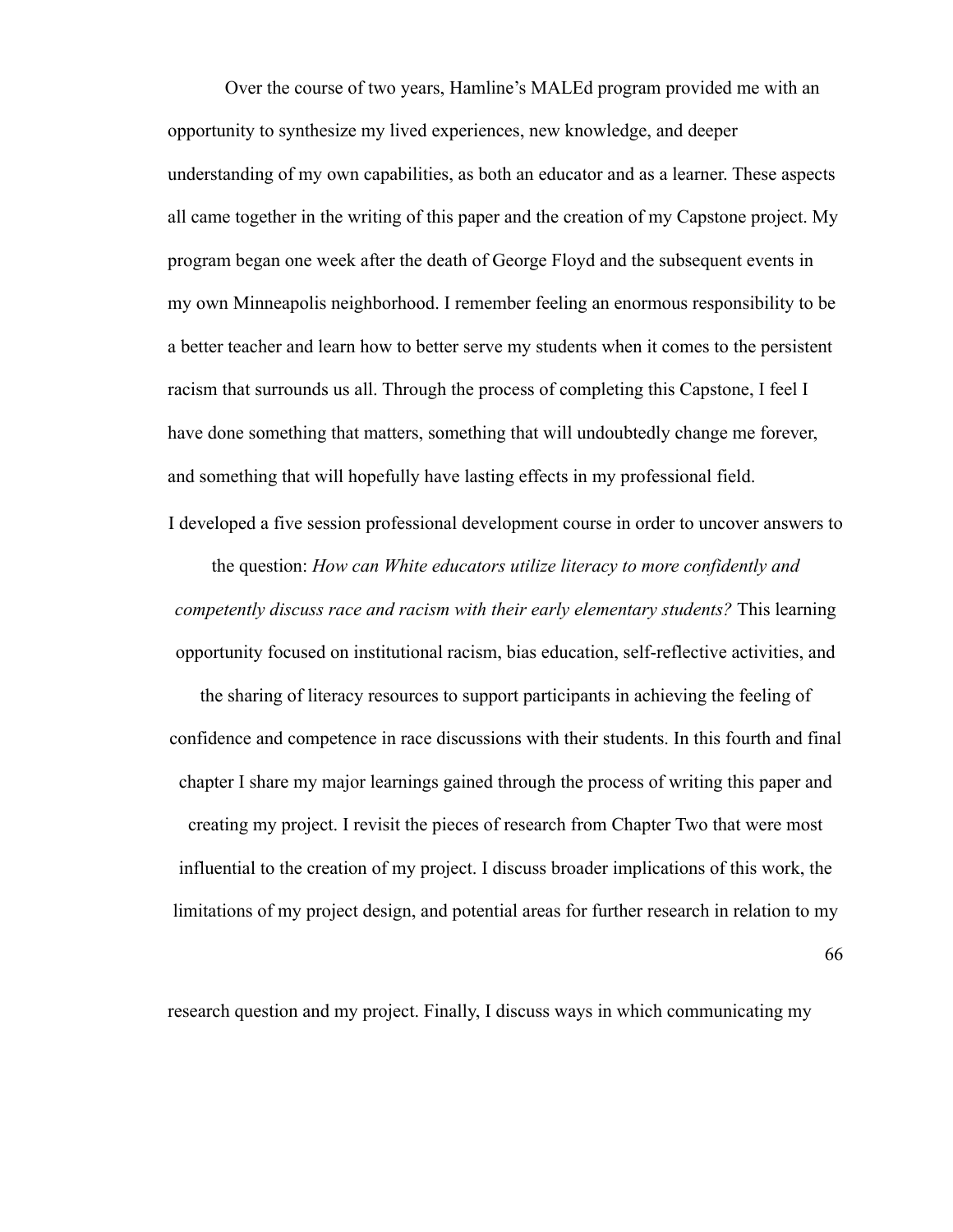Over the course of two years, Hamline's MALEd program provided me with an opportunity to synthesize my lived experiences, new knowledge, and deeper understanding of my own capabilities, as both an educator and as a learner. These aspects all came together in the writing of this paper and the creation of my Capstone project. My program began one week after the death of George Floyd and the subsequent events in my own Minneapolis neighborhood. I remember feeling an enormous responsibility to be a better teacher and learn how to better serve my students when it comes to the persistent racism that surrounds us all. Through the process of completing this Capstone, I feel I have done something that matters, something that will undoubtedly change me forever, and something that will hopefully have lasting effects in my professional field.

I developed a five session professional development course in order to uncover answers to the question: *How can White educators utilize literacy to more confidently and competently discuss race and racism with their early elementary students?* This learning opportunity focused on institutional racism, bias education, self-reflective activities, and the sharing of literacy resources to support participants in achieving the feeling of confidence and competence in race discussions with their students. In this fourth and final chapter I share my major learnings gained through the process of writing this paper and creating my project. I revisit the pieces of research from Chapter Two that were most influential to the creation of my project. I discuss broader implications of this work, the limitations of my project design, and potential areas for further research in relation to my research question and my project. Finally, I discuss ways in which communicating my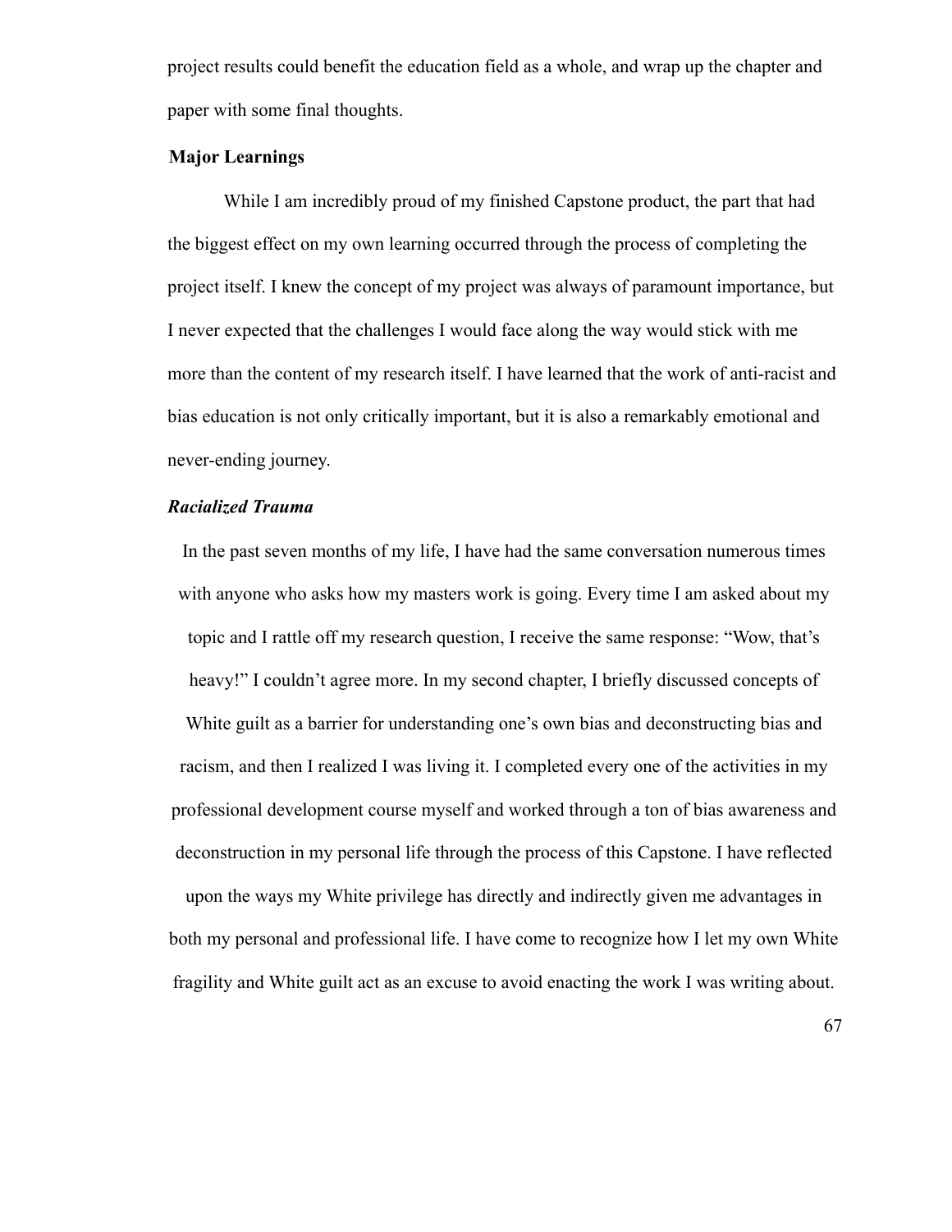project results could benefit the education field as a whole, and wrap up the chapter and paper with some final thoughts.

## Major Learnings

While I am incredibly proud of my finished Capstone product, the part that had the biggest effect on my own learning occurred through the process of completing the project itself. I knew the concept of my project was always of paramount importance, but I never expected that the challenges I would face along the way would stick with me more than the content of my research itself. I have learned that the work of anti-racist and bias education is not only critically important, but it is also a remarkably emotional and never-ending journey.

### *Racialized Trauma*

In the past seven months of my life, I have had the same conversation numerous times with anyone who asks how my masters work is going. Every time I am asked about my topic and I rattle off my research question, I receive the same response: "Wow, that's heavy!" I couldn't agree more. In my second chapter, I briefly discussed concepts of White guilt as a barrier for understanding one's own bias and deconstructing bias and racism, and then I realized I was living it. I completed every one of the activities in my professional development course myself and worked through a ton of bias awareness and deconstruction in my personal life through the process of this Capstone. I have reflected upon the ways my White privilege has directly and indirectly given me advantages in both my personal and professional life. I have come to recognize how I let my own White fragility and White guilt act as an excuse to avoid enacting the work I was writing about.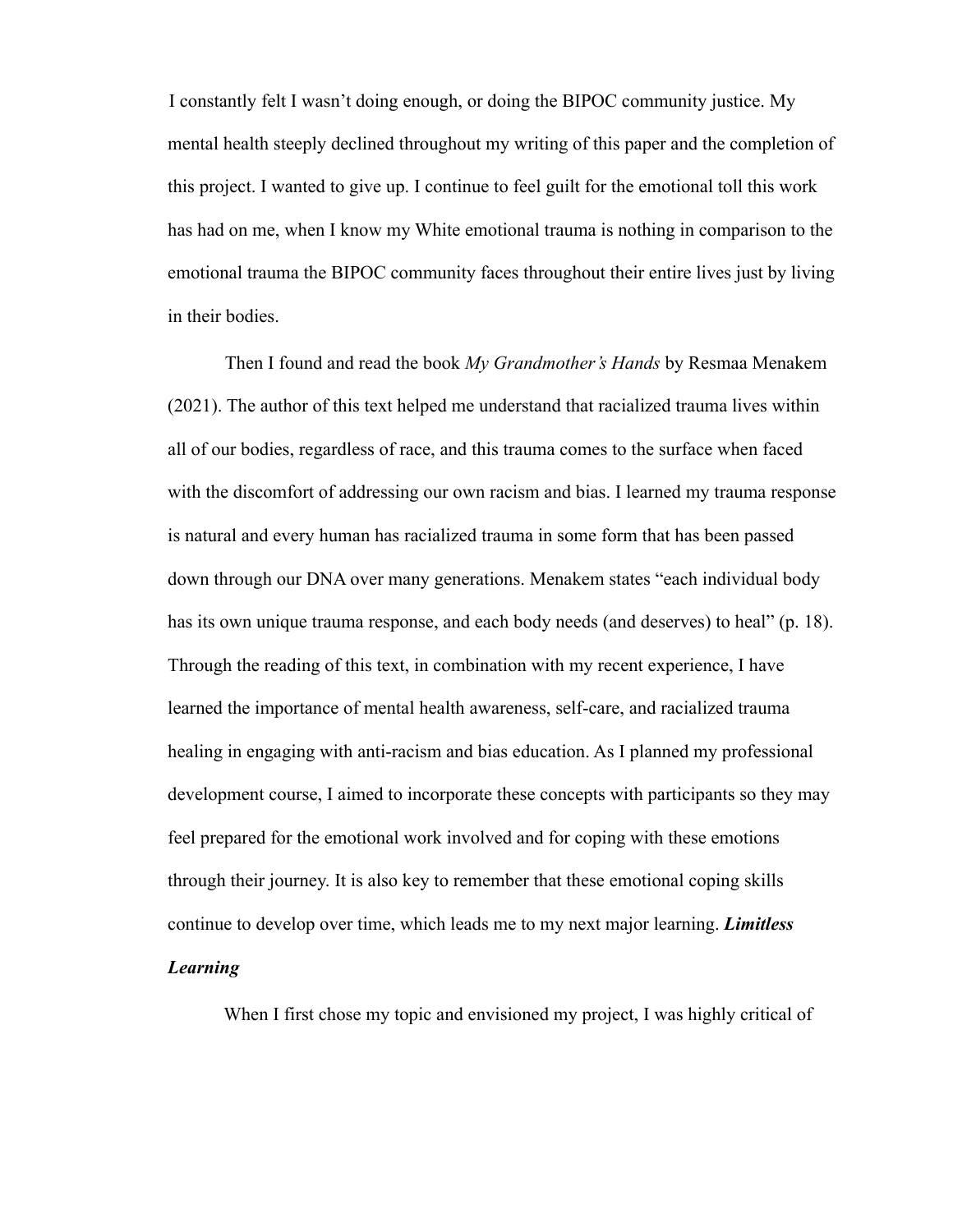I constantly felt I wasn't doing enough, or doing the BIPOC community justice. My mental health steeply declined throughout my writing of this paper and the completion of this project. I wanted to give up. I continue to feel guilt for the emotional toll this work has had on me, when I know my White emotional trauma is nothing in comparison to the emotional trauma the BIPOC community faces throughout their entire lives just by living in their bodies.

Then I found and read the book *My Grandmother's Hands* by Resmaa Menakem (2021). The author of this text helped me understand that racialized trauma lives within all of our bodies, regardless of race, and this trauma comes to the surface when faced with the discomfort of addressing our own racism and bias. I learned my trauma response is natural and every human has racialized trauma in some form that has been passed down through our DNA over many generations. Menakem states "each individual body has its own unique trauma response, and each body needs (and deserves) to heal" (p. 18). Through the reading of this text, in combination with my recent experience, I have learned the importance of mental health awareness, self-care, and racialized trauma healing in engaging with anti-racism and bias education. As I planned my professional development course, I aimed to incorporate these concepts with participants so they may feel prepared for the emotional work involved and for coping with these emotions through their journey. It is also key to remember that these emotional coping skills continue to develop over time, which leads me to my next major learning.

### ***Limitless Learning***

When I first chose my topic and envisioned my project, I was highly critical of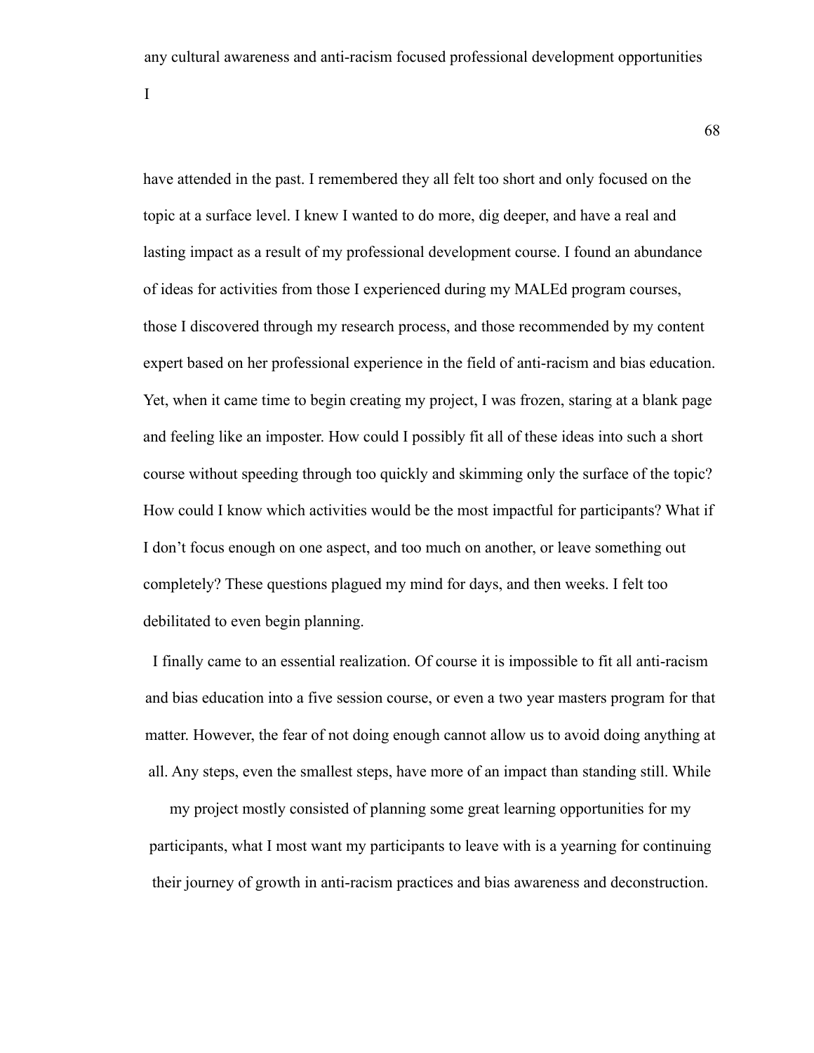any cultural awareness and anti-racism focused professional development opportunities I have attended in the past. I remembered they all felt too short and only focused on the topic at a surface level. I knew I wanted to do more, dig deeper, and have a real and lasting impact as a result of my professional development course. I found an abundance of ideas for activities from those I experienced during my MALEd program courses, those I discovered through my research process, and those recommended by my content expert based on her professional experience in the field of anti-racism and bias education. Yet, when it came time to begin creating my project, I was frozen, staring at a blank page and feeling like an imposter. How could I possibly fit all of these ideas into such a short course without speeding through too quickly and skimming only the surface of the topic? How could I know which activities would be the most impactful for participants? What if I don't focus enough on one aspect, and too much on another, or leave something out completely? These questions plagued my mind for days, and then weeks. I felt too debilitated to even begin planning.

I finally came to an essential realization. Of course it is impossible to fit all anti-racism and bias education into a five session course, or even a two year masters program for that matter. However, the fear of not doing enough cannot allow us to avoid doing anything at all. Any steps, even the smallest steps, have more of an impact than standing still. While my project mostly consisted of planning some great learning opportunities for my participants, what I most want my participants to leave with is a yearning for continuing their journey of growth in anti-racism practices and bias awareness and deconstruction.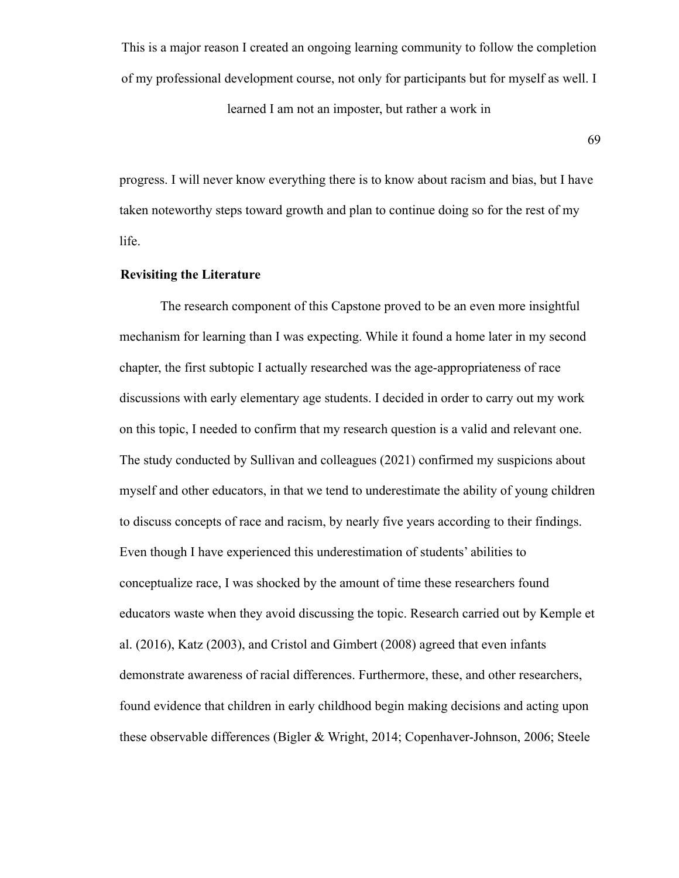This is a major reason I created an ongoing learning community to follow the completion of my professional development course, not only for participants but for myself as well. I learned I am not an imposter, but rather a work in progress. I will never know everything there is to know about racism and bias, but I have taken noteworthy steps toward growth and plan to continue doing so for the rest of my life.

**Revisiting the Literature**

The research component of this Capstone proved to be an even more insightful mechanism for learning than I was expecting. While it found a home later in my second chapter, the first subtopic I actually researched was the age-appropriateness of race discussions with early elementary age students. I decided in order to carry out my work on this topic, I needed to confirm that my research question is a valid and relevant one. The study conducted by Sullivan and colleagues (2021) confirmed my suspicions about myself and other educators, in that we tend to underestimate the ability of young children to discuss concepts of race and racism, by nearly five years according to their findings. Even though I have experienced this underestimation of students' abilities to conceptualize race, I was shocked by the amount of time these researchers found educators waste when they avoid discussing the topic. Research carried out by Kemple et al. (2016), Katz (2003), and Cristol and Gimbert (2008) agreed that even infants demonstrate awareness of racial differences. Furthermore, these, and other researchers, found evidence that children in early childhood begin making decisions and acting upon these observable differences (Bigler & Wright, 2014; Copenhaver-Johnson, 2006; Steele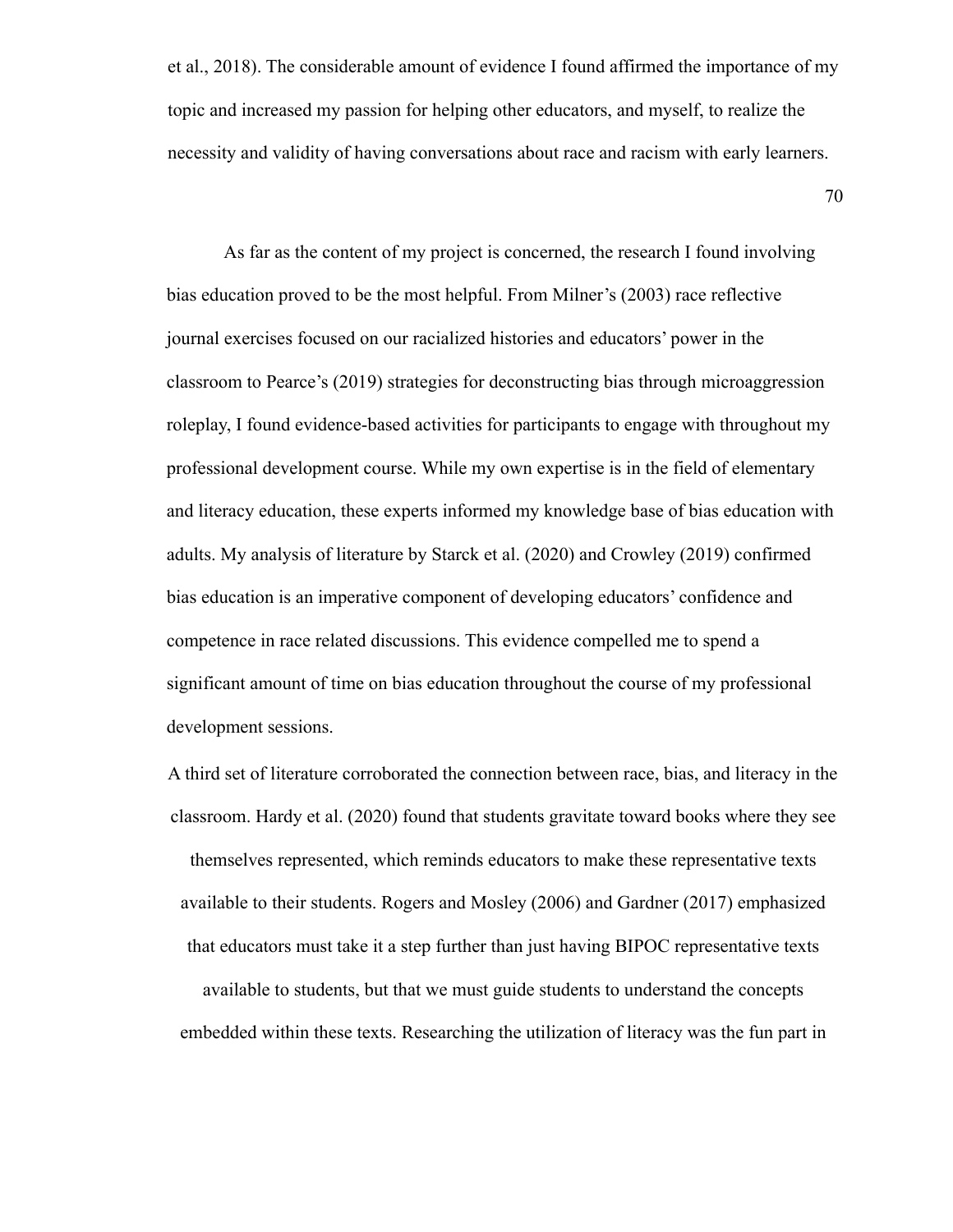et al., 2018). The considerable amount of evidence I found affirmed the importance of my topic and increased my passion for helping other educators, and myself, to realize the necessity and validity of having conversations about race and racism with early learners.

As far as the content of my project is concerned, the research I found involving bias education proved to be the most helpful. From Milner's (2003) race reflective journal exercises focused on our racialized histories and educators' power in the classroom to Pearce's (2019) strategies for deconstructing bias through microaggression roleplay, I found evidence-based activities for participants to engage with throughout my professional development course. While my own expertise is in the field of elementary and literacy education, these experts informed my knowledge base of bias education with adults. My analysis of literature by Starck et al. (2020) and Crowley (2019) confirmed bias education is an imperative component of developing educators' confidence and competence in race related discussions. This evidence compelled me to spend a significant amount of time on bias education throughout the course of my professional development sessions.

A third set of literature corroborated the connection between race, bias, and literacy in the classroom. Hardy et al. (2020) found that students gravitate toward books where they see themselves represented, which reminds educators to make these representative texts available to their students. Rogers and Mosley (2006) and Gardner (2017) emphasized that educators must take it a step further than just having BIPOC representative texts available to students, but that we must guide students to understand the concepts embedded within these texts. Researching the utilization of literacy was the fun part in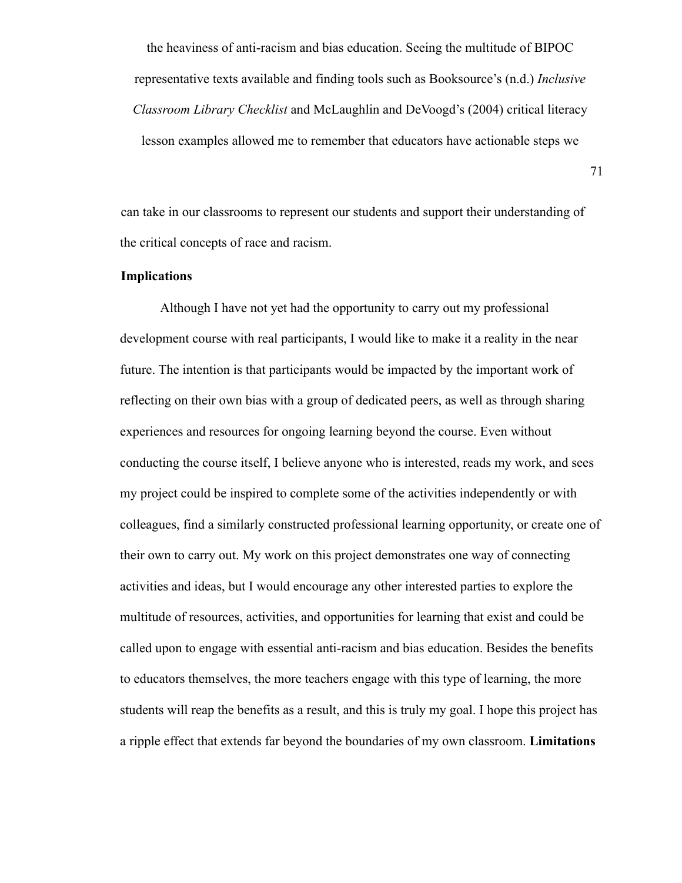the heaviness of anti-racism and bias education. Seeing the multitude of BIPOC representative texts available and finding tools such as Booksource's (n.d.) *Inclusive Classroom Library Checklist* and McLaughlin and DeVoogd's (2004) critical literacy lesson examples allowed me to remember that educators have actionable steps we can take in our classrooms to represent our students and support their understanding of the critical concepts of race and racism.

**Implications**

Although I have not yet had the opportunity to carry out my professional development course with real participants, I would like to make it a reality in the near future. The intention is that participants would be impacted by the important work of reflecting on their own bias with a group of dedicated peers, as well as through sharing experiences and resources for ongoing learning beyond the course. Even without conducting the course itself, I believe anyone who is interested, reads my work, and sees my project could be inspired to complete some of the activities independently or with colleagues, find a similarly constructed professional learning opportunity, or create one of their own to carry out. My work on this project demonstrates one way of connecting activities and ideas, but I would encourage any other interested parties to explore the multitude of resources, activities, and opportunities for learning that exist and could be called upon to engage with essential anti-racism and bias education. Besides the benefits to educators themselves, the more teachers engage with this type of learning, the more students will reap the benefits as a result, and this is truly my goal. I hope this project has a ripple effect that extends far beyond the boundaries of my own classroom.

**Limitations**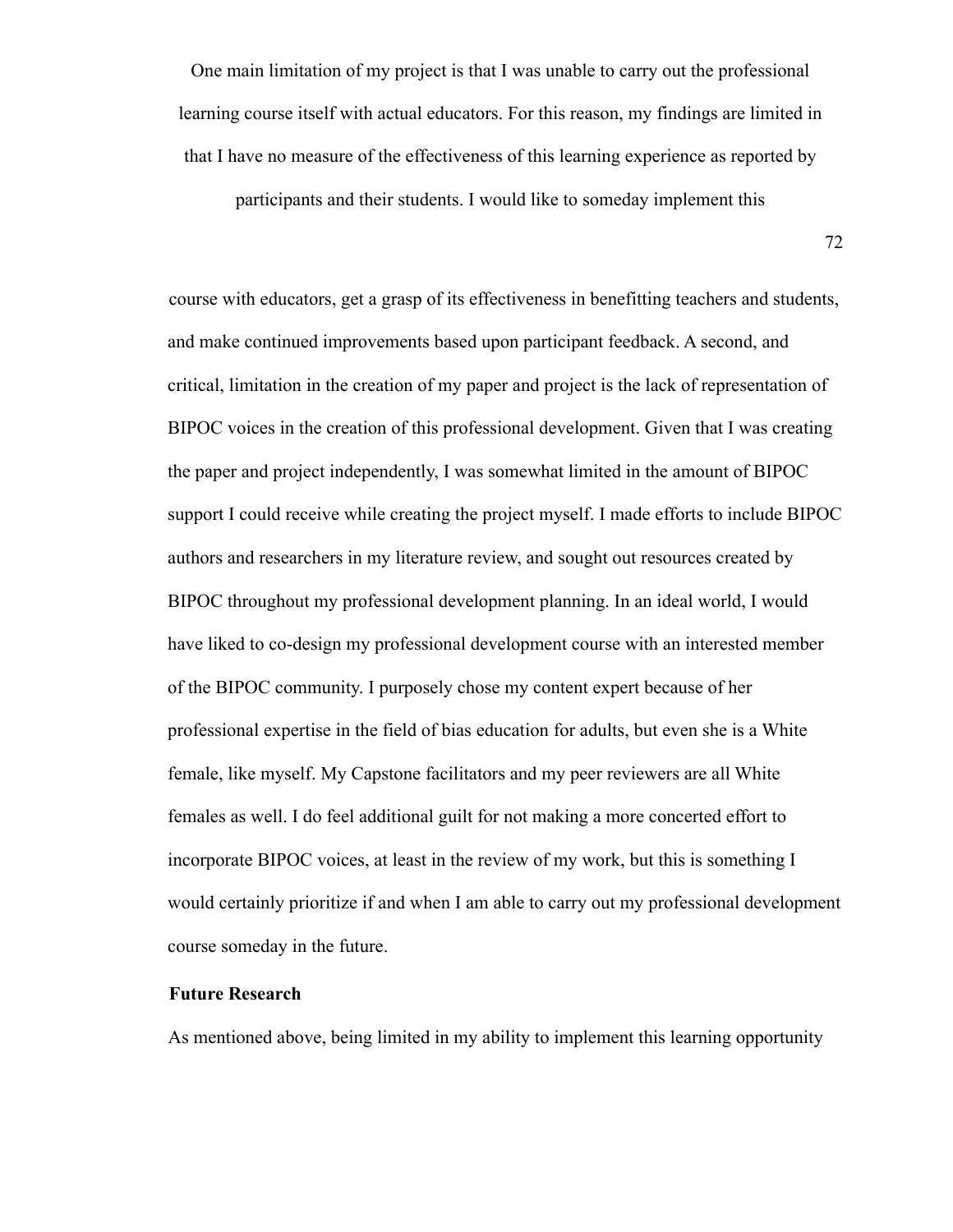One main limitation of my project is that I was unable to carry out the professional learning course itself with actual educators. For this reason, my findings are limited in that I have no measure of the effectiveness of this learning experience as reported by participants and their students. I would like to someday implement this course with educators, get a grasp of its effectiveness in benefitting teachers and students, and make continued improvements based upon participant feedback. A second, and critical, limitation in the creation of my paper and project is the lack of representation of BIPOC voices in the creation of this professional development. Given that I was creating the paper and project independently, I was somewhat limited in the amount of BIPOC support I could receive while creating the project myself. I made efforts to include BIPOC authors and researchers in my literature review, and sought out resources created by BIPOC throughout my professional development planning. In an ideal world, I would have liked to co-design my professional development course with an interested member of the BIPOC community. I purposely chose my content expert because of her professional expertise in the field of bias education for adults, but even she is a White female, like myself. My Capstone facilitators and my peer reviewers are all White females as well. I do feel additional guilt for not making a more concerted effort to incorporate BIPOC voices, at least in the review of my work, but this is something I would certainly prioritize if and when I am able to carry out my professional development course someday in the future.

**Future Research**

As mentioned above, being limited in my ability to implement this learning opportunity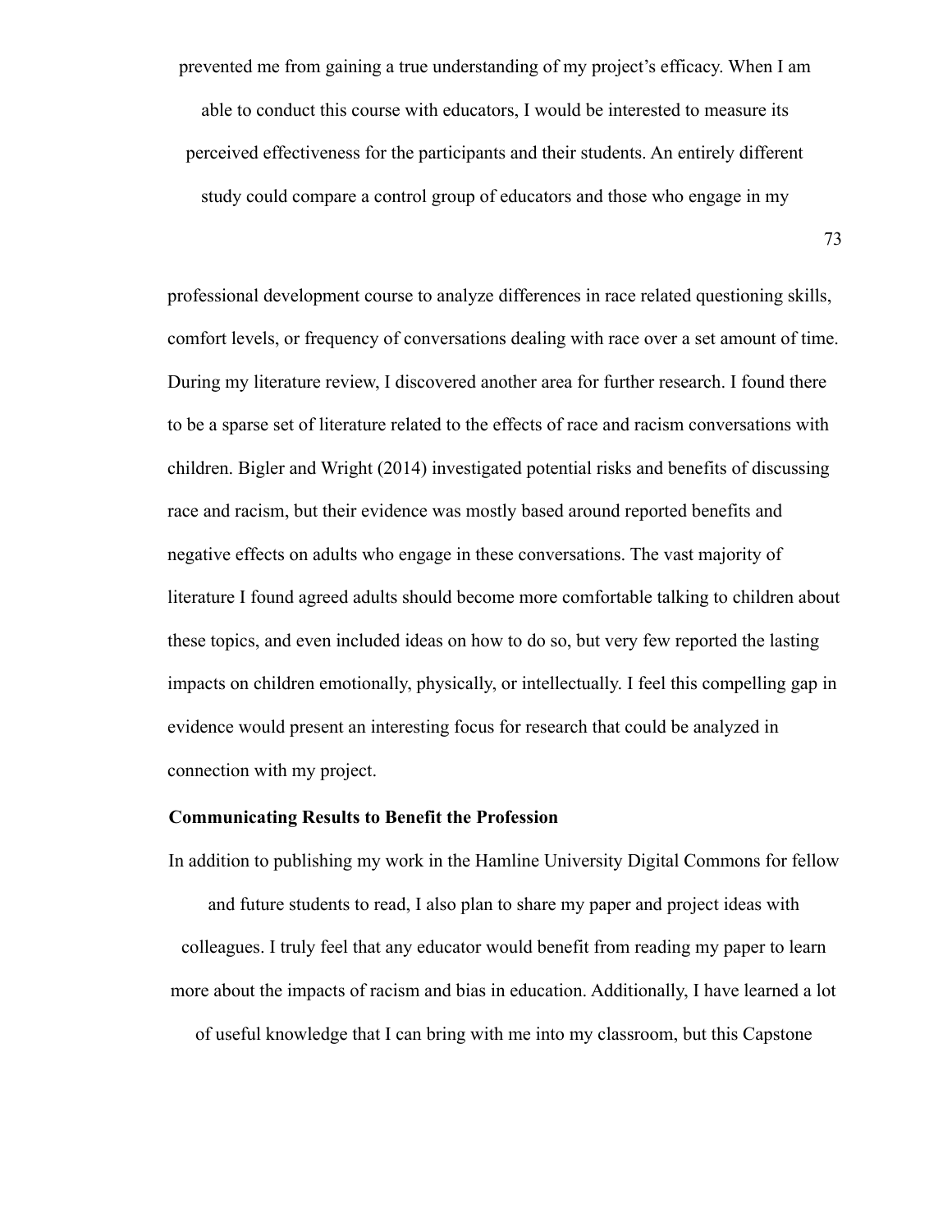prevented me from gaining a true understanding of my project's efficacy. When I am able to conduct this course with educators, I would be interested to measure its perceived effectiveness for the participants and their students. An entirely different study could compare a control group of educators and those who engage in my professional development course to analyze differences in race related questioning skills, comfort levels, or frequency of conversations dealing with race over a set amount of time. During my literature review, I discovered another area for further research. I found there to be a sparse set of literature related to the effects of race and racism conversations with children. Bigler and Wright (2014) investigated potential risks and benefits of discussing race and racism, but their evidence was mostly based around reported benefits and negative effects on adults who engage in these conversations. The vast majority of literature I found agreed adults should become more comfortable talking to children about these topics, and even included ideas on how to do so, but very few reported the lasting impacts on children emotionally, physically, or intellectually. I feel this compelling gap in evidence would present an interesting focus for research that could be analyzed in connection with my project.

**Communicating Results to Benefit the Profession**

In addition to publishing my work in the Hamline University Digital Commons for fellow and future students to read, I also plan to share my paper and project ideas with colleagues. I truly feel that any educator would benefit from reading my paper to learn more about the impacts of racism and bias in education. Additionally, I have learned a lot of useful knowledge that I can bring with me into my classroom, but this Capstone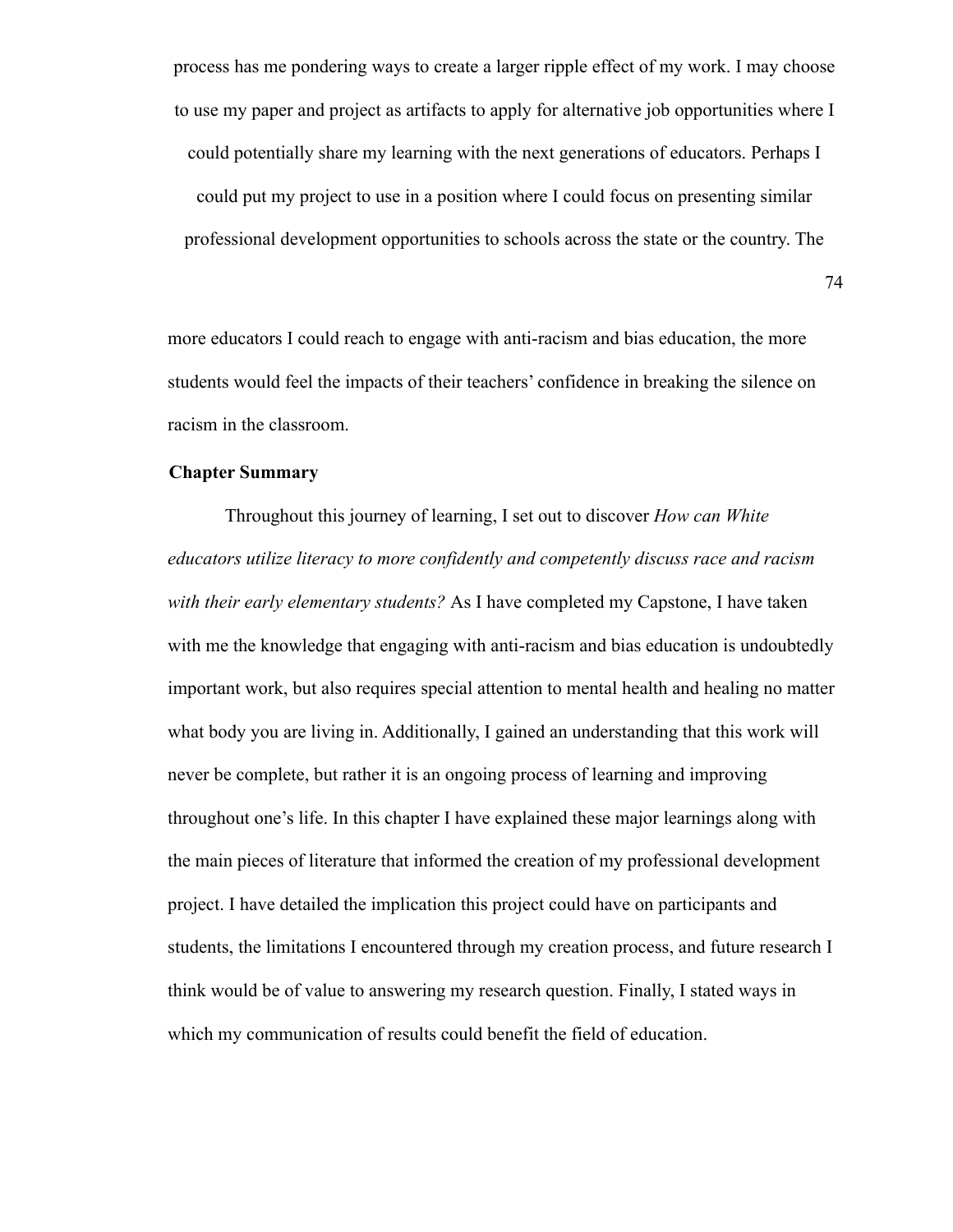process has me pondering ways to create a larger ripple effect of my work. I may choose to use my paper and project as artifacts to apply for alternative job opportunities where I could potentially share my learning with the next generations of educators. Perhaps I could put my project to use in a position where I could focus on presenting similar professional development opportunities to schools across the state or the country. The more educators I could reach to engage with anti-racism and bias education, the more students would feel the impacts of their teachers' confidence in breaking the silence on racism in the classroom.

## Chapter Summary

Throughout this journey of learning, I set out to discover *How can White educators utilize literacy to more confidently and competently discuss race and racism with their early elementary students?* As I have completed my Capstone, I have taken with me the knowledge that engaging with anti-racism and bias education is undoubtedly important work, but also requires special attention to mental health and healing no matter what body you are living in. Additionally, I gained an understanding that this work will never be complete, but rather it is an ongoing process of learning and improving throughout one's life. In this chapter I have explained these major learnings along with the main pieces of literature that informed the creation of my professional development project. I have detailed the implication this project could have on participants and students, the limitations I encountered through my creation process, and future research I think would be of value to answering my research question. Finally, I stated ways in which my communication of results could benefit the field of education.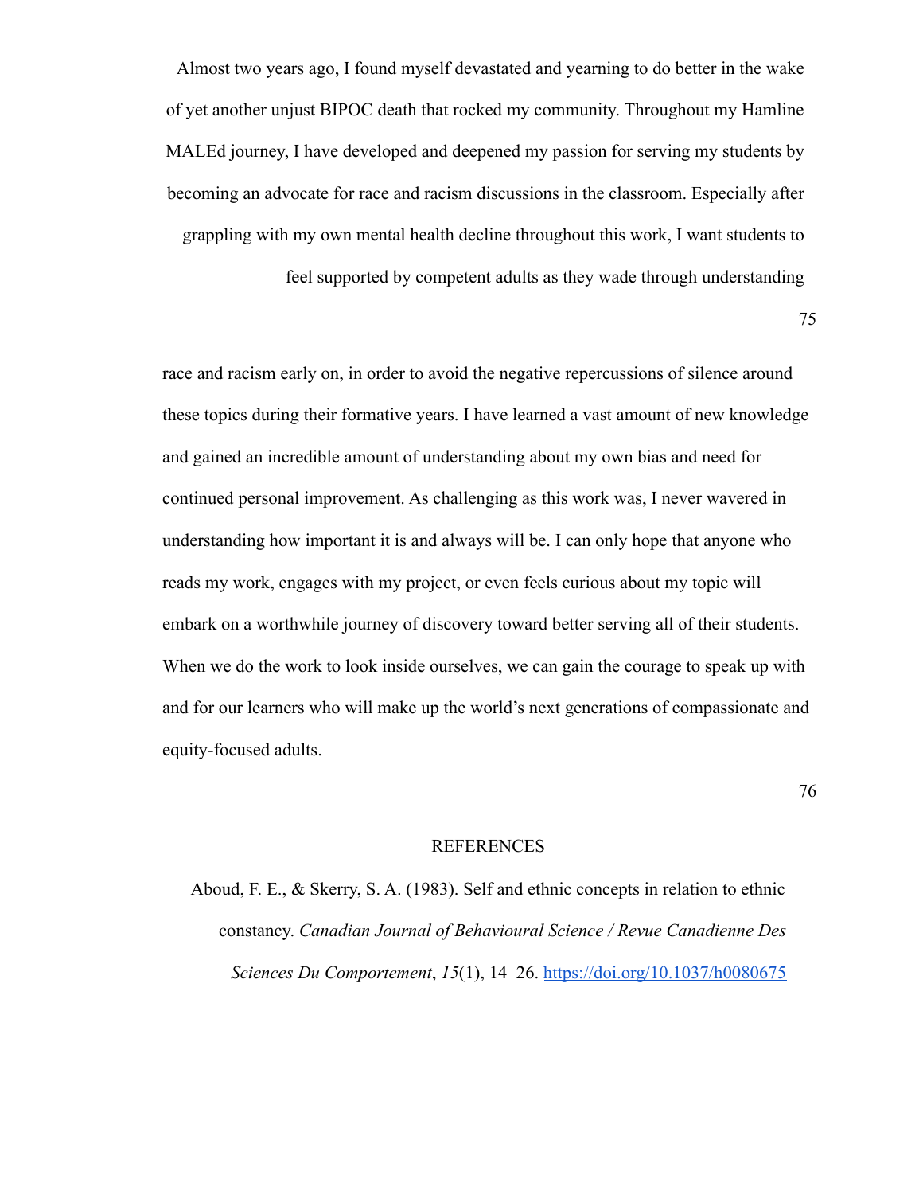Almost two years ago, I found myself devastated and yearning to do better in the wake of yet another unjust BIPOC death that rocked my community. Throughout my Hamline MALEd journey, I have developed and deepened my passion for serving my students by becoming an advocate for race and racism discussions in the classroom. Especially after grappling with my own mental health decline throughout this work, I want students to feel supported by competent adults as they wade through understanding race and racism early on, in order to avoid the negative repercussions of silence around these topics during their formative years. I have learned a vast amount of new knowledge and gained an incredible amount of understanding about my own bias and need for continued personal improvement. As challenging as this work was, I never wavered in understanding how important it is and always will be. I can only hope that anyone who reads my work, engages with my project, or even feels curious about my topic will embark on a worthwhile journey of discovery toward better serving all of their students. When we do the work to look inside ourselves, we can gain the courage to speak up with and for our learners who will make up the world's next generations of compassionate and equity-focused adults.

## REFERENCES

Aboud, F. E., & Skerry, S. A. (1983). Self and ethnic concepts in relation to ethnic constancy. *Canadian Journal of Behavioural Science / Revue Canadienne Des Sciences Du Comportement*, *15*(1), 14–26. https://doi.org/10.1037/h0080675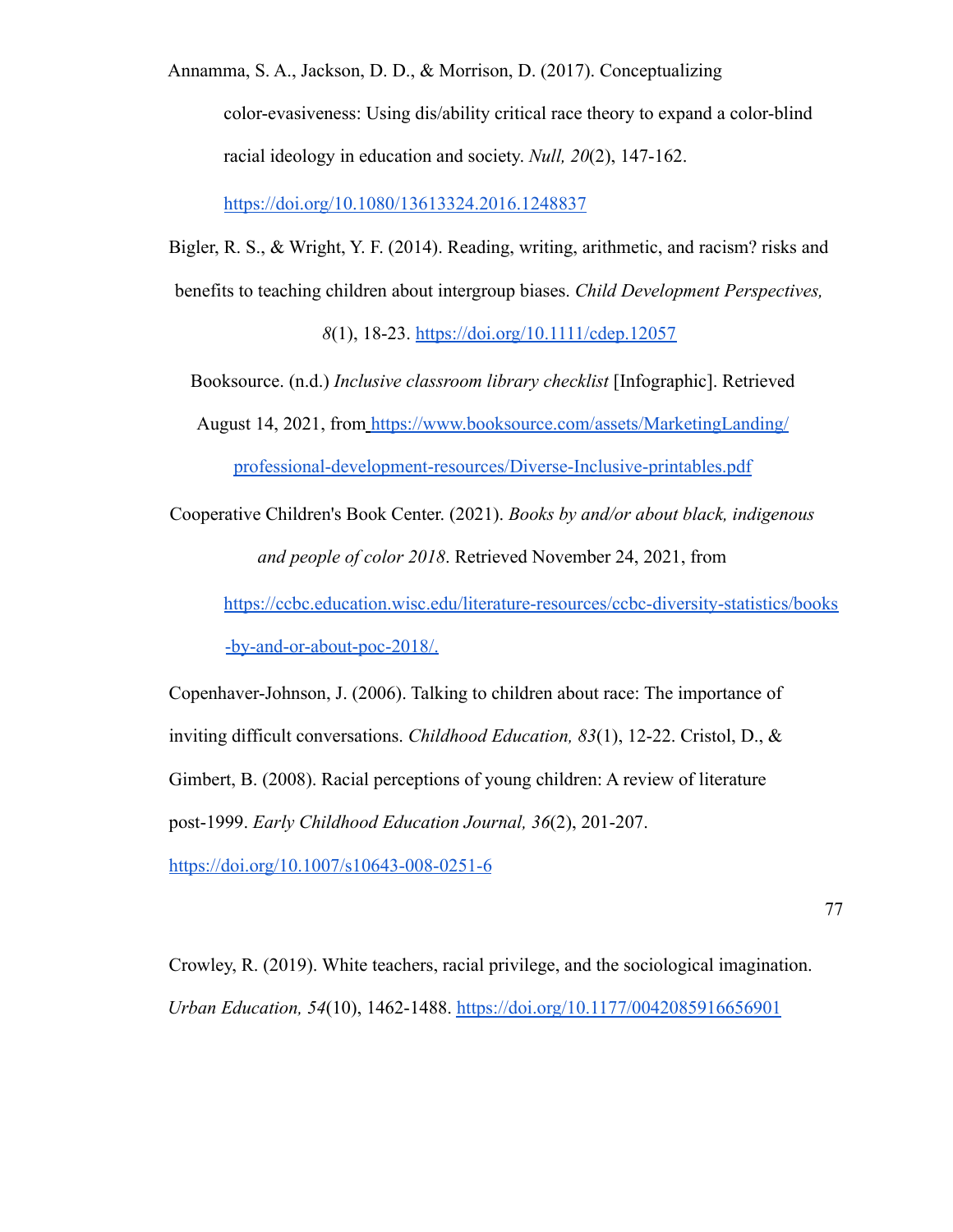Annamma, S. A., Jackson, D. D., & Morrison, D. (2017). Conceptualizing color-evasiveness: Using dis/ability critical race theory to expand a color-blind racial ideology in education and society. *Null, 20*(2), 147-162. https://doi.org/10.1080/13613324.2016.1248837

Bigler, R. S., & Wright, Y. F. (2014). Reading, writing, arithmetic, and racism? risks and benefits to teaching children about intergroup biases. *Child Development Perspectives, 8*(1), 18-23. https://doi.org/10.1111/cdep.12057

Booksource. (n.d.) *Inclusive classroom library checklist* [Infographic]. Retrieved August 14, 2021, from https://www.booksource.com/assets/MarketingLanding/professional-development-resources/Diverse-Inclusive-printables.pdf

Cooperative Children's Book Center. (2021). *Books by and/or about black, indigenous and people of color 2018*. Retrieved November 24, 2021, from https://ccbc.education.wisc.edu/literature-resources/ccbc-diversity-statistics/books-by-and-or-about-poc-2018/.

Copenhaver-Johnson, J. (2006). Talking to children about race: The importance of inviting difficult conversations. *Childhood Education, 83*(1), 12-22. Cristol, D., & Gimbert, B. (2008). Racial perceptions of young children: A review of literature post-1999. *Early Childhood Education Journal, 36*(2), 201-207. https://doi.org/10.1007/s10643-008-0251-6

Crowley, R. (2019). White teachers, racial privilege, and the sociological imagination. *Urban Education, 54*(10), 1462-1488. https://doi.org/10.1177/0042085916656901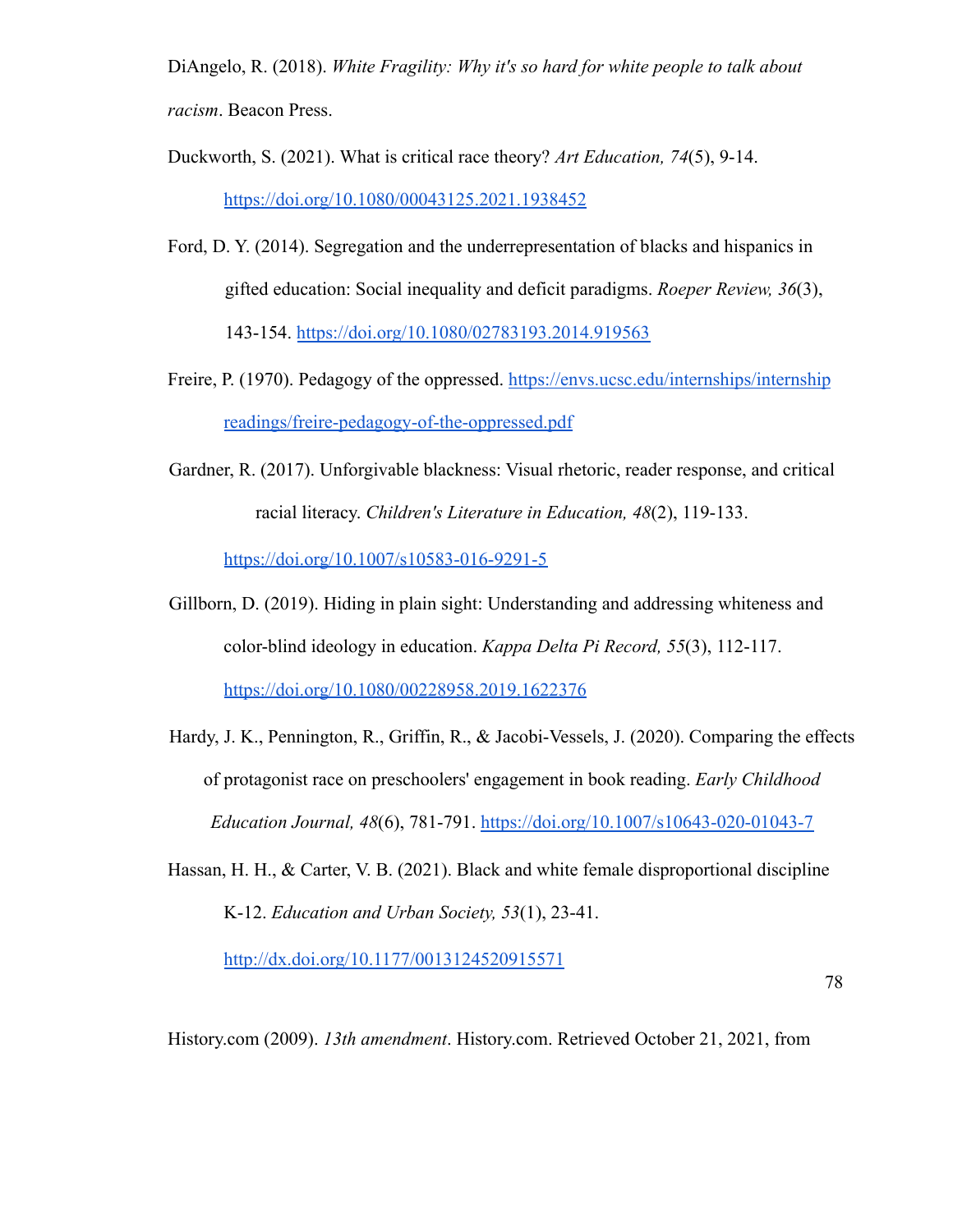DiAngelo, R. (2018). *White Fragility: Why it's so hard for white people to talk about racism*. Beacon Press.

Duckworth, S. (2021). What is critical race theory? *Art Education, 74*(5), 9-14. https://doi.org/10.1080/00043125.2021.1938452

Ford, D. Y. (2014). Segregation and the underrepresentation of blacks and hispanics in gifted education: Social inequality and deficit paradigms. *Roeper Review, 36*(3), 143-154. https://doi.org/10.1080/02783193.2014.919563

Freire, P. (1970). Pedagogy of the oppressed. https://envs.ucsc.edu/internships/internship readings/freire-pedagogy-of-the-oppressed.pdf

Gardner, R. (2017). Unforgivable blackness: Visual rhetoric, reader response, and critical racial literacy. *Children's Literature in Education, 48*(2), 119-133. https://doi.org/10.1007/s10583-016-9291-5

Gillborn, D. (2019). Hiding in plain sight: Understanding and addressing whiteness and color-blind ideology in education. *Kappa Delta Pi Record, 55*(3), 112-117. https://doi.org/10.1080/00228958.2019.1622376

Hardy, J. K., Pennington, R., Griffin, R., & Jacobi-Vessels, J. (2020). Comparing the effects of protagonist race on preschoolers' engagement in book reading. *Early Childhood Education Journal, 48*(6), 781-791. https://doi.org/10.1007/s10643-020-01043-7

Hassan, H. H., & Carter, V. B. (2021). Black and white female disproportional discipline K-12. *Education and Urban Society, 53*(1), 23-41. http://dx.doi.org/10.1177/0013124520915571

History.com (2009). *13th amendment*. History.com. Retrieved October 21, 2021, from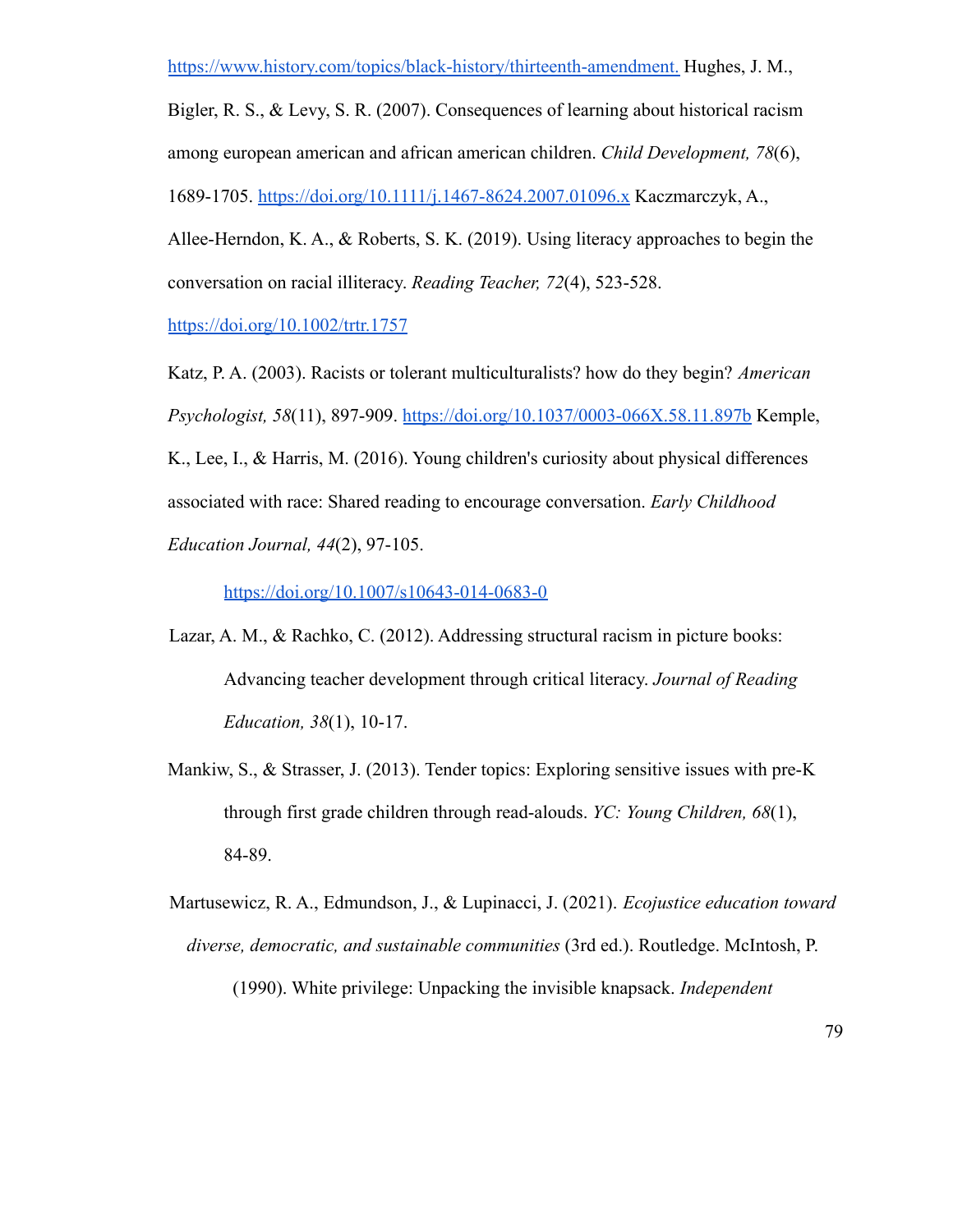https://www.history.com/topics/black-history/thirteenth-amendment. Hughes, J. M., Bigler, R. S., & Levy, S. R. (2007). Consequences of learning about historical racism among european american and african american children. *Child Development, 78*(6), 1689-1705. https://doi.org/10.1111/j.1467-8624.2007.01096.x Kaczmarczyk, A., Allee-Herndon, K. A., & Roberts, S. K. (2019). Using literacy approaches to begin the conversation on racial illiteracy. *Reading Teacher, 72*(4), 523-528. https://doi.org/10.1002/trtr.1757

Katz, P. A. (2003). Racists or tolerant multiculturalists? how do they begin? *American Psychologist, 58*(11), 897-909. https://doi.org/10.1037/0003-066X.58.11.897b Kemple, K., Lee, I., & Harris, M. (2016). Young children's curiosity about physical differences associated with race: Shared reading to encourage conversation. *Early Childhood Education Journal, 44*(2), 97-105. https://doi.org/10.1007/s10643-014-0683-0

Lazar, A. M., & Rachko, C. (2012). Addressing structural racism in picture books: Advancing teacher development through critical literacy. *Journal of Reading Education, 38*(1), 10-17.

Mankiw, S., & Strasser, J. (2013). Tender topics: Exploring sensitive issues with pre-K through first grade children through read-alouds. *YC: Young Children, 68*(1), 84-89.

Martusewicz, R. A., Edmundson, J., & Lupinacci, J. (2021). *Ecojustice education toward diverse, democratic, and sustainable communities* (3rd ed.). Routledge. McIntosh, P. (1990). White privilege: Unpacking the invisible knapsack. *Independent*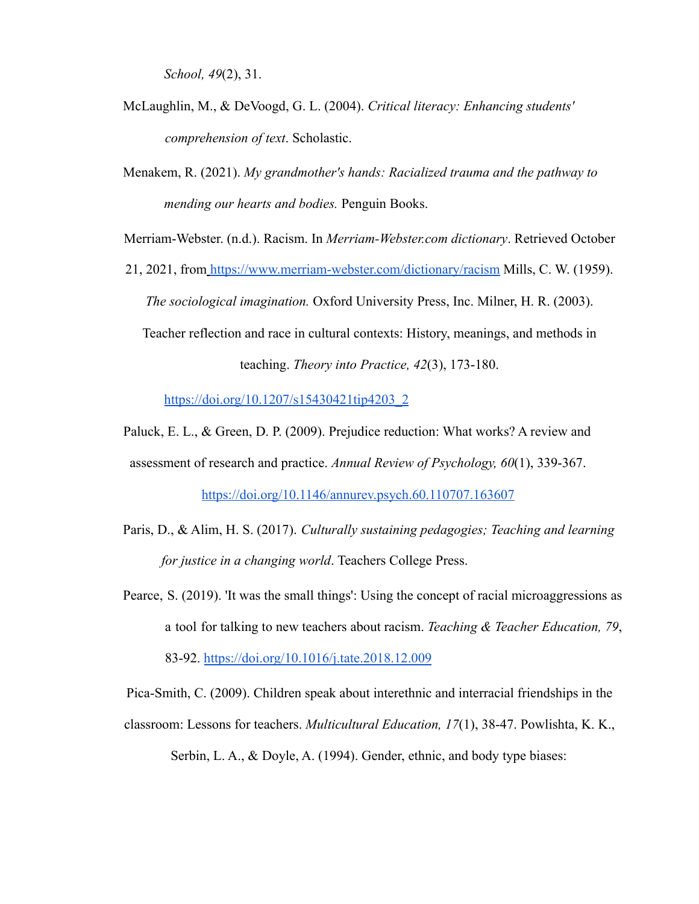*School, 49*(2), 31.

McLaughlin, M., & DeVoogd, G. L. (2004). *Critical literacy: Enhancing students' comprehension of text*. Scholastic.

Menakem, R. (2021). *My grandmother's hands: Racialized trauma and the pathway to mending our hearts and bodies.* Penguin Books.

Merriam-Webster. (n.d.). Racism. In *Merriam-Webster.com dictionary*. Retrieved October 21, 2021, from https://www.merriam-webster.com/dictionary/racism Mills, C. W. (1959). *The sociological imagination.* Oxford University Press, Inc. Milner, H. R. (2003). Teacher reflection and race in cultural contexts: History, meanings, and methods in teaching. *Theory into Practice, 42*(3), 173-180. https://doi.org/10.1207/s15430421tip4203_2

Paluck, E. L., & Green, D. P. (2009). Prejudice reduction: What works? A review and assessment of research and practice. *Annual Review of Psychology, 60*(1), 339-367. https://doi.org/10.1146/annurev.psych.60.110707.163607

Paris, D., & Alim, H. S. (2017). *Culturally sustaining pedagogies; Teaching and learning for justice in a changing world*. Teachers College Press.

Pearce, S. (2019). 'It was the small things': Using the concept of racial microaggressions as a tool for talking to new teachers about racism. *Teaching & Teacher Education, 79*, 83-92. https://doi.org/10.1016/j.tate.2018.12.009

Pica-Smith, C. (2009). Children speak about interethnic and interracial friendships in the classroom: Lessons for teachers. *Multicultural Education, 17*(1), 38-47. Powlishta, K. K., Serbin, L. A., & Doyle, A. (1994). Gender, ethnic, and body type biases: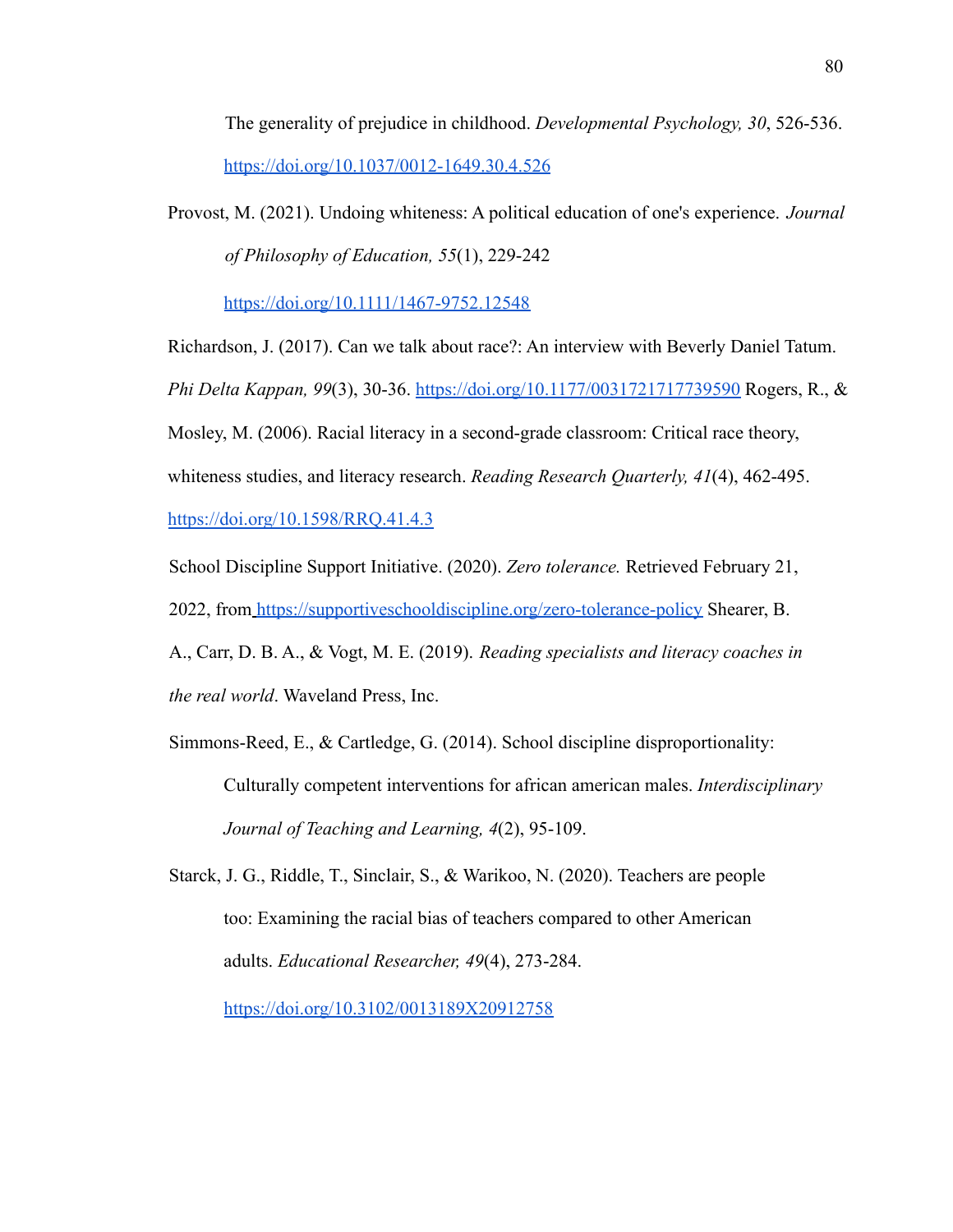The generality of prejudice in childhood. *Developmental Psychology, 30*, 526-536. https://doi.org/10.1037/0012-1649.30.4.526

Provost, M. (2021). Undoing whiteness: A political education of one's experience. *Journal of Philosophy of Education, 55*(1), 229-242 https://doi.org/10.1111/1467-9752.12548

Richardson, J. (2017). Can we talk about race?: An interview with Beverly Daniel Tatum. *Phi Delta Kappan, 99*(3), 30-36. https://doi.org/10.1177/0031721717739590 Rogers, R., & Mosley, M. (2006). Racial literacy in a second-grade classroom: Critical race theory, whiteness studies, and literacy research. *Reading Research Quarterly, 41*(4), 462-495. https://doi.org/10.1598/RRQ.41.4.3

School Discipline Support Initiative. (2020). *Zero tolerance.* Retrieved February 21, 2022, from https://supportiveschooldiscipline.org/zero-tolerance-policy Shearer, B. A., Carr, D. B. A., & Vogt, M. E. (2019). *Reading specialists and literacy coaches in the real world*. Waveland Press, Inc.

Simmons-Reed, E., & Cartledge, G. (2014). School discipline disproportionality: Culturally competent interventions for african american males. *Interdisciplinary Journal of Teaching and Learning, 4*(2), 95-109.

Starck, J. G., Riddle, T., Sinclair, S., & Warikoo, N. (2020). Teachers are people too: Examining the racial bias of teachers compared to other American adults. *Educational Researcher, 49*(4), 273-284. https://doi.org/10.3102/0013189X20912758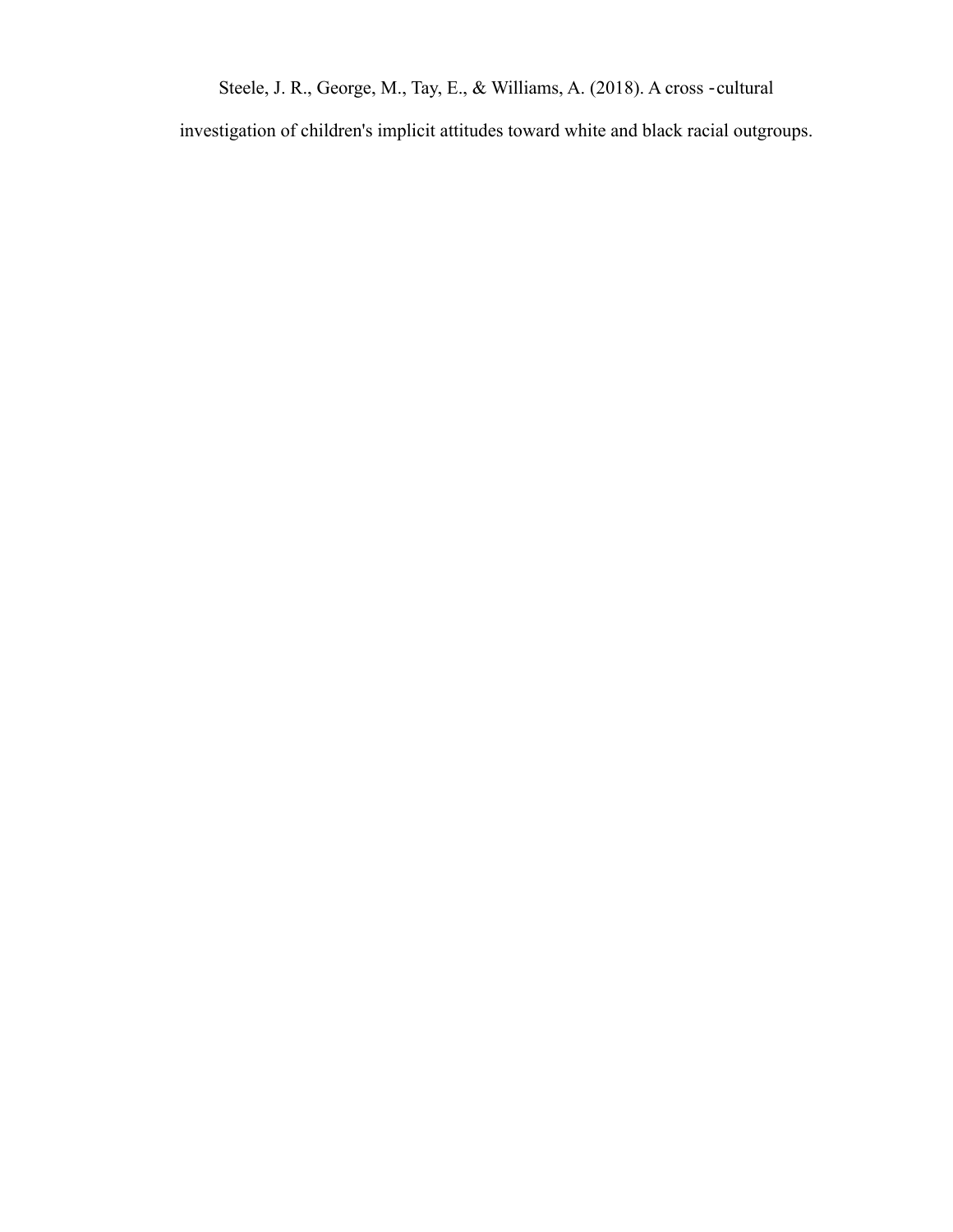Steele, J. R., George, M., Tay, E., & Williams, A. (2018). A cross‐cultural investigation of children's implicit attitudes toward white and black racial outgroups.